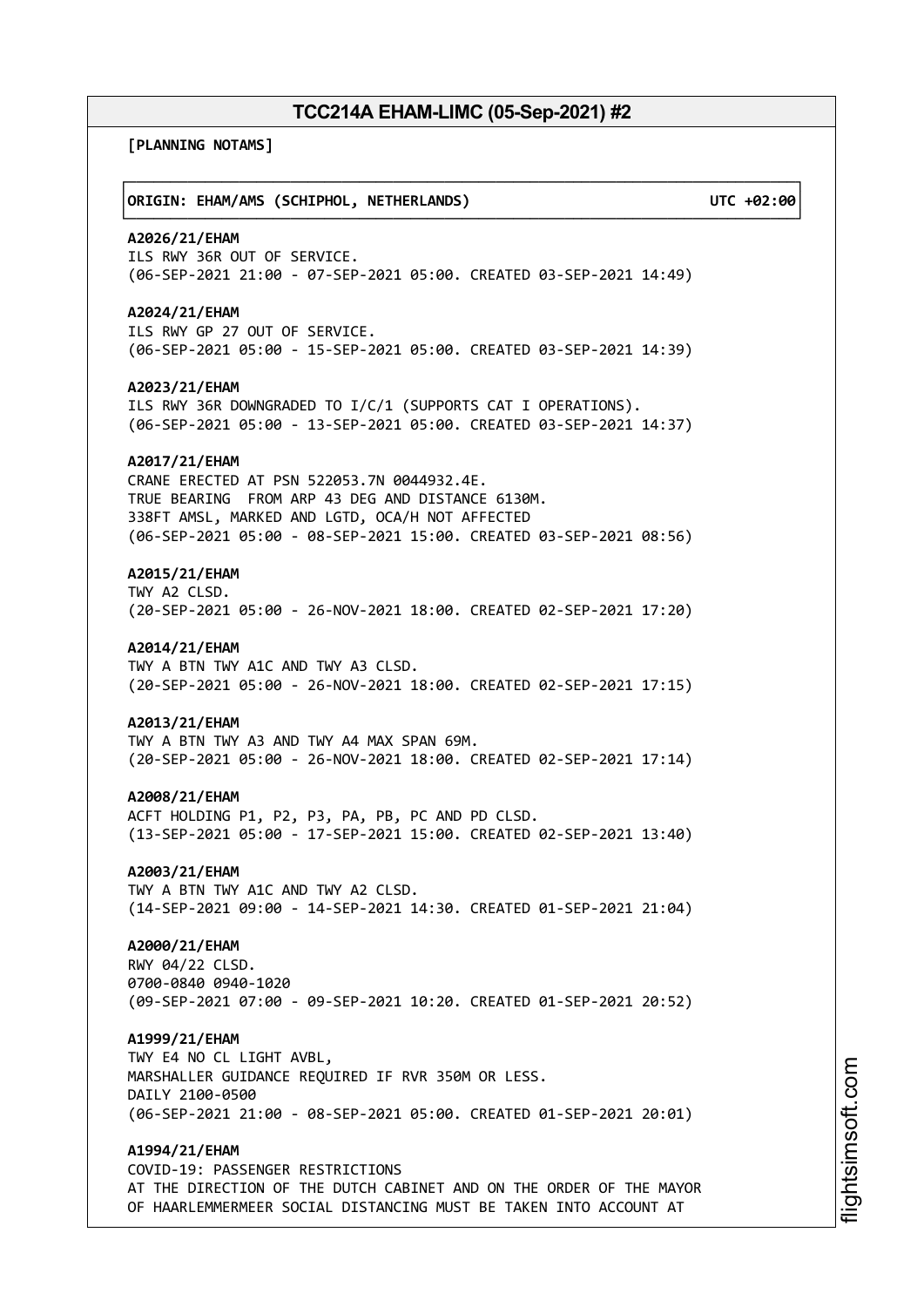# TCC214A EHAM-LIMC (05-Sep-2021) #2

**[PLANNING NOTAMS]**

**ORIGIN: EHAM/AMS (SCHIPHOL, NETHERLANDS) UTC +02:00**

**A2026/21/EHAM**
ILS RWY 36R OUT OF SERVICE.
(06-SEP-2021 21:00 - 07-SEP-2021 05:00. CREATED 03-SEP-2021 14:49)

**A2024/21/EHAM**
ILS RWY GP 27 OUT OF SERVICE.
(06-SEP-2021 05:00 - 15-SEP-2021 05:00. CREATED 03-SEP-2021 14:39)

**A2023/21/EHAM**
ILS RWY 36R DOWNGRADED TO I/C/1 (SUPPORTS CAT I OPERATIONS).
(06-SEP-2021 05:00 - 13-SEP-2021 05:00. CREATED 03-SEP-2021 14:37)

**A2017/21/EHAM**
CRANE ERECTED AT PSN 522053.7N 0044932.4E.
TRUE BEARING FROM ARP 43 DEG AND DISTANCE 6130M.
338FT AMSL, MARKED AND LGTD, OCA/H NOT AFFECTED
(06-SEP-2021 05:00 - 08-SEP-2021 15:00. CREATED 03-SEP-2021 08:56)

**A2015/21/EHAM**
TWY A2 CLSD.
(20-SEP-2021 05:00 - 26-NOV-2021 18:00. CREATED 02-SEP-2021 17:20)

**A2014/21/EHAM**
TWY A BTN TWY A1C AND TWY A3 CLSD.
(20-SEP-2021 05:00 - 26-NOV-2021 18:00. CREATED 02-SEP-2021 17:15)

**A2013/21/EHAM**
TWY A BTN TWY A3 AND TWY A4 MAX SPAN 69M.
(20-SEP-2021 05:00 - 26-NOV-2021 18:00. CREATED 02-SEP-2021 17:14)

**A2008/21/EHAM**
ACFT HOLDING P1, P2, P3, PA, PB, PC AND PD CLSD.
(13-SEP-2021 05:00 - 17-SEP-2021 15:00. CREATED 02-SEP-2021 13:40)

**A2003/21/EHAM**
TWY A BTN TWY A1C AND TWY A2 CLSD.
(14-SEP-2021 09:00 - 14-SEP-2021 14:30. CREATED 01-SEP-2021 21:04)

**A2000/21/EHAM**
RWY 04/22 CLSD.
0700-0840 0940-1020
(09-SEP-2021 07:00 - 09-SEP-2021 10:20. CREATED 01-SEP-2021 20:52)

**A1999/21/EHAM**
TWY E4 NO CL LIGHT AVBL,
MARSHALLER GUIDANCE REQUIRED IF RVR 350M OR LESS.
DAILY 2100-0500
(06-SEP-2021 21:00 - 08-SEP-2021 05:00. CREATED 01-SEP-2021 20:01)

**A1994/21/EHAM**
COVID-19: PASSENGER RESTRICTIONS
AT THE DIRECTION OF THE DUTCH CABINET AND ON THE ORDER OF THE MAYOR
OF HAARLEMMERMEER SOCIAL DISTANCING MUST BE TAKEN INTO ACCOUNT AT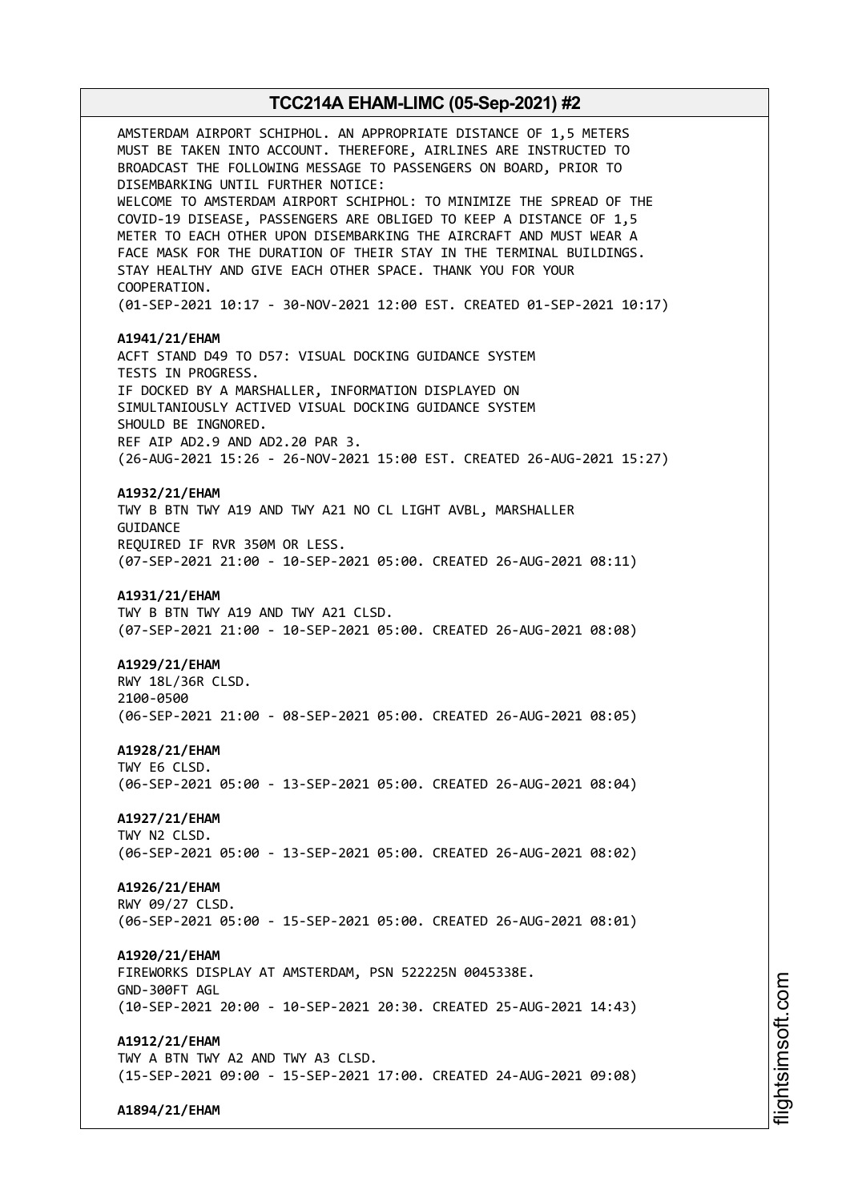AMSTERDAM AIRPORT SCHIPHOL. AN APPROPRIATE DISTANCE OF 1,5 METERS MUST BE TAKEN INTO ACCOUNT. THEREFORE, AIRLINES ARE INSTRUCTED TO BROADCAST THE FOLLOWING MESSAGE TO PASSENGERS ON BOARD, PRIOR TO DISEMBARKING UNTIL FURTHER NOTICE:
WELCOME TO AMSTERDAM AIRPORT SCHIPHOL: TO MINIMIZE THE SPREAD OF THE COVID-19 DISEASE, PASSENGERS ARE OBLIGED TO KEEP A DISTANCE OF 1,5 METER TO EACH OTHER UPON DISEMBARKING THE AIRCRAFT AND MUST WEAR A FACE MASK FOR THE DURATION OF THEIR STAY IN THE TERMINAL BUILDINGS. STAY HEALTHY AND GIVE EACH OTHER SPACE. THANK YOU FOR YOUR COOPERATION.
(01-SEP-2021 10:17 - 30-NOV-2021 12:00 EST. CREATED 01-SEP-2021 10:17)

**A1941/21/EHAM**
ACFT STAND D49 TO D57: VISUAL DOCKING GUIDANCE SYSTEM TESTS IN PROGRESS.
IF DOCKED BY A MARSHALLER, INFORMATION DISPLAYED ON SIMULTANIOUSLY ACTIVED VISUAL DOCKING GUIDANCE SYSTEM SHOULD BE INGNORED.
REF AIP AD2.9 AND AD2.20 PAR 3.
(26-AUG-2021 15:26 - 26-NOV-2021 15:00 EST. CREATED 26-AUG-2021 15:27)

**A1932/21/EHAM**
TWY B BTN TWY A19 AND TWY A21 NO CL LIGHT AVBL, MARSHALLER GUIDANCE
REQUIRED IF RVR 350M OR LESS.
(07-SEP-2021 21:00 - 10-SEP-2021 05:00. CREATED 26-AUG-2021 08:11)

**A1931/21/EHAM**
TWY B BTN TWY A19 AND TWY A21 CLSD.
(07-SEP-2021 21:00 - 10-SEP-2021 05:00. CREATED 26-AUG-2021 08:08)

**A1929/21/EHAM**
RWY 18L/36R CLSD.
2100-0500
(06-SEP-2021 21:00 - 08-SEP-2021 05:00. CREATED 26-AUG-2021 08:05)

**A1928/21/EHAM**
TWY E6 CLSD.
(06-SEP-2021 05:00 - 13-SEP-2021 05:00. CREATED 26-AUG-2021 08:04)

**A1927/21/EHAM**
TWY N2 CLSD.
(06-SEP-2021 05:00 - 13-SEP-2021 05:00. CREATED 26-AUG-2021 08:02)

**A1926/21/EHAM**
RWY 09/27 CLSD.
(06-SEP-2021 05:00 - 15-SEP-2021 05:00. CREATED 26-AUG-2021 08:01)

**A1920/21/EHAM**
FIREWORKS DISPLAY AT AMSTERDAM, PSN 522225N 0045338E.
GND-300FT AGL
(10-SEP-2021 20:00 - 10-SEP-2021 20:30. CREATED 25-AUG-2021 14:43)

**A1912/21/EHAM**
TWY A BTN TWY A2 AND TWY A3 CLSD.
(15-SEP-2021 09:00 - 15-SEP-2021 17:00. CREATED 24-AUG-2021 09:08)

**A1894/21/EHAM**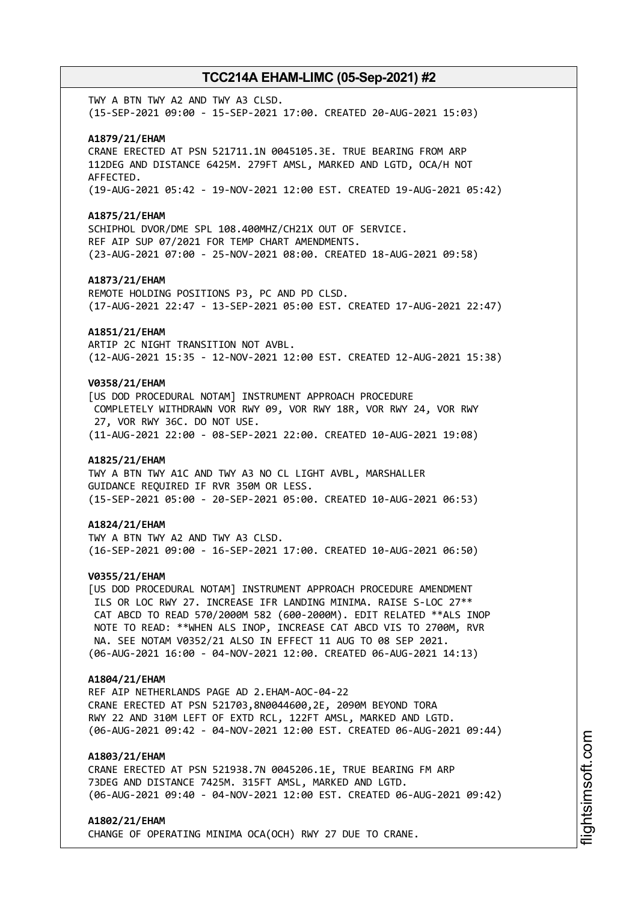TWY A BTN TWY A2 AND TWY A3 CLSD.
(15-SEP-2021 09:00 - 15-SEP-2021 17:00. CREATED 20-AUG-2021 15:03)

**A1879/21/EHAM**
CRANE ERECTED AT PSN 521711.1N 0045105.3E. TRUE BEARING FROM ARP 112DEG AND DISTANCE 6425M. 279FT AMSL, MARKED AND LGTD, OCA/H NOT AFFECTED.
(19-AUG-2021 05:42 - 19-NOV-2021 12:00 EST. CREATED 19-AUG-2021 05:42)

**A1875/21/EHAM**
SCHIPHOL DVOR/DME SPL 108.400MHZ/CH21X OUT OF SERVICE.
REF AIP SUP 07/2021 FOR TEMP CHART AMENDMENTS.
(23-AUG-2021 07:00 - 25-NOV-2021 08:00. CREATED 18-AUG-2021 09:58)

**A1873/21/EHAM**
REMOTE HOLDING POSITIONS P3, PC AND PD CLSD.
(17-AUG-2021 22:47 - 13-SEP-2021 05:00 EST. CREATED 17-AUG-2021 22:47)

**A1851/21/EHAM**
ARTIP 2C NIGHT TRANSITION NOT AVBL.
(12-AUG-2021 15:35 - 12-NOV-2021 12:00 EST. CREATED 12-AUG-2021 15:38)

**V0358/21/EHAM**
[US DOD PROCEDURAL NOTAM] INSTRUMENT APPROACH PROCEDURE COMPLETELY WITHDRAWN VOR RWY 09, VOR RWY 18R, VOR RWY 24, VOR RWY 27, VOR RWY 36C. DO NOT USE.
(11-AUG-2021 22:00 - 08-SEP-2021 22:00. CREATED 10-AUG-2021 19:08)

**A1825/21/EHAM**
TWY A BTN TWY A1C AND TWY A3 NO CL LIGHT AVBL, MARSHALLER GUIDANCE REQUIRED IF RVR 350M OR LESS.
(15-SEP-2021 05:00 - 20-SEP-2021 05:00. CREATED 10-AUG-2021 06:53)

**A1824/21/EHAM**
TWY A BTN TWY A2 AND TWY A3 CLSD.
(16-SEP-2021 09:00 - 16-SEP-2021 17:00. CREATED 10-AUG-2021 06:50)

**V0355/21/EHAM**
[US DOD PROCEDURAL NOTAM] INSTRUMENT APPROACH PROCEDURE AMENDMENT ILS OR LOC RWY 27. INCREASE IFR LANDING MINIMA. RAISE S-LOC 27** CAT ABCD TO READ 570/2000M 582 (600-2000M). EDIT RELATED **ALS INOP NOTE TO READ: **WHEN ALS INOP, INCREASE CAT ABCD VIS TO 2700M, RVR NA. SEE NOTAM V0352/21 ALSO IN EFFECT 11 AUG TO 08 SEP 2021.
(06-AUG-2021 16:00 - 04-NOV-2021 12:00. CREATED 06-AUG-2021 14:13)

**A1804/21/EHAM**
REF AIP NETHERLANDS PAGE AD 2.EHAM-AOC-04-22
CRANE ERECTED AT PSN 521703,8N0044600,2E, 2090M BEYOND TORA RWY 22 AND 310M LEFT OF EXTD RCL, 122FT AMSL, MARKED AND LGTD.
(06-AUG-2021 09:42 - 04-NOV-2021 12:00 EST. CREATED 06-AUG-2021 09:44)

**A1803/21/EHAM**
CRANE ERECTED AT PSN 521938.7N 0045206.1E, TRUE BEARING FM ARP 73DEG AND DISTANCE 7425M. 315FT AMSL, MARKED AND LGTD.
(06-AUG-2021 09:40 - 04-NOV-2021 12:00 EST. CREATED 06-AUG-2021 09:42)

**A1802/21/EHAM**
CHANGE OF OPERATING MINIMA OCA(OCH) RWY 27 DUE TO CRANE.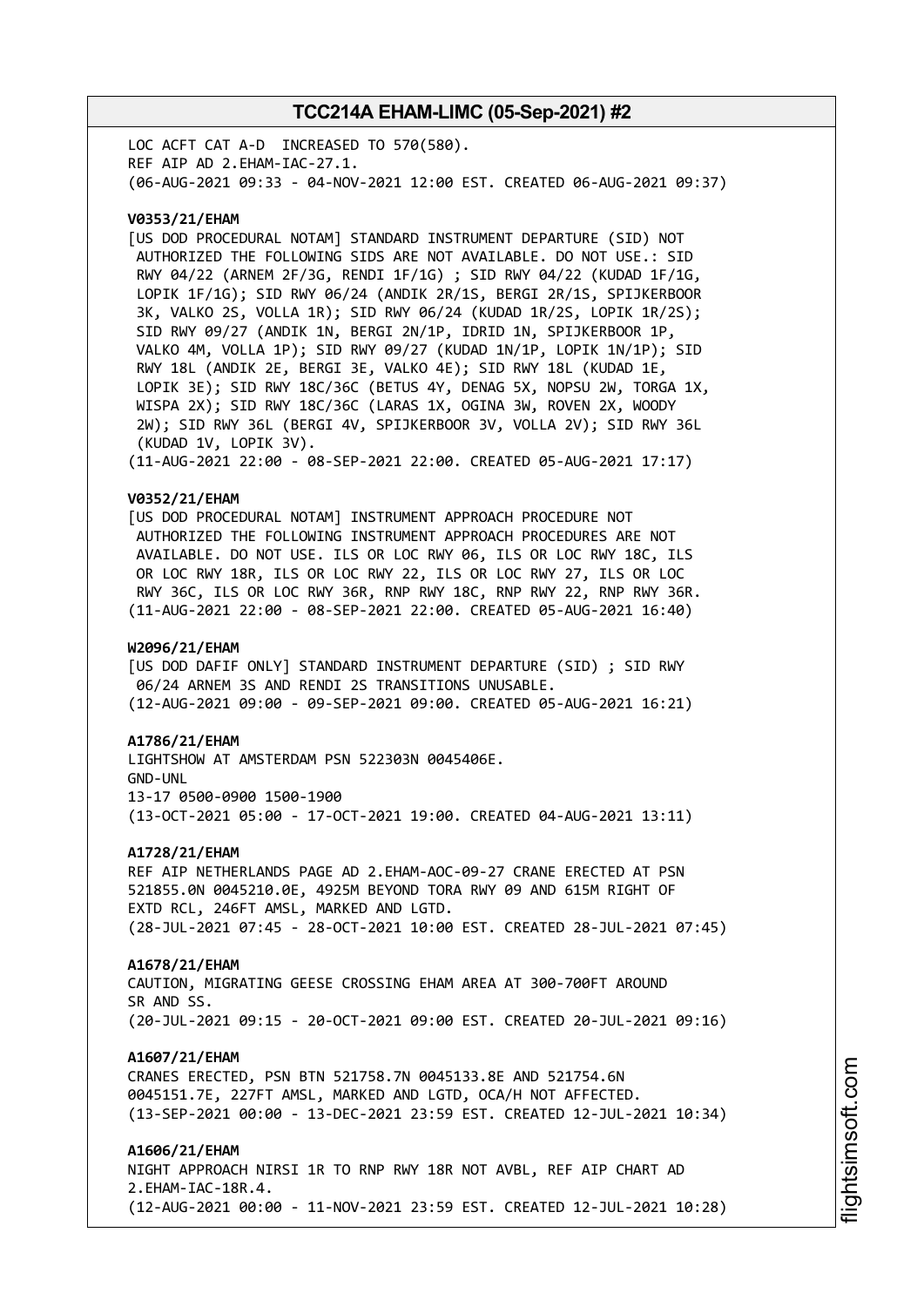LOC ACFT CAT A-D INCREASED TO 570(580).
REF AIP AD 2.EHAM-IAC-27.1.
(06-AUG-2021 09:33 - 04-NOV-2021 12:00 EST. CREATED 06-AUG-2021 09:37)

**V0353/21/EHAM**
[US DOD PROCEDURAL NOTAM] STANDARD INSTRUMENT DEPARTURE (SID) NOT AUTHORIZED THE FOLLOWING SIDS ARE NOT AVAILABLE. DO NOT USE.: SID RWY 04/22 (ARNEM 2F/3G, RENDI 1F/1G) ; SID RWY 04/22 (KUDAD 1F/1G, LOPIK 1F/1G); SID RWY 06/24 (ANDIK 2R/1S, BERGI 2R/1S, SPIJKERBOOR 3K, VALKO 2S, VOLLA 1R); SID RWY 06/24 (KUDAD 1R/2S, LOPIK 1R/2S); SID RWY 09/27 (ANDIK 1N, BERGI 2N/1P, IDRID 1N, SPIJKERBOOR 1P, VALKO 4M, VOLLA 1P); SID RWY 09/27 (KUDAD 1N/1P, LOPIK 1N/1P); SID RWY 18L (ANDIK 2E, BERGI 3E, VALKO 4E); SID RWY 18L (KUDAD 1E, LOPIK 3E); SID RWY 18C/36C (BETUS 4Y, DENAG 5X, NOPSU 2W, TORGA 1X, WISPA 2X); SID RWY 18C/36C (LARAS 1X, OGINA 3W, ROVEN 2X, WOODY 2W); SID RWY 36L (BERGI 4V, SPIJKERBOOR 3V, VOLLA 2V); SID RWY 36L (KUDAD 1V, LOPIK 3V).
(11-AUG-2021 22:00 - 08-SEP-2021 22:00. CREATED 05-AUG-2021 17:17)

**V0352/21/EHAM**
[US DOD PROCEDURAL NOTAM] INSTRUMENT APPROACH PROCEDURE NOT AUTHORIZED THE FOLLOWING INSTRUMENT APPROACH PROCEDURES ARE NOT AVAILABLE. DO NOT USE. ILS OR LOC RWY 06, ILS OR LOC RWY 18C, ILS OR LOC RWY 18R, ILS OR LOC RWY 22, ILS OR LOC RWY 27, ILS OR LOC RWY 36C, ILS OR LOC RWY 36R, RNP RWY 18C, RNP RWY 22, RNP RWY 36R.
(11-AUG-2021 22:00 - 08-SEP-2021 22:00. CREATED 05-AUG-2021 16:40)

**W2096/21/EHAM**
[US DOD DAFIF ONLY] STANDARD INSTRUMENT DEPARTURE (SID) ; SID RWY 06/24 ARNEM 3S AND RENDI 2S TRANSITIONS UNUSABLE.
(12-AUG-2021 09:00 - 09-SEP-2021 09:00. CREATED 05-AUG-2021 16:21)

**A1786/21/EHAM**
LIGHTSHOW AT AMSTERDAM PSN 522303N 0045406E.
GND-UNL
13-17 0500-0900 1500-1900
(13-OCT-2021 05:00 - 17-OCT-2021 19:00. CREATED 04-AUG-2021 13:11)

**A1728/21/EHAM**
REF AIP NETHERLANDS PAGE AD 2.EHAM-AOC-09-27 CRANE ERECTED AT PSN 521855.0N 0045210.0E, 4925M BEYOND TORA RWY 09 AND 615M RIGHT OF EXTD RCL, 246FT AMSL, MARKED AND LGTD.
(28-JUL-2021 07:45 - 28-OCT-2021 10:00 EST. CREATED 28-JUL-2021 07:45)

**A1678/21/EHAM**
CAUTION, MIGRATING GEESE CROSSING EHAM AREA AT 300-700FT AROUND SR AND SS.
(20-JUL-2021 09:15 - 20-OCT-2021 09:00 EST. CREATED 20-JUL-2021 09:16)

**A1607/21/EHAM**
CRANES ERECTED, PSN BTN 521758.7N 0045133.8E AND 521754.6N 0045151.7E, 227FT AMSL, MARKED AND LGTD, OCA/H NOT AFFECTED.
(13-SEP-2021 00:00 - 13-DEC-2021 23:59 EST. CREATED 12-JUL-2021 10:34)

**A1606/21/EHAM**
NIGHT APPROACH NIRSI 1R TO RNP RWY 18R NOT AVBL, REF AIP CHART AD 2.EHAM-IAC-18R.4.
(12-AUG-2021 00:00 - 11-NOV-2021 23:59 EST. CREATED 12-JUL-2021 10:28)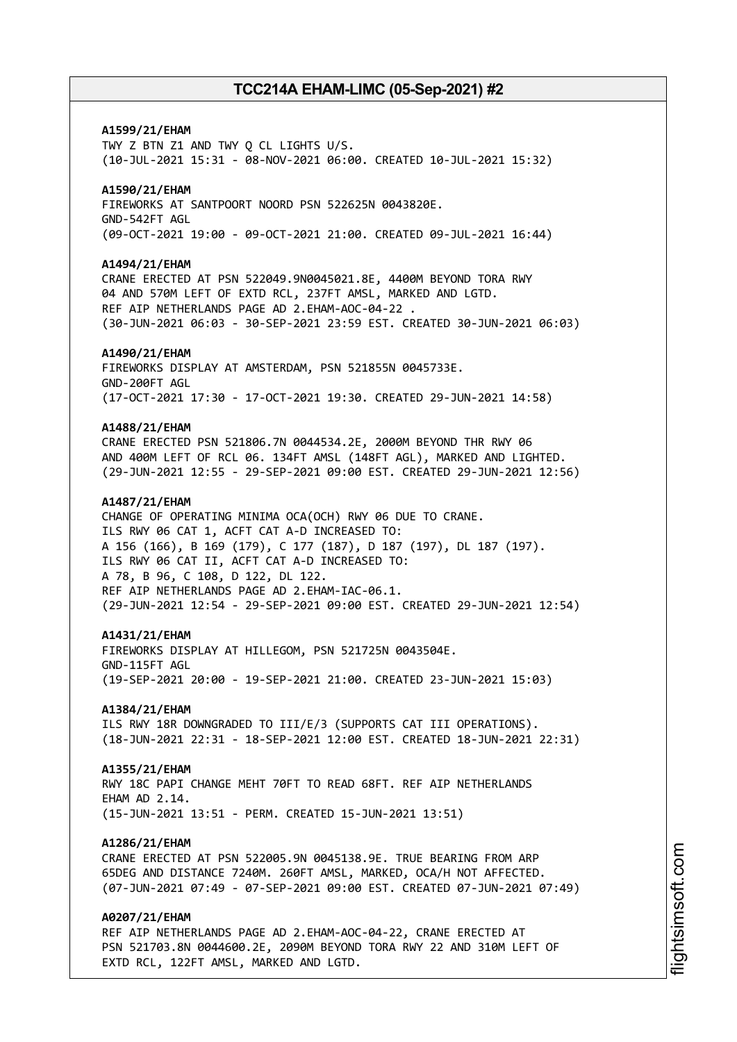**A1599/21/EHAM**
TWY Z BTN Z1 AND TWY Q CL LIGHTS U/S.
(10-JUL-2021 15:31 - 08-NOV-2021 06:00. CREATED 10-JUL-2021 15:32)

**A1590/21/EHAM**
FIREWORKS AT SANTPOORT NOORD PSN 522625N 0043820E.
GND-542FT AGL
(09-OCT-2021 19:00 - 09-OCT-2021 21:00. CREATED 09-JUL-2021 16:44)

**A1494/21/EHAM**
CRANE ERECTED AT PSN 522049.9N0045021.8E, 4400M BEYOND TORA RWY 04 AND 570M LEFT OF EXTD RCL, 237FT AMSL, MARKED AND LGTD.
REF AIP NETHERLANDS PAGE AD 2.EHAM-AOC-04-22 .
(30-JUN-2021 06:03 - 30-SEP-2021 23:59 EST. CREATED 30-JUN-2021 06:03)

**A1490/21/EHAM**
FIREWORKS DISPLAY AT AMSTERDAM, PSN 521855N 0045733E.
GND-200FT AGL
(17-OCT-2021 17:30 - 17-OCT-2021 19:30. CREATED 29-JUN-2021 14:58)

**A1488/21/EHAM**
CRANE ERECTED PSN 521806.7N 0044534.2E, 2000M BEYOND THR RWY 06 AND 400M LEFT OF RCL 06. 134FT AMSL (148FT AGL), MARKED AND LIGHTED.
(29-JUN-2021 12:55 - 29-SEP-2021 09:00 EST. CREATED 29-JUN-2021 12:56)

**A1487/21/EHAM**
CHANGE OF OPERATING MINIMA OCA(OCH) RWY 06 DUE TO CRANE.
ILS RWY 06 CAT 1, ACFT CAT A-D INCREASED TO:
A 156 (166), B 169 (179), C 177 (187), D 187 (197), DL 187 (197).
ILS RWY 06 CAT II, ACFT CAT A-D INCREASED TO:
A 78, B 96, C 108, D 122, DL 122.
REF AIP NETHERLANDS PAGE AD 2.EHAM-IAC-06.1.
(29-JUN-2021 12:54 - 29-SEP-2021 09:00 EST. CREATED 29-JUN-2021 12:54)

**A1431/21/EHAM**
FIREWORKS DISPLAY AT HILLEGOM, PSN 521725N 0043504E.
GND-115FT AGL
(19-SEP-2021 20:00 - 19-SEP-2021 21:00. CREATED 23-JUN-2021 15:03)

**A1384/21/EHAM**
ILS RWY 18R DOWNGRADED TO III/E/3 (SUPPORTS CAT III OPERATIONS).
(18-JUN-2021 22:31 - 18-SEP-2021 12:00 EST. CREATED 18-JUN-2021 22:31)

**A1355/21/EHAM**
RWY 18C PAPI CHANGE MEHT 70FT TO READ 68FT. REF AIP NETHERLANDS EHAM AD 2.14.
(15-JUN-2021 13:51 - PERM. CREATED 15-JUN-2021 13:51)

**A1286/21/EHAM**
CRANE ERECTED AT PSN 522005.9N 0045138.9E. TRUE BEARING FROM ARP 65DEG AND DISTANCE 7240M. 260FT AMSL, MARKED, OCA/H NOT AFFECTED.
(07-JUN-2021 07:49 - 07-SEP-2021 09:00 EST. CREATED 07-JUN-2021 07:49)

**A0207/21/EHAM**
REF AIP NETHERLANDS PAGE AD 2.EHAM-AOC-04-22, CRANE ERECTED AT PSN 521703.8N 0044600.2E, 2090M BEYOND TORA RWY 22 AND 310M LEFT OF EXTD RCL, 122FT AMSL, MARKED AND LGTD.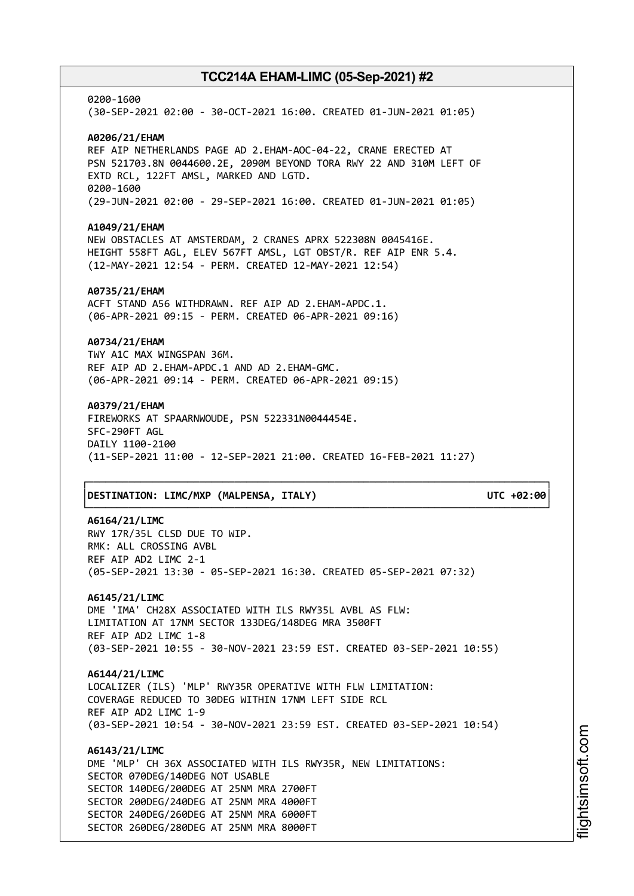0200-1600
(30-SEP-2021 02:00 - 30-OCT-2021 16:00. CREATED 01-JUN-2021 01:05)

**A0206/21/EHAM**
REF AIP NETHERLANDS PAGE AD 2.EHAM-AOC-04-22, CRANE ERECTED AT PSN 521703.8N 0044600.2E, 2090M BEYOND TORA RWY 22 AND 310M LEFT OF EXTD RCL, 122FT AMSL, MARKED AND LGTD.
0200-1600
(29-JUN-2021 02:00 - 29-SEP-2021 16:00. CREATED 01-JUN-2021 01:05)

**A1049/21/EHAM**
NEW OBSTACLES AT AMSTERDAM, 2 CRANES APRX 522308N 0045416E.
HEIGHT 558FT AGL, ELEV 567FT AMSL, LGT OBST/R. REF AIP ENR 5.4.
(12-MAY-2021 12:54 - PERM. CREATED 12-MAY-2021 12:54)

**A0735/21/EHAM**
ACFT STAND A56 WITHDRAWN. REF AIP AD 2.EHAM-APDC.1.
(06-APR-2021 09:15 - PERM. CREATED 06-APR-2021 09:16)

**A0734/21/EHAM**
TWY A1C MAX WINGSPAN 36M.
REF AIP AD 2.EHAM-APDC.1 AND AD 2.EHAM-GMC.
(06-APR-2021 09:14 - PERM. CREATED 06-APR-2021 09:15)

**A0379/21/EHAM**
FIREWORKS AT SPAARNWOUDE, PSN 522331N0044454E.
SFC-290FT AGL
DAILY 1100-2100
(11-SEP-2021 11:00 - 12-SEP-2021 21:00. CREATED 16-FEB-2021 11:27)

## DESTINATION: LIMC/MXP (MALPENSA, ITALY) UTC +02:00

**A6164/21/LIMC**
RWY 17R/35L CLSD DUE TO WIP.
RMK: ALL CROSSING AVBL
REF AIP AD2 LIMC 2-1
(05-SEP-2021 13:30 - 05-SEP-2021 16:30. CREATED 05-SEP-2021 07:32)

**A6145/21/LIMC**
DME 'IMA' CH28X ASSOCIATED WITH ILS RWY35L AVBL AS FLW:
LIMITATION AT 17NM SECTOR 133DEG/148DEG MRA 3500FT
REF AIP AD2 LIMC 1-8
(03-SEP-2021 10:55 - 30-NOV-2021 23:59 EST. CREATED 03-SEP-2021 10:55)

**A6144/21/LIMC**
LOCALIZER (ILS) 'MLP' RWY35R OPERATIVE WITH FLW LIMITATION:
COVERAGE REDUCED TO 30DEG WITHIN 17NM LEFT SIDE RCL
REF AIP AD2 LIMC 1-9
(03-SEP-2021 10:54 - 30-NOV-2021 23:59 EST. CREATED 03-SEP-2021 10:54)

**A6143/21/LIMC**
DME 'MLP' CH 36X ASSOCIATED WITH ILS RWY35R, NEW LIMITATIONS:
SECTOR 070DEG/140DEG NOT USABLE
SECTOR 140DEG/200DEG AT 25NM MRA 2700FT
SECTOR 200DEG/240DEG AT 25NM MRA 4000FT
SECTOR 240DEG/260DEG AT 25NM MRA 6000FT
SECTOR 260DEG/280DEG AT 25NM MRA 8000FT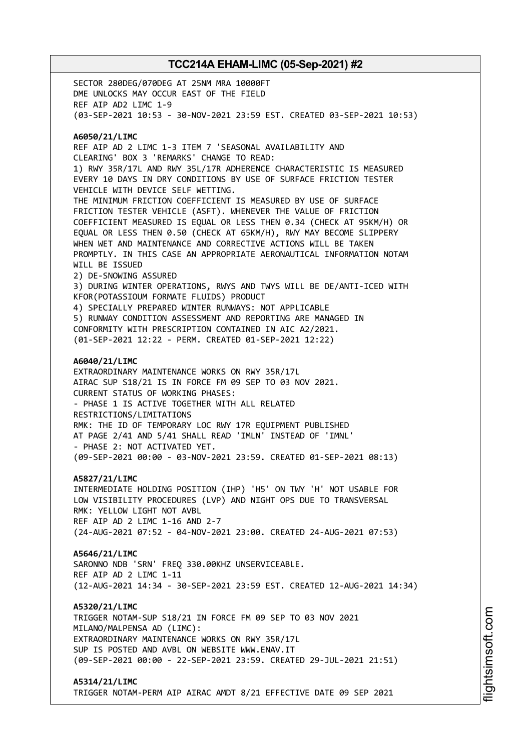SECTOR 280DEG/070DEG AT 25NM MRA 10000FT
DME UNLOCKS MAY OCCUR EAST OF THE FIELD
REF AIP AD2 LIMC 1-9
(03-SEP-2021 10:53 - 30-NOV-2021 23:59 EST. CREATED 03-SEP-2021 10:53)

**A6050/21/LIMC**
REF AIP AD 2 LIMC 1-3 ITEM 7 'SEASONAL AVAILABILITY AND CLEARING' BOX 3 'REMARKS' CHANGE TO READ:
1) RWY 35R/17L AND RWY 35L/17R ADHERENCE CHARACTERISTIC IS MEASURED EVERY 10 DAYS IN DRY CONDITIONS BY USE OF SURFACE FRICTION TESTER VEHICLE WITH DEVICE SELF WETTING.
THE MINIMUM FRICTION COEFFICIENT IS MEASURED BY USE OF SURFACE FRICTION TESTER VEHICLE (ASFT). WHENEVER THE VALUE OF FRICTION COEFFICIENT MEASURED IS EQUAL OR LESS THEN 0.34 (CHECK AT 95KM/H) OR EQUAL OR LESS THEN 0.50 (CHECK AT 65KM/H), RWY MAY BECOME SLIPPERY WHEN WET AND MAINTENANCE AND CORRECTIVE ACTIONS WILL BE TAKEN PROMPTLY. IN THIS CASE AN APPROPRIATE AERONAUTICAL INFORMATION NOTAM WILL BE ISSUED
2) DE-SNOWING ASSURED
3) DURING WINTER OPERATIONS, RWYS AND TWYS WILL BE DE/ANTI-ICED WITH KFOR(POTASSIOUM FORMATE FLUIDS) PRODUCT
4) SPECIALLY PREPARED WINTER RUNWAYS: NOT APPLICABLE
5) RUNWAY CONDITION ASSESSMENT AND REPORTING ARE MANAGED IN CONFORMITY WITH PRESCRIPTION CONTAINED IN AIC A2/2021.
(01-SEP-2021 12:22 - PERM. CREATED 01-SEP-2021 12:22)

**A6040/21/LIMC**
EXTRAORDINARY MAINTENANCE WORKS ON RWY 35R/17L
AIRAC SUP S18/21 IS IN FORCE FM 09 SEP TO 03 NOV 2021.
CURRENT STATUS OF WORKING PHASES:
- PHASE 1 IS ACTIVE TOGETHER WITH ALL RELATED RESTRICTIONS/LIMITATIONS
RMK: THE ID OF TEMPORARY LOC RWY 17R EQUIPMENT PUBLISHED AT PAGE 2/41 AND 5/41 SHALL READ 'IMLN' INSTEAD OF 'IMNL'
- PHASE 2: NOT ACTIVATED YET.
(09-SEP-2021 00:00 - 03-NOV-2021 23:59. CREATED 01-SEP-2021 08:13)

**A5827/21/LIMC**
INTERMEDIATE HOLDING POSITION (IHP) 'H5' ON TWY 'H' NOT USABLE FOR LOW VISIBILITY PROCEDURES (LVP) AND NIGHT OPS DUE TO TRANSVERSAL
RMK: YELLOW LIGHT NOT AVBL
REF AIP AD 2 LIMC 1-16 AND 2-7
(24-AUG-2021 07:52 - 04-NOV-2021 23:00. CREATED 24-AUG-2021 07:53)

**A5646/21/LIMC**
SARONNO NDB 'SRN' FREQ 330.00KHZ UNSERVICEABLE.
REF AIP AD 2 LIMC 1-11
(12-AUG-2021 14:34 - 30-SEP-2021 23:59 EST. CREATED 12-AUG-2021 14:34)

**A5320/21/LIMC**
TRIGGER NOTAM-SUP S18/21 IN FORCE FM 09 SEP TO 03 NOV 2021
MILANO/MALPENSA AD (LIMC):
EXTRAORDINARY MAINTENANCE WORKS ON RWY 35R/17L
SUP IS POSTED AND AVBL ON WEBSITE WWW.ENAV.IT
(09-SEP-2021 00:00 - 22-SEP-2021 23:59. CREATED 29-JUL-2021 21:51)

**A5314/21/LIMC**
TRIGGER NOTAM-PERM AIP AIRAC AMDT 8/21 EFFECTIVE DATE 09 SEP 2021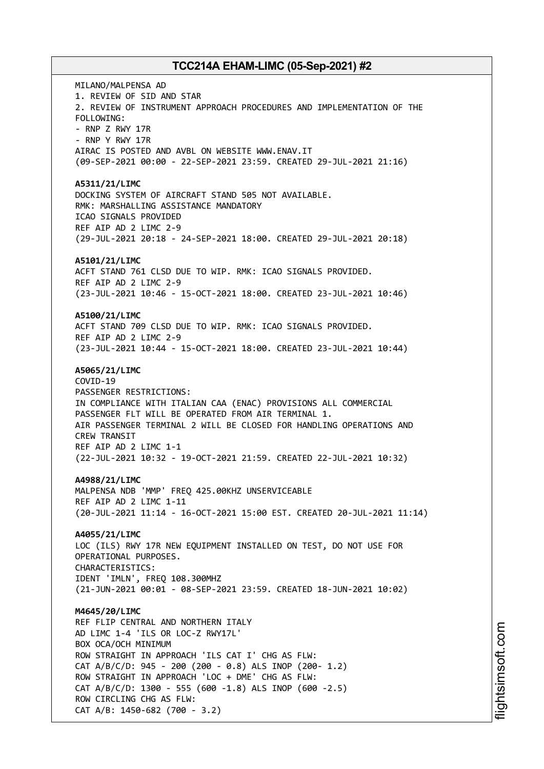MILANO/MALPENSA AD
1. REVIEW OF SID AND STAR
2. REVIEW OF INSTRUMENT APPROACH PROCEDURES AND IMPLEMENTATION OF THE FOLLOWING:
- RNP Z RWY 17R
- RNP Y RWY 17R
AIRAC IS POSTED AND AVBL ON WEBSITE WWW.ENAV.IT
(09-SEP-2021 00:00 - 22-SEP-2021 23:59. CREATED 29-JUL-2021 21:16)

**A5311/21/LIMC**
DOCKING SYSTEM OF AIRCRAFT STAND 505 NOT AVAILABLE.
RMK: MARSHALLING ASSISTANCE MANDATORY
ICAO SIGNALS PROVIDED
REF AIP AD 2 LIMC 2-9
(29-JUL-2021 20:18 - 24-SEP-2021 18:00. CREATED 29-JUL-2021 20:18)

**A5101/21/LIMC**
ACFT STAND 761 CLSD DUE TO WIP. RMK: ICAO SIGNALS PROVIDED.
REF AIP AD 2 LIMC 2-9
(23-JUL-2021 10:46 - 15-OCT-2021 18:00. CREATED 23-JUL-2021 10:46)

**A5100/21/LIMC**
ACFT STAND 709 CLSD DUE TO WIP. RMK: ICAO SIGNALS PROVIDED.
REF AIP AD 2 LIMC 2-9
(23-JUL-2021 10:44 - 15-OCT-2021 18:00. CREATED 23-JUL-2021 10:44)

**A5065/21/LIMC**
COVID-19
PASSENGER RESTRICTIONS:
IN COMPLIANCE WITH ITALIAN CAA (ENAC) PROVISIONS ALL COMMERCIAL PASSENGER FLT WILL BE OPERATED FROM AIR TERMINAL 1.
AIR PASSENGER TERMINAL 2 WILL BE CLOSED FOR HANDLING OPERATIONS AND CREW TRANSIT
REF AIP AD 2 LIMC 1-1
(22-JUL-2021 10:32 - 19-OCT-2021 21:59. CREATED 22-JUL-2021 10:32)

**A4988/21/LIMC**
MALPENSA NDB 'MMP' FREQ 425.00KHZ UNSERVICEABLE
REF AIP AD 2 LIMC 1-11
(20-JUL-2021 11:14 - 16-OCT-2021 15:00 EST. CREATED 20-JUL-2021 11:14)

**A4055/21/LIMC**
LOC (ILS) RWY 17R NEW EQUIPMENT INSTALLED ON TEST, DO NOT USE FOR OPERATIONAL PURPOSES.
CHARACTERISTICS:
IDENT 'IMLN', FREQ 108.300MHZ
(21-JUN-2021 00:01 - 08-SEP-2021 23:59. CREATED 18-JUN-2021 10:02)

**M4645/20/LIMC**
REF FLIP CENTRAL AND NORTHERN ITALY
AD LIMC 1-4 'ILS OR LOC-Z RWY17L'
BOX OCA/OCH MINIMUM
ROW STRAIGHT IN APPROACH 'ILS CAT I' CHG AS FLW:
CAT A/B/C/D: 945 - 200 (200 - 0.8) ALS INOP (200- 1.2)
ROW STRAIGHT IN APPROACH 'LOC + DME' CHG AS FLW:
CAT A/B/C/D: 1300 - 555 (600 -1.8) ALS INOP (600 -2.5)
ROW CIRCLING CHG AS FLW:
CAT A/B: 1450-682 (700 - 3.2)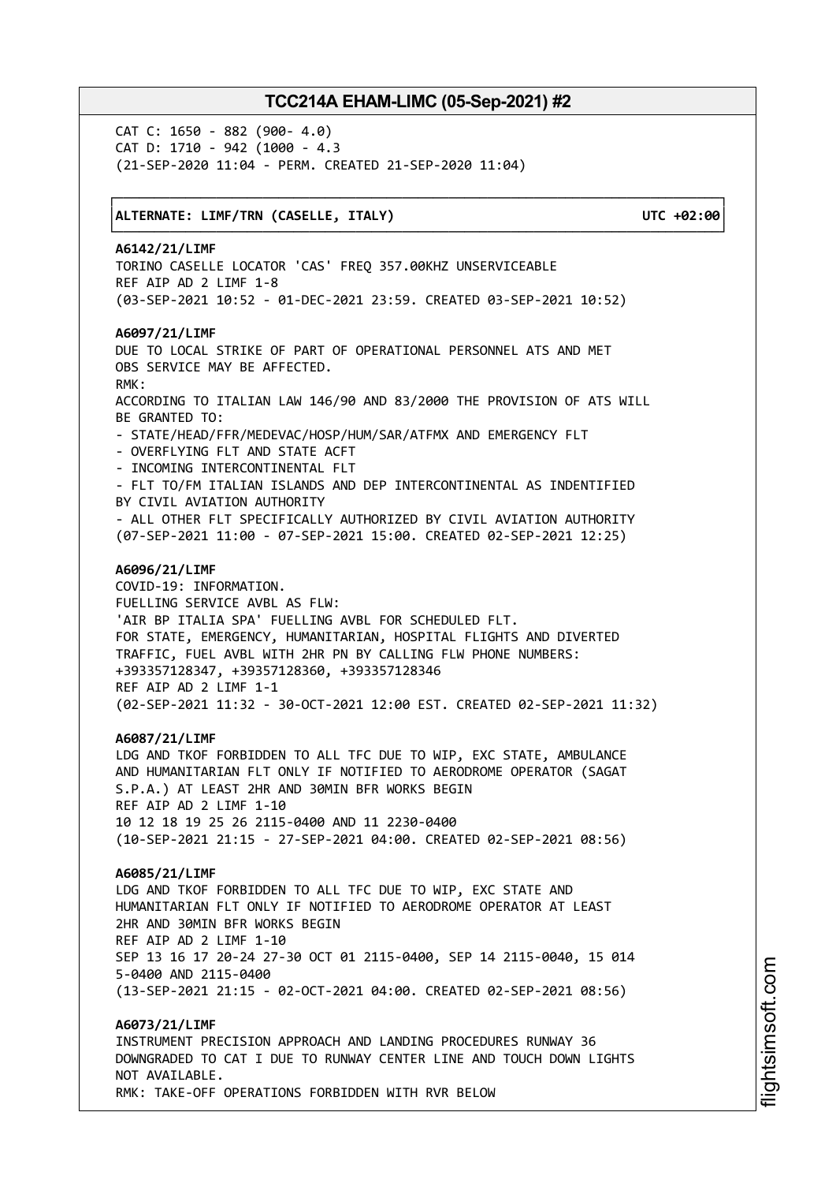CAT C: 1650 - 882 (900- 4.0)
CAT D: 1710 - 942 (1000 - 4.3
(21-SEP-2020 11:04 - PERM. CREATED 21-SEP-2020 11:04)

**ALTERNATE: LIMF/TRN (CASELLE, ITALY)** **UTC +02:00**

**A6142/21/LIMF**
TORINO CASELLE LOCATOR 'CAS' FREQ 357.00KHZ UNSERVICEABLE
REF AIP AD 2 LIMF 1-8
(03-SEP-2021 10:52 - 01-DEC-2021 23:59. CREATED 03-SEP-2021 10:52)

**A6097/21/LIMF**
DUE TO LOCAL STRIKE OF PART OF OPERATIONAL PERSONNEL ATS AND MET
OBS SERVICE MAY BE AFFECTED.
RMK:
ACCORDING TO ITALIAN LAW 146/90 AND 83/2000 THE PROVISION OF ATS WILL
BE GRANTED TO:
- STATE/HEAD/FFR/MEDEVAC/HOSP/HUM/SAR/ATFMX AND EMERGENCY FLT
- OVERFLYING FLT AND STATE ACFT
- INCOMING INTERCONTINENTAL FLT
- FLT TO/FM ITALIAN ISLANDS AND DEP INTERCONTINENTAL AS INDENTIFIED
BY CIVIL AVIATION AUTHORITY
- ALL OTHER FLT SPECIFICALLY AUTHORIZED BY CIVIL AVIATION AUTHORITY
(07-SEP-2021 11:00 - 07-SEP-2021 15:00. CREATED 02-SEP-2021 12:25)

**A6096/21/LIMF**
COVID-19: INFORMATION.
FUELLING SERVICE AVBL AS FLW:
'AIR BP ITALIA SPA' FUELLING AVBL FOR SCHEDULED FLT.
FOR STATE, EMERGENCY, HUMANITARIAN, HOSPITAL FLIGHTS AND DIVERTED
TRAFFIC, FUEL AVBL WITH 2HR PN BY CALLING FLW PHONE NUMBERS:
+393357128347, +39357128360, +393357128346
REF AIP AD 2 LIMF 1-1
(02-SEP-2021 11:32 - 30-OCT-2021 12:00 EST. CREATED 02-SEP-2021 11:32)

**A6087/21/LIMF**
LDG AND TKOF FORBIDDEN TO ALL TFC DUE TO WIP, EXC STATE, AMBULANCE
AND HUMANITARIAN FLT ONLY IF NOTIFIED TO AERODROME OPERATOR (SAGAT
S.P.A.) AT LEAST 2HR AND 30MIN BFR WORKS BEGIN
REF AIP AD 2 LIMF 1-10
10 12 18 19 25 26 2115-0400 AND 11 2230-0400
(10-SEP-2021 21:15 - 27-SEP-2021 04:00. CREATED 02-SEP-2021 08:56)

**A6085/21/LIMF**
LDG AND TKOF FORBIDDEN TO ALL TFC DUE TO WIP, EXC STATE AND
HUMANITARIAN FLT ONLY IF NOTIFIED TO AERODROME OPERATOR AT LEAST
2HR AND 30MIN BFR WORKS BEGIN
REF AIP AD 2 LIMF 1-10
SEP 13 16 17 20-24 27-30 OCT 01 2115-0400, SEP 14 2115-0040, 15 014
5-0400 AND 2115-0400
(13-SEP-2021 21:15 - 02-OCT-2021 04:00. CREATED 02-SEP-2021 08:56)

**A6073/21/LIMF**
INSTRUMENT PRECISION APPROACH AND LANDING PROCEDURES RUNWAY 36
DOWNGRADED TO CAT I DUE TO RUNWAY CENTER LINE AND TOUCH DOWN LIGHTS
NOT AVAILABLE.
RMK: TAKE-OFF OPERATIONS FORBIDDEN WITH RVR BELOW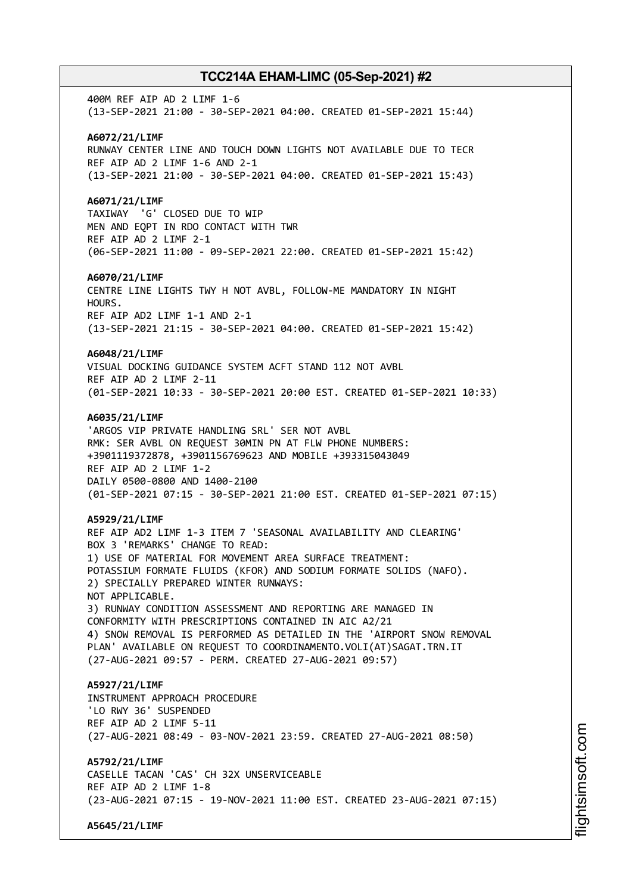400M REF AIP AD 2 LIMF 1-6
(13-SEP-2021 21:00 - 30-SEP-2021 04:00. CREATED 01-SEP-2021 15:44)

**A6072/21/LIMF**
RUNWAY CENTER LINE AND TOUCH DOWN LIGHTS NOT AVAILABLE DUE TO TECR
REF AIP AD 2 LIMF 1-6 AND 2-1
(13-SEP-2021 21:00 - 30-SEP-2021 04:00. CREATED 01-SEP-2021 15:43)

**A6071/21/LIMF**
TAXIWAY 'G' CLOSED DUE TO WIP
MEN AND EQPT IN RDO CONTACT WITH TWR
REF AIP AD 2 LIMF 2-1
(06-SEP-2021 11:00 - 09-SEP-2021 22:00. CREATED 01-SEP-2021 15:42)

**A6070/21/LIMF**
CENTRE LINE LIGHTS TWY H NOT AVBL, FOLLOW-ME MANDATORY IN NIGHT HOURS.
REF AIP AD2 LIMF 1-1 AND 2-1
(13-SEP-2021 21:15 - 30-SEP-2021 04:00. CREATED 01-SEP-2021 15:42)

**A6048/21/LIMF**
VISUAL DOCKING GUIDANCE SYSTEM ACFT STAND 112 NOT AVBL
REF AIP AD 2 LIMF 2-11
(01-SEP-2021 10:33 - 30-SEP-2021 20:00 EST. CREATED 01-SEP-2021 10:33)

**A6035/21/LIMF**
'ARGOS VIP PRIVATE HANDLING SRL' SER NOT AVBL
RMK: SER AVBL ON REQUEST 30MIN PN AT FLW PHONE NUMBERS:
+3901119372878, +3901156769623 AND MOBILE +393315043049
REF AIP AD 2 LIMF 1-2
DAILY 0500-0800 AND 1400-2100
(01-SEP-2021 07:15 - 30-SEP-2021 21:00 EST. CREATED 01-SEP-2021 07:15)

**A5929/21/LIMF**
REF AIP AD2 LIMF 1-3 ITEM 7 'SEASONAL AVAILABILITY AND CLEARING'
BOX 3 'REMARKS' CHANGE TO READ:
1) USE OF MATERIAL FOR MOVEMENT AREA SURFACE TREATMENT:
POTASSIUM FORMATE FLUIDS (KFOR) AND SODIUM FORMATE SOLIDS (NAFO).
2) SPECIALLY PREPARED WINTER RUNWAYS:
NOT APPLICABLE.
3) RUNWAY CONDITION ASSESSMENT AND REPORTING ARE MANAGED IN
CONFORMITY WITH PRESCRIPTIONS CONTAINED IN AIC A2/21
4) SNOW REMOVAL IS PERFORMED AS DETAILED IN THE 'AIRPORT SNOW REMOVAL
PLAN' AVAILABLE ON REQUEST TO COORDINAMENTO.VOLI(AT)SAGAT.TRN.IT
(27-AUG-2021 09:57 - PERM. CREATED 27-AUG-2021 09:57)

**A5927/21/LIMF**
INSTRUMENT APPROACH PROCEDURE
'LO RWY 36' SUSPENDED
REF AIP AD 2 LIMF 5-11
(27-AUG-2021 08:49 - 03-NOV-2021 23:59. CREATED 27-AUG-2021 08:50)

**A5792/21/LIMF**
CASELLE TACAN 'CAS' CH 32X UNSERVICEABLE
REF AIP AD 2 LIMF 1-8
(23-AUG-2021 07:15 - 19-NOV-2021 11:00 EST. CREATED 23-AUG-2021 07:15)

**A5645/21/LIMF**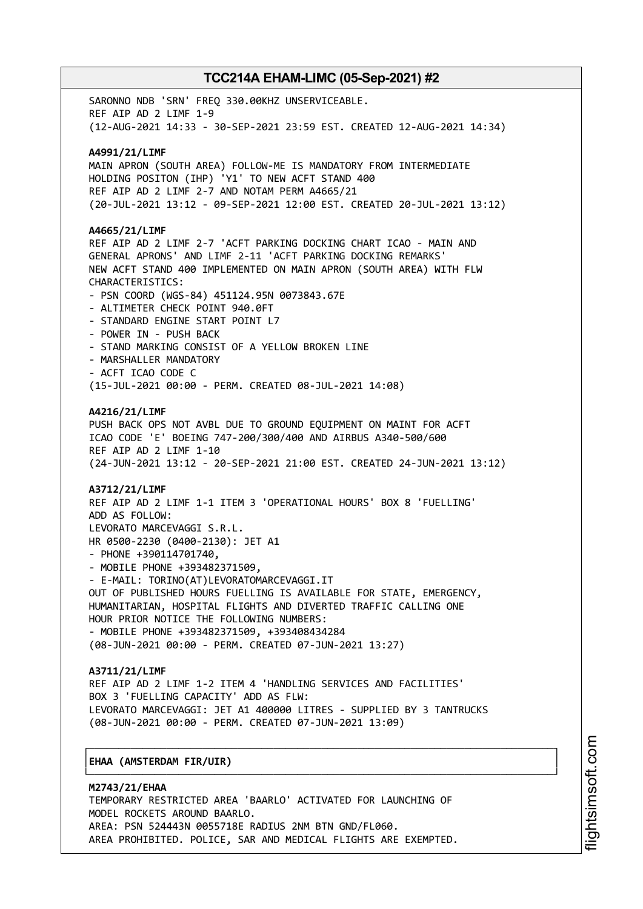SARONNO NDB 'SRN' FREQ 330.00KHZ UNSERVICEABLE.
REF AIP AD 2 LIMF 1-9
(12-AUG-2021 14:33 - 30-SEP-2021 23:59 EST. CREATED 12-AUG-2021 14:34)

**A4991/21/LIMF**
MAIN APRON (SOUTH AREA) FOLLOW-ME IS MANDATORY FROM INTERMEDIATE HOLDING POSITON (IHP) 'Y1' TO NEW ACFT STAND 400
REF AIP AD 2 LIMF 2-7 AND NOTAM PERM A4665/21
(20-JUL-2021 13:12 - 09-SEP-2021 12:00 EST. CREATED 20-JUL-2021 13:12)

**A4665/21/LIMF**
REF AIP AD 2 LIMF 2-7 'ACFT PARKING DOCKING CHART ICAO - MAIN AND GENERAL APRONS' AND LIMF 2-11 'ACFT PARKING DOCKING REMARKS'
NEW ACFT STAND 400 IMPLEMENTED ON MAIN APRON (SOUTH AREA) WITH FLW CHARACTERISTICS:
- PSN COORD (WGS-84) 451124.95N 0073843.67E
- ALTIMETER CHECK POINT 940.0FT
- STANDARD ENGINE START POINT L7
- POWER IN - PUSH BACK
- STAND MARKING CONSIST OF A YELLOW BROKEN LINE
- MARSHALLER MANDATORY
- ACFT ICAO CODE C

(15-JUL-2021 00:00 - PERM. CREATED 08-JUL-2021 14:08)

**A4216/21/LIMF**
PUSH BACK OPS NOT AVBL DUE TO GROUND EQUIPMENT ON MAINT FOR ACFT ICAO CODE 'E' BOEING 747-200/300/400 AND AIRBUS A340-500/600
REF AIP AD 2 LIMF 1-10
(24-JUN-2021 13:12 - 20-SEP-2021 21:00 EST. CREATED 24-JUN-2021 13:12)

**A3712/21/LIMF**
REF AIP AD 2 LIMF 1-1 ITEM 3 'OPERATIONAL HOURS' BOX 8 'FUELLING'
ADD AS FOLLOW:
LEVORATO MARCEVAGGI S.R.L.
HR 0500-2230 (0400-2130): JET A1
- PHONE +390114701740,
- MOBILE PHONE +393482371509,
- E-MAIL: TORINO(AT)LEVORATOMARCEVAGGI.IT

OUT OF PUBLISHED HOURS FUELLING IS AVAILABLE FOR STATE, EMERGENCY, HUMANITARIAN, HOSPITAL FLIGHTS AND DIVERTED TRAFFIC CALLING ONE HOUR PRIOR NOTICE THE FOLLOWING NUMBERS:
- MOBILE PHONE +393482371509, +393408434284

(08-JUN-2021 00:00 - PERM. CREATED 07-JUN-2021 13:27)

**A3711/21/LIMF**
REF AIP AD 2 LIMF 1-2 ITEM 4 'HANDLING SERVICES AND FACILITIES' BOX 3 'FUELLING CAPACITY' ADD AS FLW:
LEVORATO MARCEVAGGI: JET A1 400000 LITRES - SUPPLIED BY 3 TANTRUCKS
(08-JUN-2021 00:00 - PERM. CREATED 07-JUN-2021 13:09)

**EHAA (AMSTERDAM FIR/UIR)**

**M2743/21/EHAA**
TEMPORARY RESTRICTED AREA 'BAARLO' ACTIVATED FOR LAUNCHING OF MODEL ROCKETS AROUND BAARLO.
AREA: PSN 524443N 0055718E RADIUS 2NM BTN GND/FL060.
AREA PROHIBITED. POLICE, SAR AND MEDICAL FLIGHTS ARE EXEMPTED.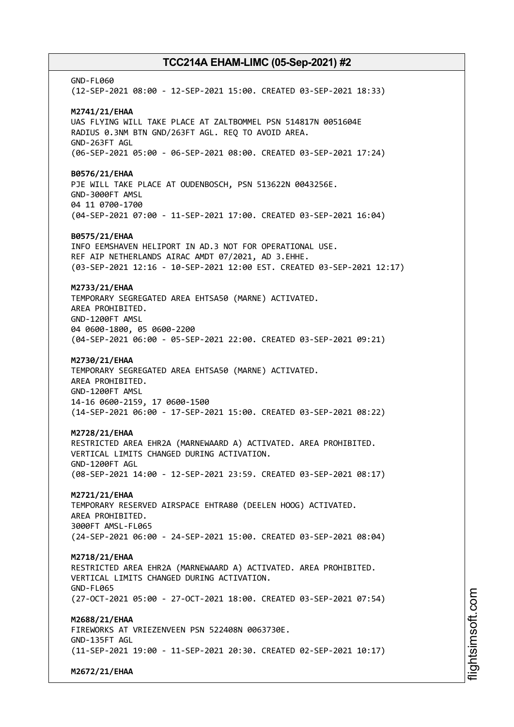GND-FL060
(12-SEP-2021 08:00 - 12-SEP-2021 15:00. CREATED 03-SEP-2021 18:33)

**M2741/21/EHAA**
UAS FLYING WILL TAKE PLACE AT ZALTBOMMEL PSN 514817N 0051604E
RADIUS 0.3NM BTN GND/263FT AGL. REQ TO AVOID AREA.
GND-263FT AGL
(06-SEP-2021 05:00 - 06-SEP-2021 08:00. CREATED 03-SEP-2021 17:24)

**B0576/21/EHAA**
PJE WILL TAKE PLACE AT OUDENBOSCH, PSN 513622N 0043256E.
GND-3000FT AMSL
04 11 0700-1700
(04-SEP-2021 07:00 - 11-SEP-2021 17:00. CREATED 03-SEP-2021 16:04)

**B0575/21/EHAA**
INFO EEMSHAVEN HELIPORT IN AD.3 NOT FOR OPERATIONAL USE.
REF AIP NETHERLANDS AIRAC AMDT 07/2021, AD 3.EHHE.
(03-SEP-2021 12:16 - 10-SEP-2021 12:00 EST. CREATED 03-SEP-2021 12:17)

**M2733/21/EHAA**
TEMPORARY SEGREGATED AREA EHTSA50 (MARNE) ACTIVATED.
AREA PROHIBITED.
GND-1200FT AMSL
04 0600-1800, 05 0600-2200
(04-SEP-2021 06:00 - 05-SEP-2021 22:00. CREATED 03-SEP-2021 09:21)

**M2730/21/EHAA**
TEMPORARY SEGREGATED AREA EHTSA50 (MARNE) ACTIVATED.
AREA PROHIBITED.
GND-1200FT AMSL
14-16 0600-2159, 17 0600-1500
(14-SEP-2021 06:00 - 17-SEP-2021 15:00. CREATED 03-SEP-2021 08:22)

**M2728/21/EHAA**
RESTRICTED AREA EHR2A (MARNEWAARD A) ACTIVATED. AREA PROHIBITED.
VERTICAL LIMITS CHANGED DURING ACTIVATION.
GND-1200FT AGL
(08-SEP-2021 14:00 - 12-SEP-2021 23:59. CREATED 03-SEP-2021 08:17)

**M2721/21/EHAA**
TEMPORARY RESERVED AIRSPACE EHTRA80 (DEELEN HOOG) ACTIVATED.
AREA PROHIBITED.
3000FT AMSL-FL065
(24-SEP-2021 06:00 - 24-SEP-2021 15:00. CREATED 03-SEP-2021 08:04)

**M2718/21/EHAA**
RESTRICTED AREA EHR2A (MARNEWAARD A) ACTIVATED. AREA PROHIBITED.
VERTICAL LIMITS CHANGED DURING ACTIVATION.
GND-FL065
(27-OCT-2021 05:00 - 27-OCT-2021 18:00. CREATED 03-SEP-2021 07:54)

**M2688/21/EHAA**
FIREWORKS AT VRIEZENVEEN PSN 522408N 0063730E.
GND-135FT AGL
(11-SEP-2021 19:00 - 11-SEP-2021 20:30. CREATED 02-SEP-2021 10:17)

**M2672/21/EHAA**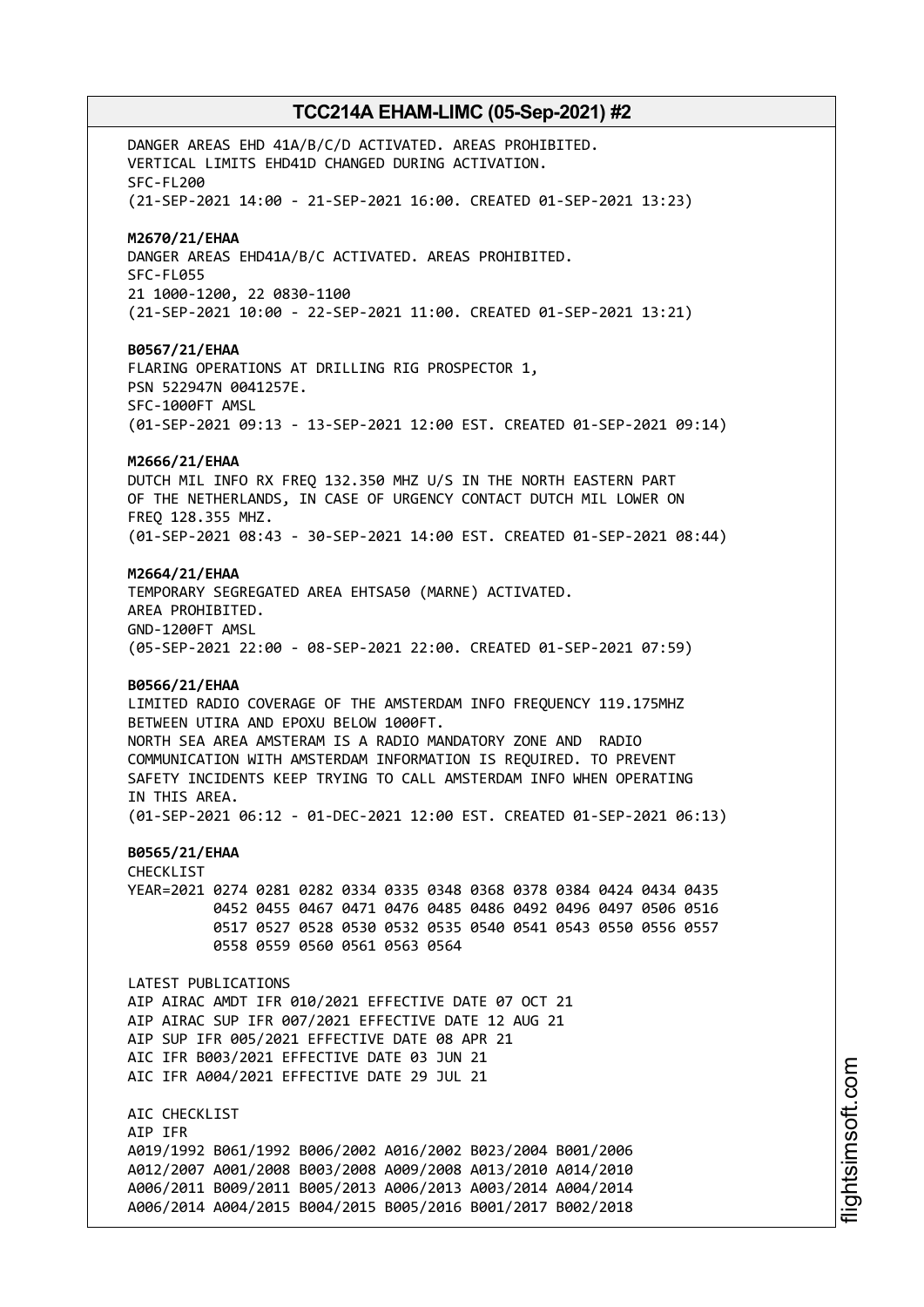DANGER AREAS EHD 41A/B/C/D ACTIVATED. AREAS PROHIBITED.
VERTICAL LIMITS EHD41D CHANGED DURING ACTIVATION.
SFC-FL200
(21-SEP-2021 14:00 - 21-SEP-2021 16:00. CREATED 01-SEP-2021 13:23)

**M2670/21/EHAA**
DANGER AREAS EHD41A/B/C ACTIVATED. AREAS PROHIBITED.
SFC-FL055
21 1000-1200, 22 0830-1100
(21-SEP-2021 10:00 - 22-SEP-2021 11:00. CREATED 01-SEP-2021 13:21)

**B0567/21/EHAA**
FLARING OPERATIONS AT DRILLING RIG PROSPECTOR 1,
PSN 522947N 0041257E.
SFC-1000FT AMSL
(01-SEP-2021 09:13 - 13-SEP-2021 12:00 EST. CREATED 01-SEP-2021 09:14)

**M2666/21/EHAA**
DUTCH MIL INFO RX FREQ 132.350 MHZ U/S IN THE NORTH EASTERN PART
OF THE NETHERLANDS, IN CASE OF URGENCY CONTACT DUTCH MIL LOWER ON
FREQ 128.355 MHZ.
(01-SEP-2021 08:43 - 30-SEP-2021 14:00 EST. CREATED 01-SEP-2021 08:44)

**M2664/21/EHAA**
TEMPORARY SEGREGATED AREA EHTSA50 (MARNE) ACTIVATED.
AREA PROHIBITED.
GND-1200FT AMSL
(05-SEP-2021 22:00 - 08-SEP-2021 22:00. CREATED 01-SEP-2021 07:59)

**B0566/21/EHAA**
LIMITED RADIO COVERAGE OF THE AMSTERDAM INFO FREQUENCY 119.175MHZ
BETWEEN UTIRA AND EPOXU BELOW 1000FT.
NORTH SEA AREA AMSTERAM IS A RADIO MANDATORY ZONE AND RADIO
COMMUNICATION WITH AMSTERDAM INFORMATION IS REQUIRED. TO PREVENT
SAFETY INCIDENTS KEEP TRYING TO CALL AMSTERDAM INFO WHEN OPERATING
IN THIS AREA.
(01-SEP-2021 06:12 - 01-DEC-2021 12:00 EST. CREATED 01-SEP-2021 06:13)

**B0565/21/EHAA**
CHECKLIST
YEAR=2021 0274 0281 0282 0334 0335 0348 0368 0378 0384 0424 0434 0435
0452 0455 0467 0471 0476 0485 0486 0492 0496 0497 0506 0516
0517 0527 0528 0530 0532 0535 0540 0541 0543 0550 0556 0557
0558 0559 0560 0561 0563 0564

LATEST PUBLICATIONS
AIP AIRAC AMDT IFR 010/2021 EFFECTIVE DATE 07 OCT 21
AIP AIRAC SUP IFR 007/2021 EFFECTIVE DATE 12 AUG 21
AIP SUP IFR 005/2021 EFFECTIVE DATE 08 APR 21
AIC IFR B003/2021 EFFECTIVE DATE 03 JUN 21
AIC IFR A004/2021 EFFECTIVE DATE 29 JUL 21

AIC CHECKLIST
AIP IFR
A019/1992 B061/1992 B006/2002 A016/2002 B023/2004 B001/2006
A012/2007 A001/2008 B003/2008 A009/2008 A013/2010 A014/2010
A006/2011 B009/2011 B005/2013 A006/2013 A003/2014 A004/2014
A006/2014 A004/2015 B004/2015 B005/2016 B001/2017 B002/2018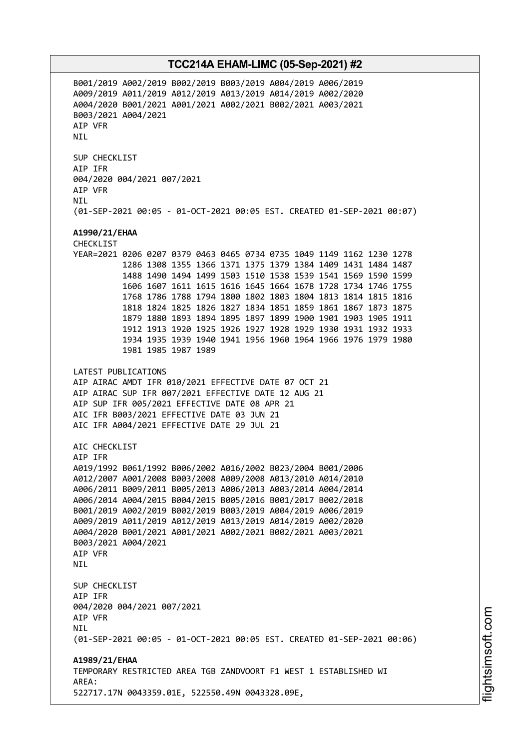B001/2019 A002/2019 B002/2019 B003/2019 A004/2019 A006/2019
A009/2019 A011/2019 A012/2019 A013/2019 A014/2019 A002/2020
A004/2020 B001/2021 A001/2021 A002/2021 B002/2021 A003/2021
B003/2021 A004/2021
AIP VFR
NIL

SUP CHECKLIST
AIP IFR
004/2020 004/2021 007/2021
AIP VFR
NIL
(01-SEP-2021 00:05 - 01-OCT-2021 00:05 EST. CREATED 01-SEP-2021 00:07)

**A1990/21/EHAA**
CHECKLIST
YEAR=2021 0206 0207 0379 0463 0465 0734 0735 1049 1149 1162 1230 1278
1286 1308 1355 1366 1371 1375 1379 1384 1409 1431 1484 1487
1488 1490 1494 1499 1503 1510 1538 1539 1541 1569 1590 1599
1606 1607 1611 1615 1616 1645 1664 1678 1728 1734 1746 1755
1768 1786 1788 1794 1800 1802 1803 1804 1813 1814 1815 1816
1818 1824 1825 1826 1827 1834 1851 1859 1861 1867 1873 1875
1879 1880 1893 1894 1895 1897 1899 1900 1901 1903 1905 1911
1912 1913 1920 1925 1926 1927 1928 1929 1930 1931 1932 1933
1934 1935 1939 1940 1941 1956 1960 1964 1966 1976 1979 1980
1981 1985 1987 1989

LATEST PUBLICATIONS
AIP AIRAC AMDT IFR 010/2021 EFFECTIVE DATE 07 OCT 21
AIP AIRAC SUP IFR 007/2021 EFFECTIVE DATE 12 AUG 21
AIP SUP IFR 005/2021 EFFECTIVE DATE 08 APR 21
AIC IFR B003/2021 EFFECTIVE DATE 03 JUN 21
AIC IFR A004/2021 EFFECTIVE DATE 29 JUL 21

AIC CHECKLIST
AIP IFR
A019/1992 B061/1992 B006/2002 A016/2002 B023/2004 B001/2006
A012/2007 A001/2008 B003/2008 A009/2008 A013/2010 A014/2010
A006/2011 B009/2011 B005/2013 A006/2013 A003/2014 A004/2014
A006/2014 A004/2015 B004/2015 B005/2016 B001/2017 B002/2018
B001/2019 A002/2019 B002/2019 B003/2019 A004/2019 A006/2019
A009/2019 A011/2019 A012/2019 A013/2019 A014/2019 A002/2020
A004/2020 B001/2021 A001/2021 A002/2021 B002/2021 A003/2021
B003/2021 A004/2021
AIP VFR
NIL

SUP CHECKLIST
AIP IFR
004/2020 004/2021 007/2021
AIP VFR
NIL
(01-SEP-2021 00:05 - 01-OCT-2021 00:05 EST. CREATED 01-SEP-2021 00:06)

**A1989/21/EHAA**
TEMPORARY RESTRICTED AREA TGB ZANDVOORT F1 WEST 1 ESTABLISHED WI
AREA:
522717.17N 0043359.01E, 522550.49N 0043328.09E,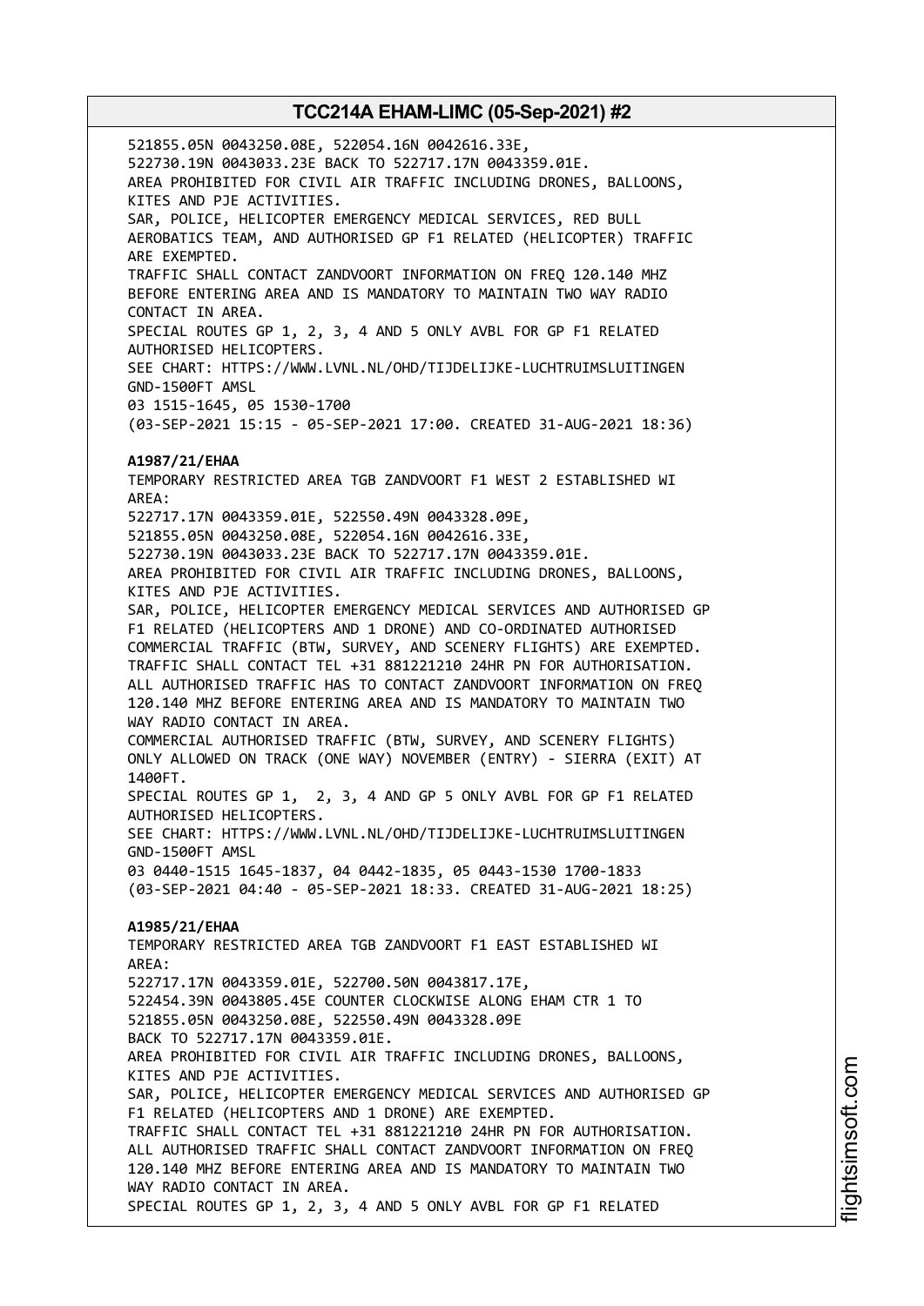521855.05N 0043250.08E, 522054.16N 0042616.33E,
522730.19N 0043033.23E BACK TO 522717.17N 0043359.01E.
AREA PROHIBITED FOR CIVIL AIR TRAFFIC INCLUDING DRONES, BALLOONS,
KITES AND PJE ACTIVITIES.
SAR, POLICE, HELICOPTER EMERGENCY MEDICAL SERVICES, RED BULL
AEROBATICS TEAM, AND AUTHORISED GP F1 RELATED (HELICOPTER) TRAFFIC
ARE EXEMPTED.
TRAFFIC SHALL CONTACT ZANDVOORT INFORMATION ON FREQ 120.140 MHZ
BEFORE ENTERING AREA AND IS MANDATORY TO MAINTAIN TWO WAY RADIO
CONTACT IN AREA.
SPECIAL ROUTES GP 1, 2, 3, 4 AND 5 ONLY AVBL FOR GP F1 RELATED
AUTHORISED HELICOPTERS.
SEE CHART: HTTPS://WWW.LVNL.NL/OHD/TIJDELIJKE-LUCHTRUIMSLUITINGEN
GND-1500FT AMSL
03 1515-1645, 05 1530-1700
(03-SEP-2021 15:15 - 05-SEP-2021 17:00. CREATED 31-AUG-2021 18:36)

**A1987/21/EHAA**
TEMPORARY RESTRICTED AREA TGB ZANDVOORT F1 WEST 2 ESTABLISHED WI
AREA:
522717.17N 0043359.01E, 522550.49N 0043328.09E,
521855.05N 0043250.08E, 522054.16N 0042616.33E,
522730.19N 0043033.23E BACK TO 522717.17N 0043359.01E.
AREA PROHIBITED FOR CIVIL AIR TRAFFIC INCLUDING DRONES, BALLOONS,
KITES AND PJE ACTIVITIES.
SAR, POLICE, HELICOPTER EMERGENCY MEDICAL SERVICES AND AUTHORISED GP
F1 RELATED (HELICOPTERS AND 1 DRONE) AND CO-ORDINATED AUTHORISED
COMMERCIAL TRAFFIC (BTW, SURVEY, AND SCENERY FLIGHTS) ARE EXEMPTED.
TRAFFIC SHALL CONTACT TEL +31 881221210 24HR PN FOR AUTHORISATION.
ALL AUTHORISED TRAFFIC HAS TO CONTACT ZANDVOORT INFORMATION ON FREQ
120.140 MHZ BEFORE ENTERING AREA AND IS MANDATORY TO MAINTAIN TWO
WAY RADIO CONTACT IN AREA.
COMMERCIAL AUTHORISED TRAFFIC (BTW, SURVEY, AND SCENERY FLIGHTS)
ONLY ALLOWED ON TRACK (ONE WAY) NOVEMBER (ENTRY) - SIERRA (EXIT) AT
1400FT.
SPECIAL ROUTES GP 1, 2, 3, 4 AND GP 5 ONLY AVBL FOR GP F1 RELATED
AUTHORISED HELICOPTERS.
SEE CHART: HTTPS://WWW.LVNL.NL/OHD/TIJDELIJKE-LUCHTRUIMSLUITINGEN
GND-1500FT AMSL
03 0440-1515 1645-1837, 04 0442-1835, 05 0443-1530 1700-1833
(03-SEP-2021 04:40 - 05-SEP-2021 18:33. CREATED 31-AUG-2021 18:25)

**A1985/21/EHAA**
TEMPORARY RESTRICTED AREA TGB ZANDVOORT F1 EAST ESTABLISHED WI
AREA:
522717.17N 0043359.01E, 522700.50N 0043817.17E,
522454.39N 0043805.45E COUNTER CLOCKWISE ALONG EHAM CTR 1 TO
521855.05N 0043250.08E, 522550.49N 0043328.09E
BACK TO 522717.17N 0043359.01E.
AREA PROHIBITED FOR CIVIL AIR TRAFFIC INCLUDING DRONES, BALLOONS,
KITES AND PJE ACTIVITIES.
SAR, POLICE, HELICOPTER EMERGENCY MEDICAL SERVICES AND AUTHORISED GP
F1 RELATED (HELICOPTERS AND 1 DRONE) ARE EXEMPTED.
TRAFFIC SHALL CONTACT TEL +31 881221210 24HR PN FOR AUTHORISATION.
ALL AUTHORISED TRAFFIC SHALL CONTACT ZANDVOORT INFORMATION ON FREQ
120.140 MHZ BEFORE ENTERING AREA AND IS MANDATORY TO MAINTAIN TWO
WAY RADIO CONTACT IN AREA.
SPECIAL ROUTES GP 1, 2, 3, 4 AND 5 ONLY AVBL FOR GP F1 RELATED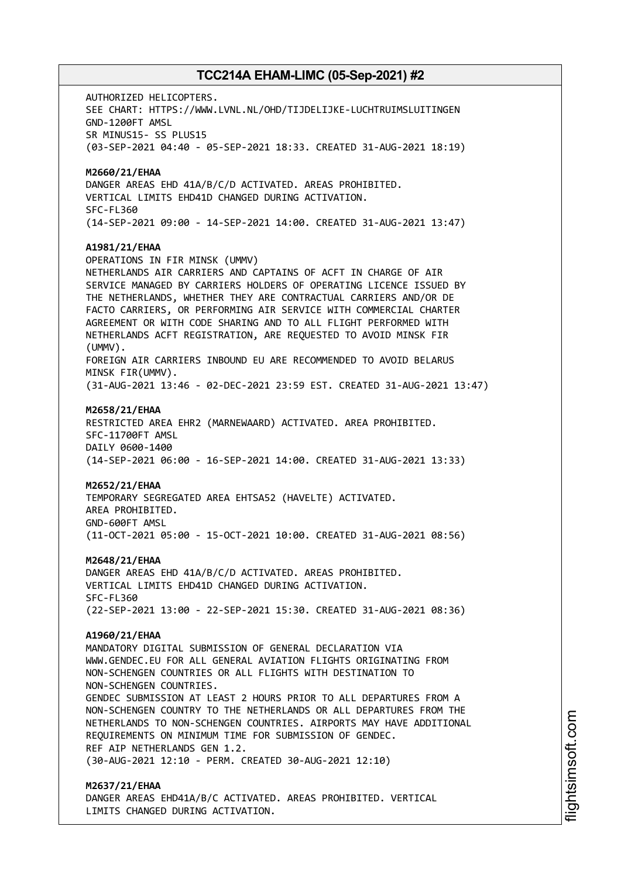AUTHORIZED HELICOPTERS.
SEE CHART: HTTPS://WWW.LVNL.NL/OHD/TIJDELIJKE-LUCHTRUIMSLUITINGEN
GND-1200FT AMSL
SR MINUS15- SS PLUS15
(03-SEP-2021 04:40 - 05-SEP-2021 18:33. CREATED 31-AUG-2021 18:19)

**M2660/21/EHAA**
DANGER AREAS EHD 41A/B/C/D ACTIVATED. AREAS PROHIBITED.
VERTICAL LIMITS EHD41D CHANGED DURING ACTIVATION.
SFC-FL360
(14-SEP-2021 09:00 - 14-SEP-2021 14:00. CREATED 31-AUG-2021 13:47)

**A1981/21/EHAA**
OPERATIONS IN FIR MINSK (UMMV)
NETHERLANDS AIR CARRIERS AND CAPTAINS OF ACFT IN CHARGE OF AIR SERVICE MANAGED BY CARRIERS HOLDERS OF OPERATING LICENCE ISSUED BY THE NETHERLANDS, WHETHER THEY ARE CONTRACTUAL CARRIERS AND/OR DE FACTO CARRIERS, OR PERFORMING AIR SERVICE WITH COMMERCIAL CHARTER AGREEMENT OR WITH CODE SHARING AND TO ALL FLIGHT PERFORMED WITH NETHERLANDS ACFT REGISTRATION, ARE REQUESTED TO AVOID MINSK FIR (UMMV).
FOREIGN AIR CARRIERS INBOUND EU ARE RECOMMENDED TO AVOID BELARUS MINSK FIR(UMMV).
(31-AUG-2021 13:46 - 02-DEC-2021 23:59 EST. CREATED 31-AUG-2021 13:47)

**M2658/21/EHAA**
RESTRICTED AREA EHR2 (MARNEWAARD) ACTIVATED. AREA PROHIBITED.
SFC-11700FT AMSL
DAILY 0600-1400
(14-SEP-2021 06:00 - 16-SEP-2021 14:00. CREATED 31-AUG-2021 13:33)

**M2652/21/EHAA**
TEMPORARY SEGREGATED AREA EHTSA52 (HAVELTE) ACTIVATED.
AREA PROHIBITED.
GND-600FT AMSL
(11-OCT-2021 05:00 - 15-OCT-2021 10:00. CREATED 31-AUG-2021 08:56)

**M2648/21/EHAA**
DANGER AREAS EHD 41A/B/C/D ACTIVATED. AREAS PROHIBITED.
VERTICAL LIMITS EHD41D CHANGED DURING ACTIVATION.
SFC-FL360
(22-SEP-2021 13:00 - 22-SEP-2021 15:30. CREATED 31-AUG-2021 08:36)

**A1960/21/EHAA**
MANDATORY DIGITAL SUBMISSION OF GENERAL DECLARATION VIA WWW.GENDEC.EU FOR ALL GENERAL AVIATION FLIGHTS ORIGINATING FROM NON-SCHENGEN COUNTRIES OR ALL FLIGHTS WITH DESTINATION TO NON-SCHENGEN COUNTRIES.
GENDEC SUBMISSION AT LEAST 2 HOURS PRIOR TO ALL DEPARTURES FROM A NON-SCHENGEN COUNTRY TO THE NETHERLANDS OR ALL DEPARTURES FROM THE NETHERLANDS TO NON-SCHENGEN COUNTRIES. AIRPORTS MAY HAVE ADDITIONAL REQUIREMENTS ON MINIMUM TIME FOR SUBMISSION OF GENDEC.
REF AIP NETHERLANDS GEN 1.2.
(30-AUG-2021 12:10 - PERM. CREATED 30-AUG-2021 12:10)

**M2637/21/EHAA**
DANGER AREAS EHD41A/B/C ACTIVATED. AREAS PROHIBITED. VERTICAL LIMITS CHANGED DURING ACTIVATION.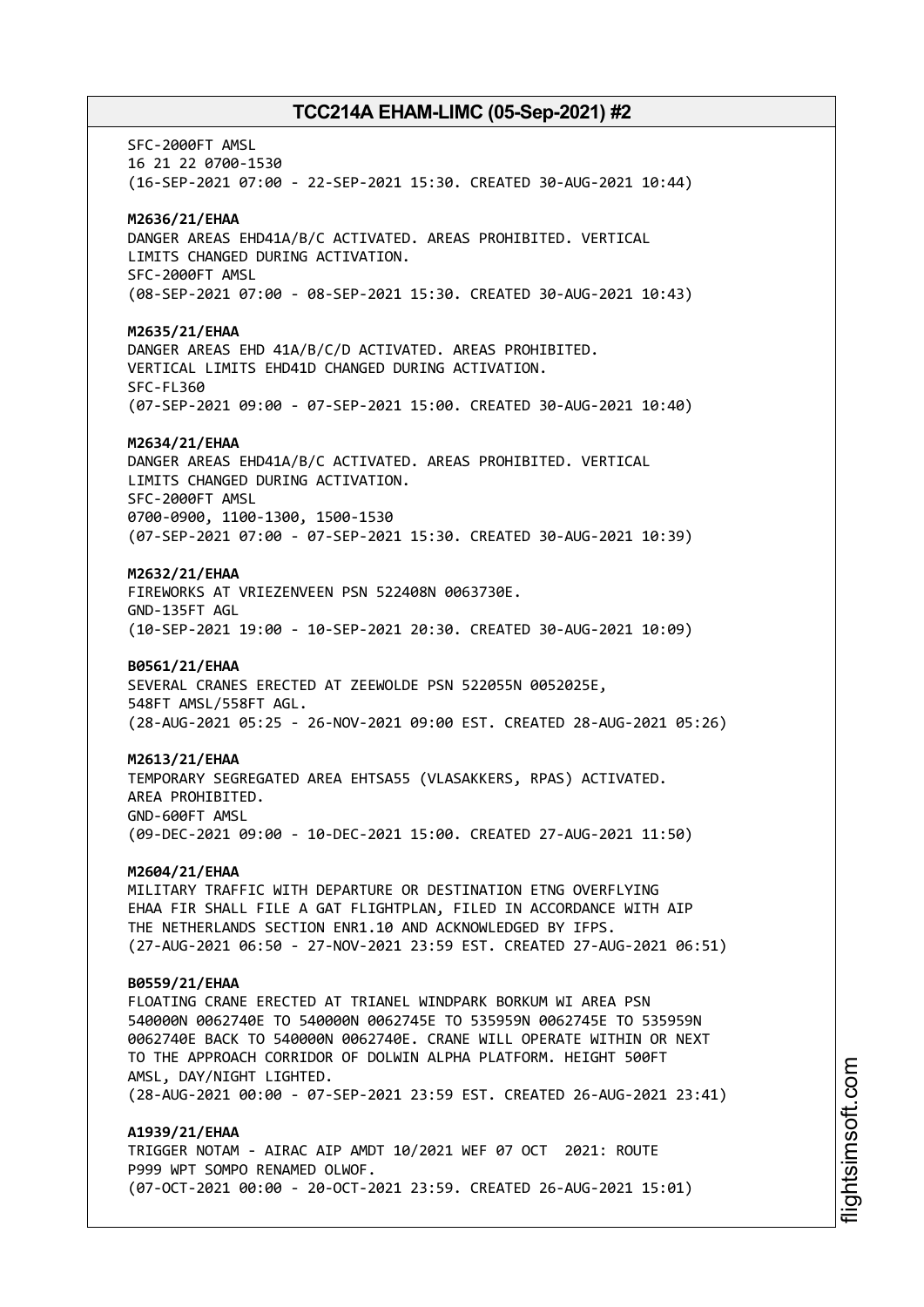SFC-2000FT AMSL
16 21 22 0700-1530
(16-SEP-2021 07:00 - 22-SEP-2021 15:30. CREATED 30-AUG-2021 10:44)

**M2636/21/EHAA**
DANGER AREAS EHD41A/B/C ACTIVATED. AREAS PROHIBITED. VERTICAL
LIMITS CHANGED DURING ACTIVATION.
SFC-2000FT AMSL
(08-SEP-2021 07:00 - 08-SEP-2021 15:30. CREATED 30-AUG-2021 10:43)

**M2635/21/EHAA**
DANGER AREAS EHD 41A/B/C/D ACTIVATED. AREAS PROHIBITED.
VERTICAL LIMITS EHD41D CHANGED DURING ACTIVATION.
SFC-FL360
(07-SEP-2021 09:00 - 07-SEP-2021 15:00. CREATED 30-AUG-2021 10:40)

**M2634/21/EHAA**
DANGER AREAS EHD41A/B/C ACTIVATED. AREAS PROHIBITED. VERTICAL
LIMITS CHANGED DURING ACTIVATION.
SFC-2000FT AMSL
0700-0900, 1100-1300, 1500-1530
(07-SEP-2021 07:00 - 07-SEP-2021 15:30. CREATED 30-AUG-2021 10:39)

**M2632/21/EHAA**
FIREWORKS AT VRIEZENVEEN PSN 522408N 0063730E.
GND-135FT AGL
(10-SEP-2021 19:00 - 10-SEP-2021 20:30. CREATED 30-AUG-2021 10:09)

**B0561/21/EHAA**
SEVERAL CRANES ERECTED AT ZEEWOLDE PSN 522055N 0052025E,
548FT AMSL/558FT AGL.
(28-AUG-2021 05:25 - 26-NOV-2021 09:00 EST. CREATED 28-AUG-2021 05:26)

**M2613/21/EHAA**
TEMPORARY SEGREGATED AREA EHTSA55 (VLASAKKERS, RPAS) ACTIVATED.
AREA PROHIBITED.
GND-600FT AMSL
(09-DEC-2021 09:00 - 10-DEC-2021 15:00. CREATED 27-AUG-2021 11:50)

**M2604/21/EHAA**
MILITARY TRAFFIC WITH DEPARTURE OR DESTINATION ETNG OVERFLYING
EHAA FIR SHALL FILE A GAT FLIGHTPLAN, FILED IN ACCORDANCE WITH AIP
THE NETHERLANDS SECTION ENR1.10 AND ACKNOWLEDGED BY IFPS.
(27-AUG-2021 06:50 - 27-NOV-2021 23:59 EST. CREATED 27-AUG-2021 06:51)

**B0559/21/EHAA**
FLOATING CRANE ERECTED AT TRIANEL WINDPARK BORKUM WI AREA PSN
540000N 0062740E TO 540000N 0062745E TO 535959N 0062745E TO 535959N
0062740E BACK TO 540000N 0062740E. CRANE WILL OPERATE WITHIN OR NEXT
TO THE APPROACH CORRIDOR OF DOLWIN ALPHA PLATFORM. HEIGHT 500FT
AMSL, DAY/NIGHT LIGHTED.
(28-AUG-2021 00:00 - 07-SEP-2021 23:59 EST. CREATED 26-AUG-2021 23:41)

**A1939/21/EHAA**
TRIGGER NOTAM - AIRAC AIP AMDT 10/2021 WEF 07 OCT 2021: ROUTE
P999 WPT SOMPO RENAMED OLWOF.
(07-OCT-2021 00:00 - 20-OCT-2021 23:59. CREATED 26-AUG-2021 15:01)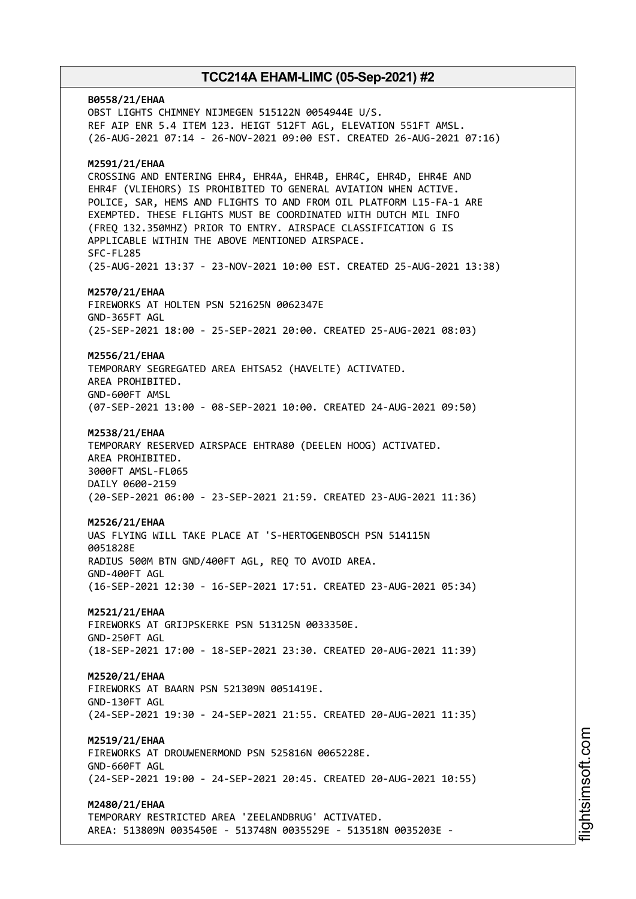**B0558/21/EHAA**
OBST LIGHTS CHIMNEY NIJMEGEN 515122N 0054944E U/S.
REF AIP ENR 5.4 ITEM 123. HEIGT 512FT AGL, ELEVATION 551FT AMSL.
(26-AUG-2021 07:14 - 26-NOV-2021 09:00 EST. CREATED 26-AUG-2021 07:16)

**M2591/21/EHAA**
CROSSING AND ENTERING EHR4, EHR4A, EHR4B, EHR4C, EHR4D, EHR4E AND
EHR4F (VLIEHORS) IS PROHIBITED TO GENERAL AVIATION WHEN ACTIVE.
POLICE, SAR, HEMS AND FLIGHTS TO AND FROM OIL PLATFORM L15-FA-1 ARE
EXEMPTED. THESE FLIGHTS MUST BE COORDINATED WITH DUTCH MIL INFO
(FREQ 132.350MHZ) PRIOR TO ENTRY. AIRSPACE CLASSIFICATION G IS
APPLICABLE WITHIN THE ABOVE MENTIONED AIRSPACE.
SFC-FL285
(25-AUG-2021 13:37 - 23-NOV-2021 10:00 EST. CREATED 25-AUG-2021 13:38)

**M2570/21/EHAA**
FIREWORKS AT HOLTEN PSN 521625N 0062347E
GND-365FT AGL
(25-SEP-2021 18:00 - 25-SEP-2021 20:00. CREATED 25-AUG-2021 08:03)

**M2556/21/EHAA**
TEMPORARY SEGREGATED AREA EHTSA52 (HAVELTE) ACTIVATED.
AREA PROHIBITED.
GND-600FT AMSL
(07-SEP-2021 13:00 - 08-SEP-2021 10:00. CREATED 24-AUG-2021 09:50)

**M2538/21/EHAA**
TEMPORARY RESERVED AIRSPACE EHTRA80 (DEELEN HOOG) ACTIVATED.
AREA PROHIBITED.
3000FT AMSL-FL065
DAILY 0600-2159
(20-SEP-2021 06:00 - 23-SEP-2021 21:59. CREATED 23-AUG-2021 11:36)

**M2526/21/EHAA**
UAS FLYING WILL TAKE PLACE AT 'S-HERTOGENBOSCH PSN 514115N
0051828E
RADIUS 500M BTN GND/400FT AGL, REQ TO AVOID AREA.
GND-400FT AGL
(16-SEP-2021 12:30 - 16-SEP-2021 17:51. CREATED 23-AUG-2021 05:34)

**M2521/21/EHAA**
FIREWORKS AT GRIJPSKERKE PSN 513125N 0033350E.
GND-250FT AGL
(18-SEP-2021 17:00 - 18-SEP-2021 23:30. CREATED 20-AUG-2021 11:39)

**M2520/21/EHAA**
FIREWORKS AT BAARN PSN 521309N 0051419E.
GND-130FT AGL
(24-SEP-2021 19:30 - 24-SEP-2021 21:55. CREATED 20-AUG-2021 11:35)

**M2519/21/EHAA**
FIREWORKS AT DROUWENERMOND PSN 525816N 0065228E.
GND-660FT AGL
(24-SEP-2021 19:00 - 24-SEP-2021 20:45. CREATED 20-AUG-2021 10:55)

**M2480/21/EHAA**
TEMPORARY RESTRICTED AREA 'ZEELANDBRUG' ACTIVATED.
AREA: 513809N 0035450E - 513748N 0035529E - 513518N 0035203E -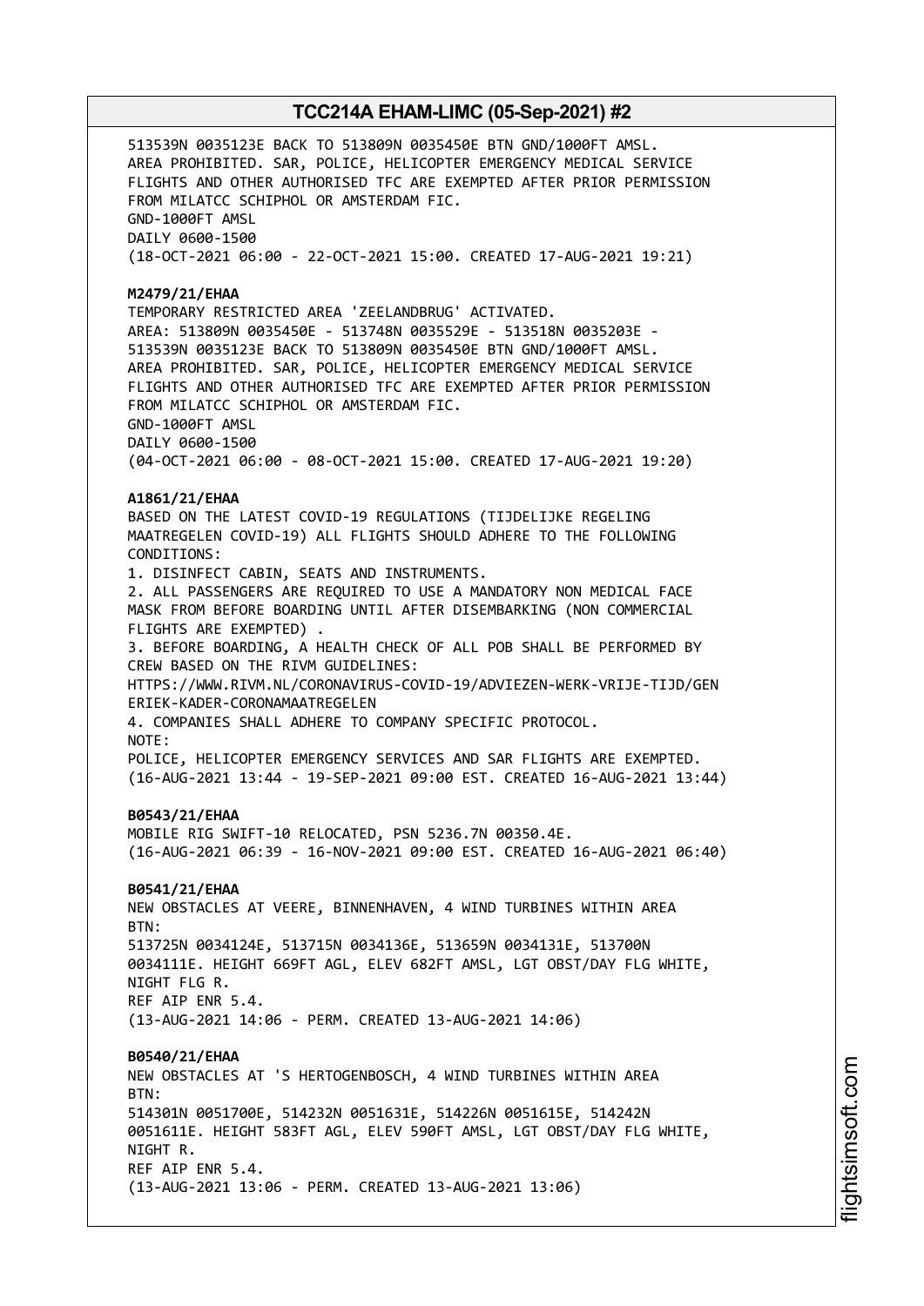513539N 0035123E BACK TO 513809N 0035450E BTN GND/1000FT AMSL.
AREA PROHIBITED. SAR, POLICE, HELICOPTER EMERGENCY MEDICAL SERVICE FLIGHTS AND OTHER AUTHORISED TFC ARE EXEMPTED AFTER PRIOR PERMISSION FROM MILATCC SCHIPHOL OR AMSTERDAM FIC.
GND-1000FT AMSL
DAILY 0600-1500
(18-OCT-2021 06:00 - 22-OCT-2021 15:00. CREATED 17-AUG-2021 19:21)

**M2479/21/EHAA**
TEMPORARY RESTRICTED AREA 'ZEELANDBRUG' ACTIVATED.
AREA: 513809N 0035450E - 513748N 0035529E - 513518N 0035203E - 513539N 0035123E BACK TO 513809N 0035450E BTN GND/1000FT AMSL.
AREA PROHIBITED. SAR, POLICE, HELICOPTER EMERGENCY MEDICAL SERVICE FLIGHTS AND OTHER AUTHORISED TFC ARE EXEMPTED AFTER PRIOR PERMISSION FROM MILATCC SCHIPHOL OR AMSTERDAM FIC.
GND-1000FT AMSL
DAILY 0600-1500
(04-OCT-2021 06:00 - 08-OCT-2021 15:00. CREATED 17-AUG-2021 19:20)

**A1861/21/EHAA**
BASED ON THE LATEST COVID-19 REGULATIONS (TIJDELIJKE REGELING MAATREGELEN COVID-19) ALL FLIGHTS SHOULD ADHERE TO THE FOLLOWING CONDITIONS:
1. DISINFECT CABIN, SEATS AND INSTRUMENTS.
2. ALL PASSENGERS ARE REQUIRED TO USE A MANDATORY NON MEDICAL FACE MASK FROM BEFORE BOARDING UNTIL AFTER DISEMBARKING (NON COMMERCIAL FLIGHTS ARE EXEMPTED) .
3. BEFORE BOARDING, A HEALTH CHECK OF ALL POB SHALL BE PERFORMED BY CREW BASED ON THE RIVM GUIDELINES:
HTTPS://WWW.RIVM.NL/CORONAVIRUS-COVID-19/ADVIEZEN-WERK-VRIJE-TIJD/GENERIEK-KADER-CORONAMAATREGELEN
4. COMPANIES SHALL ADHERE TO COMPANY SPECIFIC PROTOCOL.
NOTE:
POLICE, HELICOPTER EMERGENCY SERVICES AND SAR FLIGHTS ARE EXEMPTED.
(16-AUG-2021 13:44 - 19-SEP-2021 09:00 EST. CREATED 16-AUG-2021 13:44)

**B0543/21/EHAA**
MOBILE RIG SWIFT-10 RELOCATED, PSN 5236.7N 00350.4E.
(16-AUG-2021 06:39 - 16-NOV-2021 09:00 EST. CREATED 16-AUG-2021 06:40)

**B0541/21/EHAA**
NEW OBSTACLES AT VEERE, BINNENHAVEN, 4 WIND TURBINES WITHIN AREA BTN:
513725N 0034124E, 513715N 0034136E, 513659N 0034131E, 513700N 0034111E. HEIGHT 669FT AGL, ELEV 682FT AMSL, LGT OBST/DAY FLG WHITE, NIGHT FLG R.
REF AIP ENR 5.4.
(13-AUG-2021 14:06 - PERM. CREATED 13-AUG-2021 14:06)

**B0540/21/EHAA**
NEW OBSTACLES AT 'S HERTOGENBOSCH, 4 WIND TURBINES WITHIN AREA BTN:
514301N 0051700E, 514232N 0051631E, 514226N 0051615E, 514242N 0051611E. HEIGHT 583FT AGL, ELEV 590FT AMSL, LGT OBST/DAY FLG WHITE, NIGHT R.
REF AIP ENR 5.4.
(13-AUG-2021 13:06 - PERM. CREATED 13-AUG-2021 13:06)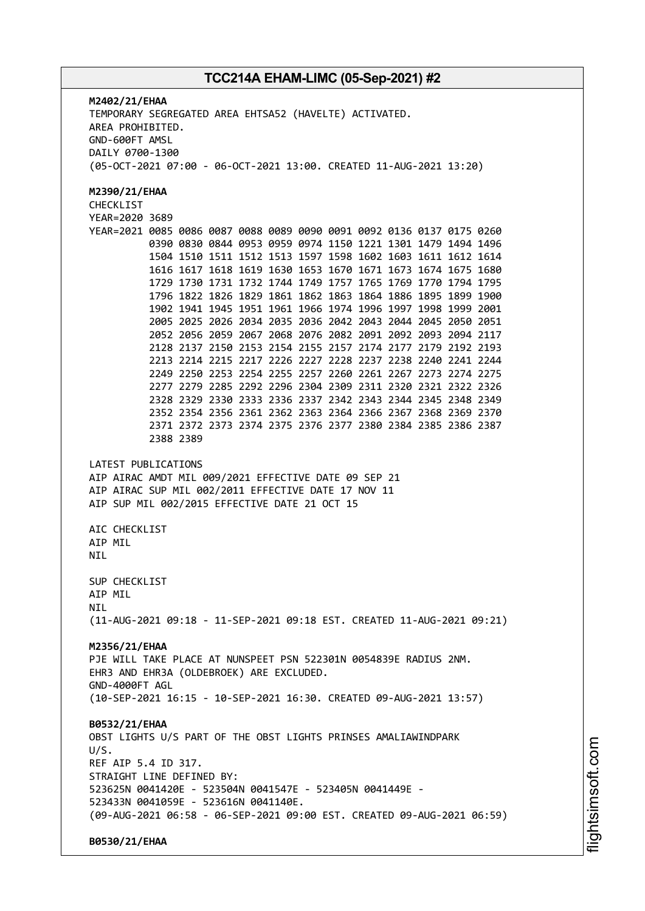**M2402/21/EHAA**
TEMPORARY SEGREGATED AREA EHTSA52 (HAVELTE) ACTIVATED.
AREA PROHIBITED.
GND-600FT AMSL
DAILY 0700-1300
(05-OCT-2021 07:00 - 06-OCT-2021 13:00. CREATED 11-AUG-2021 13:20)

**M2390/21/EHAA**
CHECKLIST
YEAR=2020 3689
YEAR=2021 0085 0086 0087 0088 0089 0090 0091 0092 0136 0137 0175 0260
0390 0830 0844 0953 0959 0974 1150 1221 1301 1479 1494 1496
1504 1510 1511 1512 1513 1597 1598 1602 1603 1611 1612 1614
1616 1617 1618 1619 1630 1653 1670 1671 1673 1674 1675 1680
1729 1730 1731 1732 1744 1749 1757 1765 1769 1770 1794 1795
1796 1822 1826 1829 1861 1862 1863 1864 1886 1895 1899 1900
1902 1941 1945 1951 1961 1966 1974 1996 1997 1998 1999 2001
2005 2025 2026 2034 2035 2036 2042 2043 2044 2045 2050 2051
2052 2056 2059 2067 2068 2076 2082 2091 2092 2093 2094 2117
2128 2137 2150 2153 2154 2155 2157 2174 2177 2179 2192 2193
2213 2214 2215 2217 2226 2227 2228 2237 2238 2240 2241 2244
2249 2250 2253 2254 2255 2257 2260 2261 2267 2273 2274 2275
2277 2279 2285 2292 2296 2304 2309 2311 2320 2321 2322 2326
2328 2329 2330 2333 2336 2337 2342 2343 2344 2345 2348 2349
2352 2354 2356 2361 2362 2363 2364 2366 2367 2368 2369 2370
2371 2372 2373 2374 2375 2376 2377 2380 2384 2385 2386 2387
2388 2389

LATEST PUBLICATIONS
AIP AIRAC AMDT MIL 009/2021 EFFECTIVE DATE 09 SEP 21
AIP AIRAC SUP MIL 002/2011 EFFECTIVE DATE 17 NOV 11
AIP SUP MIL 002/2015 EFFECTIVE DATE 21 OCT 15

AIC CHECKLIST
AIP MIL
NIL

SUP CHECKLIST
AIP MIL
NIL
(11-AUG-2021 09:18 - 11-SEP-2021 09:18 EST. CREATED 11-AUG-2021 09:21)

**M2356/21/EHAA**
PJE WILL TAKE PLACE AT NUNSPEET PSN 522301N 0054839E RADIUS 2NM.
EHR3 AND EHR3A (OLDEBROEK) ARE EXCLUDED.
GND-4000FT AGL
(10-SEP-2021 16:15 - 10-SEP-2021 16:30. CREATED 09-AUG-2021 13:57)

**B0532/21/EHAA**
OBST LIGHTS U/S PART OF THE OBST LIGHTS PRINSES AMALIAWINDPARK
U/S.
REF AIP 5.4 ID 317.
STRAIGHT LINE DEFINED BY:
523625N 0041420E - 523504N 0041547E - 523405N 0041449E -
523433N 0041059E - 523616N 0041140E.
(09-AUG-2021 06:58 - 06-SEP-2021 09:00 EST. CREATED 09-AUG-2021 06:59)

**B0530/21/EHAA**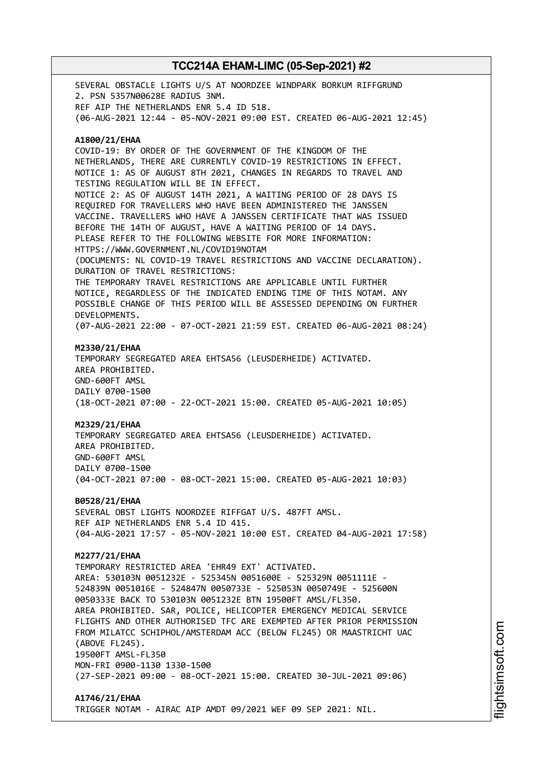SEVERAL OBSTACLE LIGHTS U/S AT NOORDZEE WINDPARK BORKUM RIFFGRUND 2. PSN 5357N00628E RADIUS 3NM.
REF AIP THE NETHERLANDS ENR 5.4 ID 518.
(06-AUG-2021 12:44 - 05-NOV-2021 09:00 EST. CREATED 06-AUG-2021 12:45)

**A1800/21/EHAA**
COVID-19: BY ORDER OF THE GOVERNMENT OF THE KINGDOM OF THE NETHERLANDS, THERE ARE CURRENTLY COVID-19 RESTRICTIONS IN EFFECT.
NOTICE 1: AS OF AUGUST 8TH 2021, CHANGES IN REGARDS TO TRAVEL AND TESTING REGULATION WILL BE IN EFFECT.
NOTICE 2: AS OF AUGUST 14TH 2021, A WAITING PERIOD OF 28 DAYS IS REQUIRED FOR TRAVELLERS WHO HAVE BEEN ADMINISTERED THE JANSSEN VACCINE. TRAVELLERS WHO HAVE A JANSSEN CERTIFICATE THAT WAS ISSUED BEFORE THE 14TH OF AUGUST, HAVE A WAITING PERIOD OF 14 DAYS.
PLEASE REFER TO THE FOLLOWING WEBSITE FOR MORE INFORMATION:
HTTPS://WWW.GOVERNMENT.NL/COVID19NOTAM
(DOCUMENTS: NL COVID-19 TRAVEL RESTRICTIONS AND VACCINE DECLARATION).
DURATION OF TRAVEL RESTRICTIONS:
THE TEMPORARY TRAVEL RESTRICTIONS ARE APPLICABLE UNTIL FURTHER NOTICE, REGARDLESS OF THE INDICATED ENDING TIME OF THIS NOTAM. ANY POSSIBLE CHANGE OF THIS PERIOD WILL BE ASSESSED DEPENDING ON FURTHER DEVELOPMENTS.
(07-AUG-2021 22:00 - 07-OCT-2021 21:59 EST. CREATED 06-AUG-2021 08:24)

**M2330/21/EHAA**
TEMPORARY SEGREGATED AREA EHTSA56 (LEUSDERHEIDE) ACTIVATED.
AREA PROHIBITED.
GND-600FT AMSL
DAILY 0700-1500
(18-OCT-2021 07:00 - 22-OCT-2021 15:00. CREATED 05-AUG-2021 10:05)

**M2329/21/EHAA**
TEMPORARY SEGREGATED AREA EHTSA56 (LEUSDERHEIDE) ACTIVATED.
AREA PROHIBITED.
GND-600FT AMSL
DAILY 0700-1500
(04-OCT-2021 07:00 - 08-OCT-2021 15:00. CREATED 05-AUG-2021 10:03)

**B0528/21/EHAA**
SEVERAL OBST LIGHTS NOORDZEE RIFFGAT U/S. 487FT AMSL.
REF AIP NETHERLANDS ENR 5.4 ID 415.
(04-AUG-2021 17:57 - 05-NOV-2021 10:00 EST. CREATED 04-AUG-2021 17:58)

**M2277/21/EHAA**
TEMPORARY RESTRICTED AREA 'EHR49 EXT' ACTIVATED.
AREA: 530103N 0051232E - 525345N 0051600E - 525329N 0051111E - 524839N 0051016E - 524847N 0050733E - 525053N 0050749E - 525600N 0050333E BACK TO 530103N 0051232E BTN 19500FT AMSL/FL350.
AREA PROHIBITED. SAR, POLICE, HELICOPTER EMERGENCY MEDICAL SERVICE FLIGHTS AND OTHER AUTHORISED TFC ARE EXEMPTED AFTER PRIOR PERMISSION FROM MILATCC SCHIPHOL/AMSTERDAM ACC (BELOW FL245) OR MAASTRICHT UAC (ABOVE FL245).
19500FT AMSL-FL350
MON-FRI 0900-1130 1330-1500
(27-SEP-2021 09:00 - 08-OCT-2021 15:00. CREATED 30-JUL-2021 09:06)

**A1746/21/EHAA**
TRIGGER NOTAM - AIRAC AIP AMDT 09/2021 WEF 09 SEP 2021: NIL.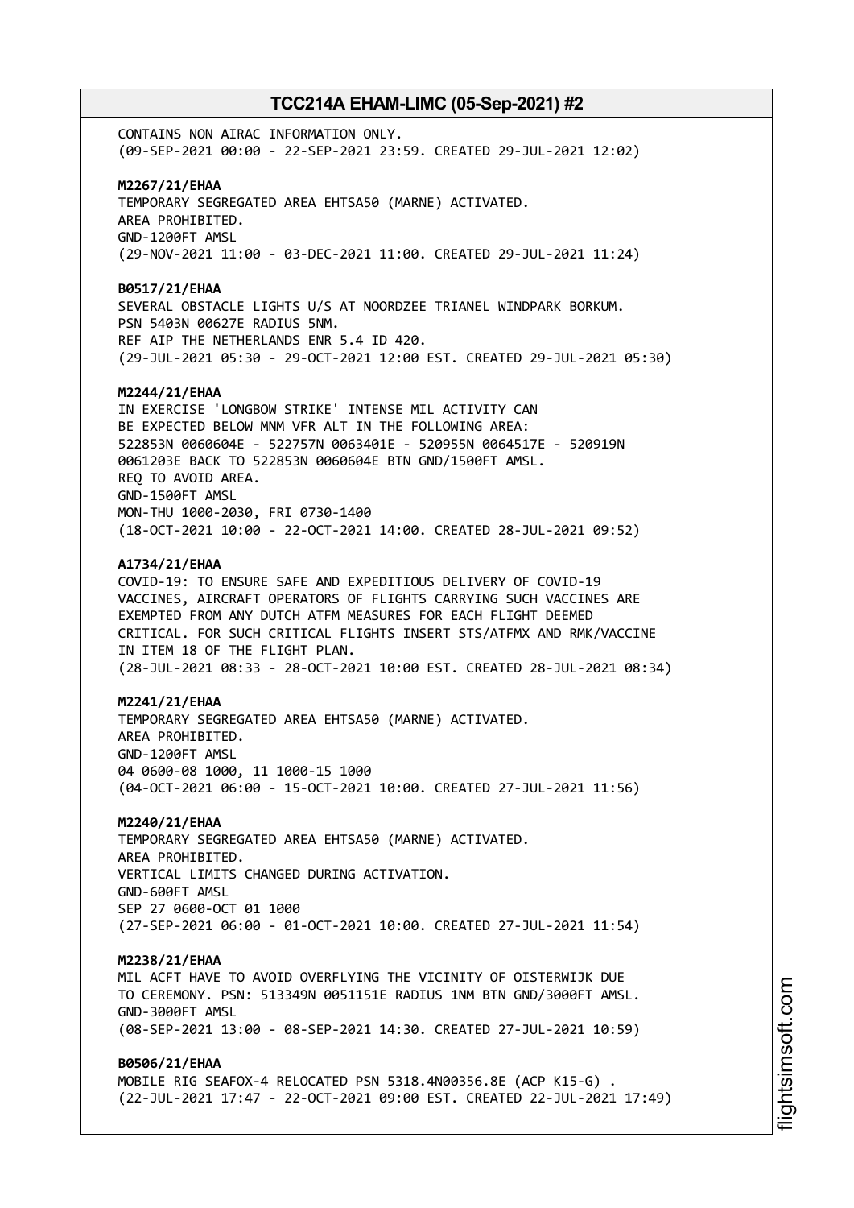CONTAINS NON AIRAC INFORMATION ONLY.
(09-SEP-2021 00:00 - 22-SEP-2021 23:59. CREATED 29-JUL-2021 12:02)

**M2267/21/EHAA**
TEMPORARY SEGREGATED AREA EHTSA50 (MARNE) ACTIVATED.
AREA PROHIBITED.
GND-1200FT AMSL
(29-NOV-2021 11:00 - 03-DEC-2021 11:00. CREATED 29-JUL-2021 11:24)

**B0517/21/EHAA**
SEVERAL OBSTACLE LIGHTS U/S AT NOORDZEE TRIANEL WINDPARK BORKUM.
PSN 5403N 00627E RADIUS 5NM.
REF AIP THE NETHERLANDS ENR 5.4 ID 420.
(29-JUL-2021 05:30 - 29-OCT-2021 12:00 EST. CREATED 29-JUL-2021 05:30)

**M2244/21/EHAA**
IN EXERCISE 'LONGBOW STRIKE' INTENSE MIL ACTIVITY CAN
BE EXPECTED BELOW MNM VFR ALT IN THE FOLLOWING AREA:
522853N 0060604E - 522757N 0063401E - 520955N 0064517E - 520919N
0061203E BACK TO 522853N 0060604E BTN GND/1500FT AMSL.
REQ TO AVOID AREA.
GND-1500FT AMSL
MON-THU 1000-2030, FRI 0730-1400
(18-OCT-2021 10:00 - 22-OCT-2021 14:00. CREATED 28-JUL-2021 09:52)

**A1734/21/EHAA**
COVID-19: TO ENSURE SAFE AND EXPEDITIOUS DELIVERY OF COVID-19
VACCINES, AIRCRAFT OPERATORS OF FLIGHTS CARRYING SUCH VACCINES ARE
EXEMPTED FROM ANY DUTCH ATFM MEASURES FOR EACH FLIGHT DEEMED
CRITICAL. FOR SUCH CRITICAL FLIGHTS INSERT STS/ATFMX AND RMK/VACCINE
IN ITEM 18 OF THE FLIGHT PLAN.
(28-JUL-2021 08:33 - 28-OCT-2021 10:00 EST. CREATED 28-JUL-2021 08:34)

**M2241/21/EHAA**
TEMPORARY SEGREGATED AREA EHTSA50 (MARNE) ACTIVATED.
AREA PROHIBITED.
GND-1200FT AMSL
04 0600-08 1000, 11 1000-15 1000
(04-OCT-2021 06:00 - 15-OCT-2021 10:00. CREATED 27-JUL-2021 11:56)

**M2240/21/EHAA**
TEMPORARY SEGREGATED AREA EHTSA50 (MARNE) ACTIVATED.
AREA PROHIBITED.
VERTICAL LIMITS CHANGED DURING ACTIVATION.
GND-600FT AMSL
SEP 27 0600-OCT 01 1000
(27-SEP-2021 06:00 - 01-OCT-2021 10:00. CREATED 27-JUL-2021 11:54)

**M2238/21/EHAA**
MIL ACFT HAVE TO AVOID OVERFLYING THE VICINITY OF OISTERWIJK DUE
TO CEREMONY. PSN: 513349N 0051151E RADIUS 1NM BTN GND/3000FT AMSL.
GND-3000FT AMSL
(08-SEP-2021 13:00 - 08-SEP-2021 14:30. CREATED 27-JUL-2021 10:59)

**B0506/21/EHAA**
MOBILE RIG SEAFOX-4 RELOCATED PSN 5318.4N00356.8E (ACP K15-G) .
(22-JUL-2021 17:47 - 22-OCT-2021 09:00 EST. CREATED 22-JUL-2021 17:49)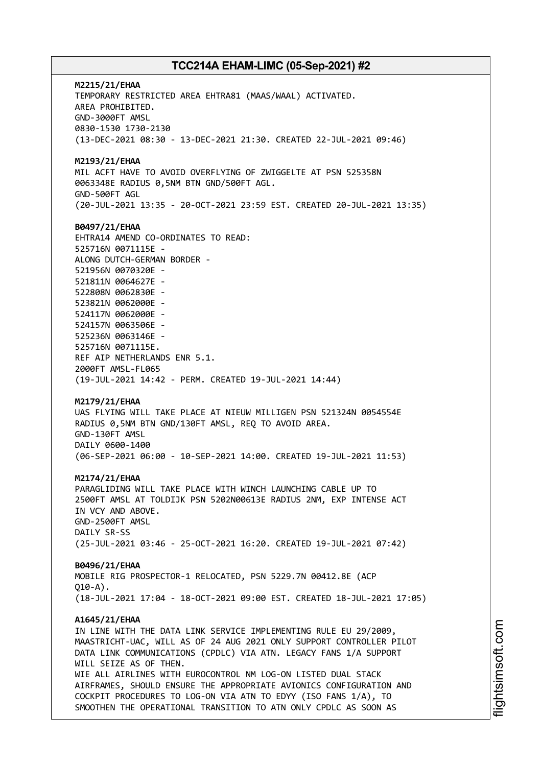**M2215/21/EHAA**
TEMPORARY RESTRICTED AREA EHTRA81 (MAAS/WAAL) ACTIVATED.
AREA PROHIBITED.
GND-3000FT AMSL
0830-1530 1730-2130
(13-DEC-2021 08:30 - 13-DEC-2021 21:30. CREATED 22-JUL-2021 09:46)

**M2193/21/EHAA**
MIL ACFT HAVE TO AVOID OVERFLYING OF ZWIGGELTE AT PSN 525358N 0063348E RADIUS 0,5NM BTN GND/500FT AGL.
GND-500FT AGL
(20-JUL-2021 13:35 - 20-OCT-2021 23:59 EST. CREATED 20-JUL-2021 13:35)

**B0497/21/EHAA**
EHTRA14 AMEND CO-ORDINATES TO READ:
525716N 0071115E -
ALONG DUTCH-GERMAN BORDER -
521956N 0070320E -
521811N 0064627E -
522808N 0062830E -
523821N 0062000E -
524117N 0062000E -
524157N 0063506E -
525236N 0063146E -
525716N 0071115E.
REF AIP NETHERLANDS ENR 5.1.
2000FT AMSL-FL065
(19-JUL-2021 14:42 - PERM. CREATED 19-JUL-2021 14:44)

**M2179/21/EHAA**
UAS FLYING WILL TAKE PLACE AT NIEUW MILLIGEN PSN 521324N 0054554E RADIUS 0,5NM BTN GND/130FT AMSL, REQ TO AVOID AREA.
GND-130FT AMSL
DAILY 0600-1400
(06-SEP-2021 06:00 - 10-SEP-2021 14:00. CREATED 19-JUL-2021 11:53)

**M2174/21/EHAA**
PARAGLIDING WILL TAKE PLACE WITH WINCH LAUNCHING CABLE UP TO 2500FT AMSL AT TOLDIJK PSN 5202N00613E RADIUS 2NM, EXP INTENSE ACT IN VCY AND ABOVE.
GND-2500FT AMSL
DAILY SR-SS
(25-JUL-2021 03:46 - 25-OCT-2021 16:20. CREATED 19-JUL-2021 07:42)

**B0496/21/EHAA**
MOBILE RIG PROSPECTOR-1 RELOCATED, PSN 5229.7N 00412.8E (ACP Q10-A).
(18-JUL-2021 17:04 - 18-OCT-2021 09:00 EST. CREATED 18-JUL-2021 17:05)

**A1645/21/EHAA**
IN LINE WITH THE DATA LINK SERVICE IMPLEMENTING RULE EU 29/2009, MAASTRICHT-UAC, WILL AS OF 24 AUG 2021 ONLY SUPPORT CONTROLLER PILOT DATA LINK COMMUNICATIONS (CPDLC) VIA ATN. LEGACY FANS 1/A SUPPORT WILL SEIZE AS OF THEN.
WIE ALL AIRLINES WITH EUROCONTROL NM LOG-ON LISTED DUAL STACK AIRFRAMES, SHOULD ENSURE THE APPROPRIATE AVIONICS CONFIGURATION AND COCKPIT PROCEDURES TO LOG-ON VIA ATN TO EDYY (ISO FANS 1/A), TO SMOOTHEN THE OPERATIONAL TRANSITION TO ATN ONLY CPDLC AS SOON AS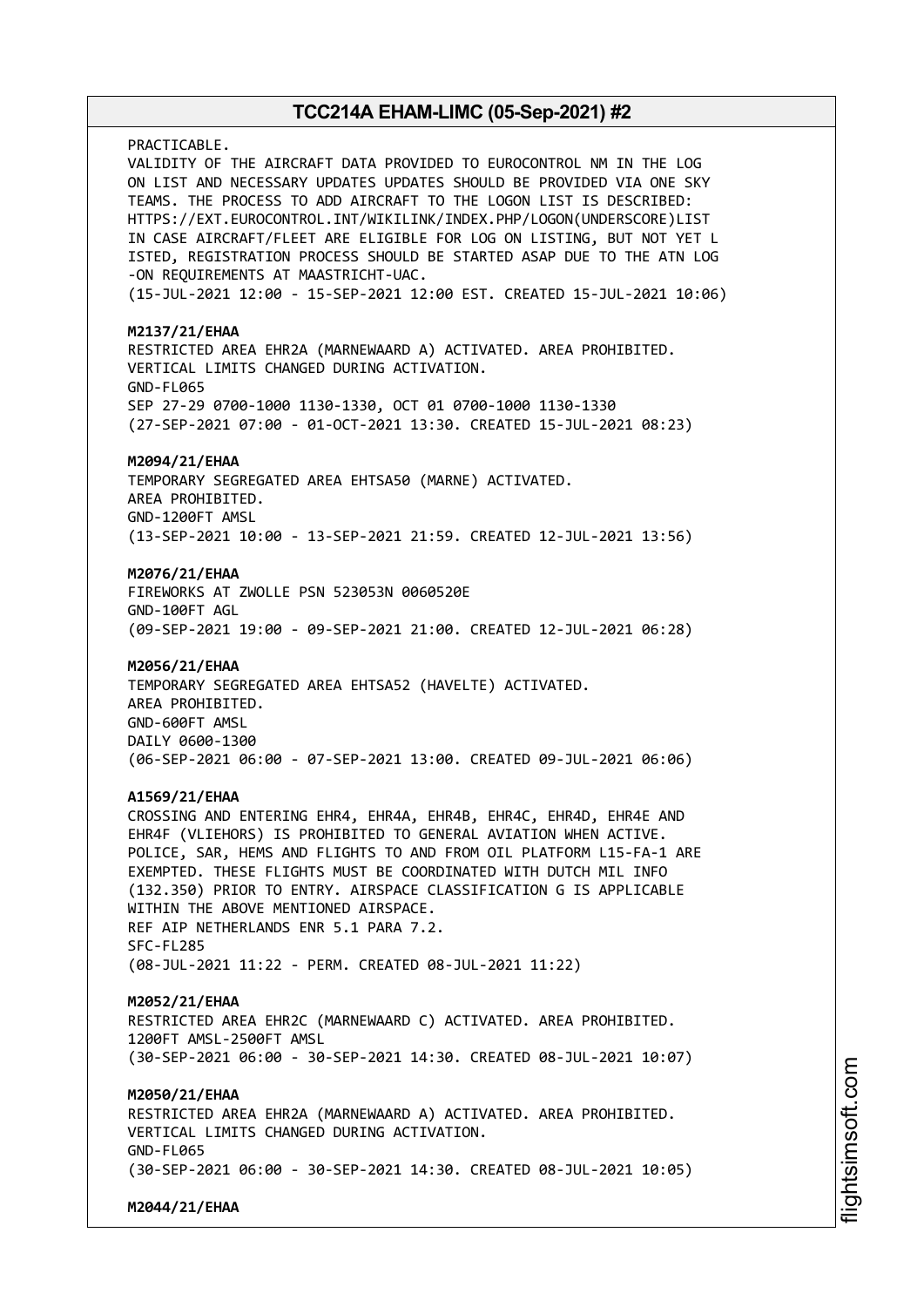PRACTICABLE.
VALIDITY OF THE AIRCRAFT DATA PROVIDED TO EUROCONTROL NM IN THE LOG ON LIST AND NECESSARY UPDATES UPDATES SHOULD BE PROVIDED VIA ONE SKY TEAMS. THE PROCESS TO ADD AIRCRAFT TO THE LOGON LIST IS DESCRIBED: HTTPS://EXT.EUROCONTROL.INT/WIKILINK/INDEX.PHP/LOGON(UNDERSCORE)LIST IN CASE AIRCRAFT/FLEET ARE ELIGIBLE FOR LOG ON LISTING, BUT NOT YET L ISTED, REGISTRATION PROCESS SHOULD BE STARTED ASAP DUE TO THE ATN LOG -ON REQUIREMENTS AT MAASTRICHT-UAC.
(15-JUL-2021 12:00 - 15-SEP-2021 12:00 EST. CREATED 15-JUL-2021 10:06)

**M2137/21/EHAA**
RESTRICTED AREA EHR2A (MARNEWAARD A) ACTIVATED. AREA PROHIBITED.
VERTICAL LIMITS CHANGED DURING ACTIVATION.
GND-FL065
SEP 27-29 0700-1000 1130-1330, OCT 01 0700-1000 1130-1330
(27-SEP-2021 07:00 - 01-OCT-2021 13:30. CREATED 15-JUL-2021 08:23)

**M2094/21/EHAA**
TEMPORARY SEGREGATED AREA EHTSA50 (MARNE) ACTIVATED.
AREA PROHIBITED.
GND-1200FT AMSL
(13-SEP-2021 10:00 - 13-SEP-2021 21:59. CREATED 12-JUL-2021 13:56)

**M2076/21/EHAA**
FIREWORKS AT ZWOLLE PSN 523053N 0060520E
GND-100FT AGL
(09-SEP-2021 19:00 - 09-SEP-2021 21:00. CREATED 12-JUL-2021 06:28)

**M2056/21/EHAA**
TEMPORARY SEGREGATED AREA EHTSA52 (HAVELTE) ACTIVATED.
AREA PROHIBITED.
GND-600FT AMSL
DAILY 0600-1300
(06-SEP-2021 06:00 - 07-SEP-2021 13:00. CREATED 09-JUL-2021 06:06)

**A1569/21/EHAA**
CROSSING AND ENTERING EHR4, EHR4A, EHR4B, EHR4C, EHR4D, EHR4E AND EHR4F (VLIEHORS) IS PROHIBITED TO GENERAL AVIATION WHEN ACTIVE.
POLICE, SAR, HEMS AND FLIGHTS TO AND FROM OIL PLATFORM L15-FA-1 ARE EXEMPTED. THESE FLIGHTS MUST BE COORDINATED WITH DUTCH MIL INFO (132.350) PRIOR TO ENTRY. AIRSPACE CLASSIFICATION G IS APPLICABLE WITHIN THE ABOVE MENTIONED AIRSPACE.
REF AIP NETHERLANDS ENR 5.1 PARA 7.2.
SFC-FL285
(08-JUL-2021 11:22 - PERM. CREATED 08-JUL-2021 11:22)

**M2052/21/EHAA**
RESTRICTED AREA EHR2C (MARNEWAARD C) ACTIVATED. AREA PROHIBITED.
1200FT AMSL-2500FT AMSL
(30-SEP-2021 06:00 - 30-SEP-2021 14:30. CREATED 08-JUL-2021 10:07)

**M2050/21/EHAA**
RESTRICTED AREA EHR2A (MARNEWAARD A) ACTIVATED. AREA PROHIBITED.
VERTICAL LIMITS CHANGED DURING ACTIVATION.
GND-FL065
(30-SEP-2021 06:00 - 30-SEP-2021 14:30. CREATED 08-JUL-2021 10:05)

**M2044/21/EHAA**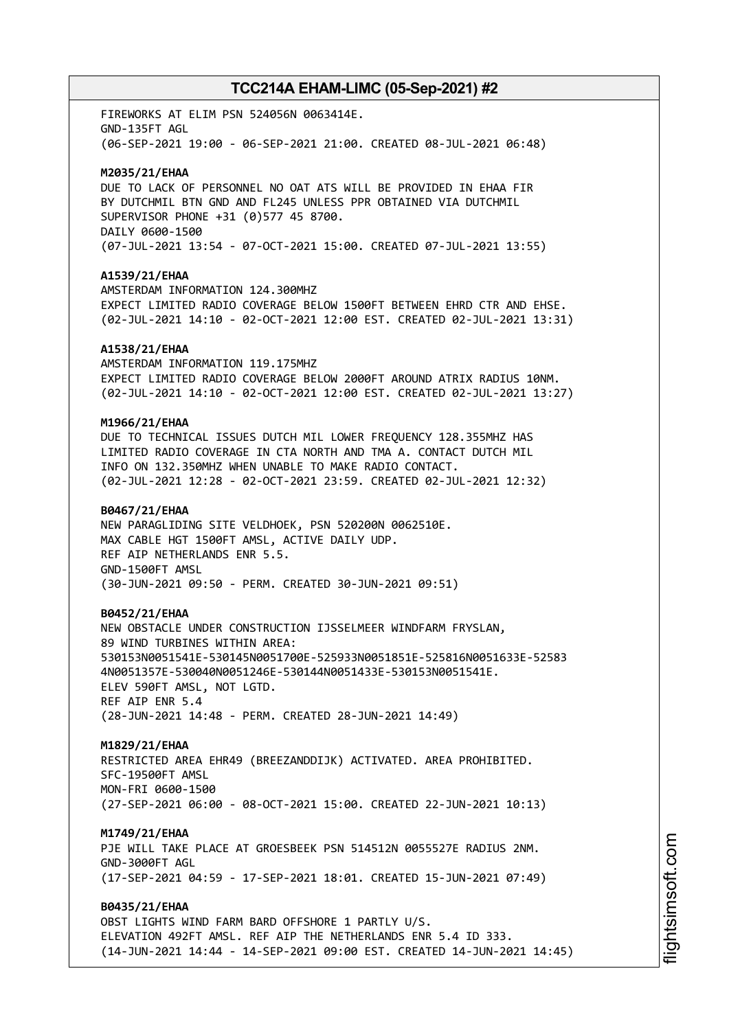FIREWORKS AT ELIM PSN 524056N 0063414E.
GND-135FT AGL
(06-SEP-2021 19:00 - 06-SEP-2021 21:00. CREATED 08-JUL-2021 06:48)

**M2035/21/EHAA**
DUE TO LACK OF PERSONNEL NO OAT ATS WILL BE PROVIDED IN EHAA FIR
BY DUTCHMIL BTN GND AND FL245 UNLESS PPR OBTAINED VIA DUTCHMIL
SUPERVISOR PHONE +31 (0)577 45 8700.
DAILY 0600-1500
(07-JUL-2021 13:54 - 07-OCT-2021 15:00. CREATED 07-JUL-2021 13:55)

**A1539/21/EHAA**
AMSTERDAM INFORMATION 124.300MHZ
EXPECT LIMITED RADIO COVERAGE BELOW 1500FT BETWEEN EHRD CTR AND EHSE.
(02-JUL-2021 14:10 - 02-OCT-2021 12:00 EST. CREATED 02-JUL-2021 13:31)

**A1538/21/EHAA**
AMSTERDAM INFORMATION 119.175MHZ
EXPECT LIMITED RADIO COVERAGE BELOW 2000FT AROUND ATRIX RADIUS 10NM.
(02-JUL-2021 14:10 - 02-OCT-2021 12:00 EST. CREATED 02-JUL-2021 13:27)

**M1966/21/EHAA**
DUE TO TECHNICAL ISSUES DUTCH MIL LOWER FREQUENCY 128.355MHZ HAS
LIMITED RADIO COVERAGE IN CTA NORTH AND TMA A. CONTACT DUTCH MIL
INFO ON 132.350MHZ WHEN UNABLE TO MAKE RADIO CONTACT.
(02-JUL-2021 12:28 - 02-OCT-2021 23:59. CREATED 02-JUL-2021 12:32)

**B0467/21/EHAA**
NEW PARAGLIDING SITE VELDHOEK, PSN 520200N 0062510E.
MAX CABLE HGT 1500FT AMSL, ACTIVE DAILY UDP.
REF AIP NETHERLANDS ENR 5.5.
GND-1500FT AMSL
(30-JUN-2021 09:50 - PERM. CREATED 30-JUN-2021 09:51)

**B0452/21/EHAA**
NEW OBSTACLE UNDER CONSTRUCTION IJSSELMEER WINDFARM FRYSLAN,
89 WIND TURBINES WITHIN AREA:
530153N0051541E-530145N0051700E-525933N0051851E-525816N0051633E-52583
4N0051357E-530040N0051246E-530144N0051433E-530153N0051541E.
ELEV 590FT AMSL, NOT LGTD.
REF AIP ENR 5.4
(28-JUN-2021 14:48 - PERM. CREATED 28-JUN-2021 14:49)

**M1829/21/EHAA**
RESTRICTED AREA EHR49 (BREEZANDDIJK) ACTIVATED. AREA PROHIBITED.
SFC-19500FT AMSL
MON-FRI 0600-1500
(27-SEP-2021 06:00 - 08-OCT-2021 15:00. CREATED 22-JUN-2021 10:13)

**M1749/21/EHAA**
PJE WILL TAKE PLACE AT GROESBEEK PSN 514512N 0055527E RADIUS 2NM.
GND-3000FT AGL
(17-SEP-2021 04:59 - 17-SEP-2021 18:01. CREATED 15-JUN-2021 07:49)

**B0435/21/EHAA**
OBST LIGHTS WIND FARM BARD OFFSHORE 1 PARTLY U/S.
ELEVATION 492FT AMSL. REF AIP THE NETHERLANDS ENR 5.4 ID 333.
(14-JUN-2021 14:44 - 14-SEP-2021 09:00 EST. CREATED 14-JUN-2021 14:45)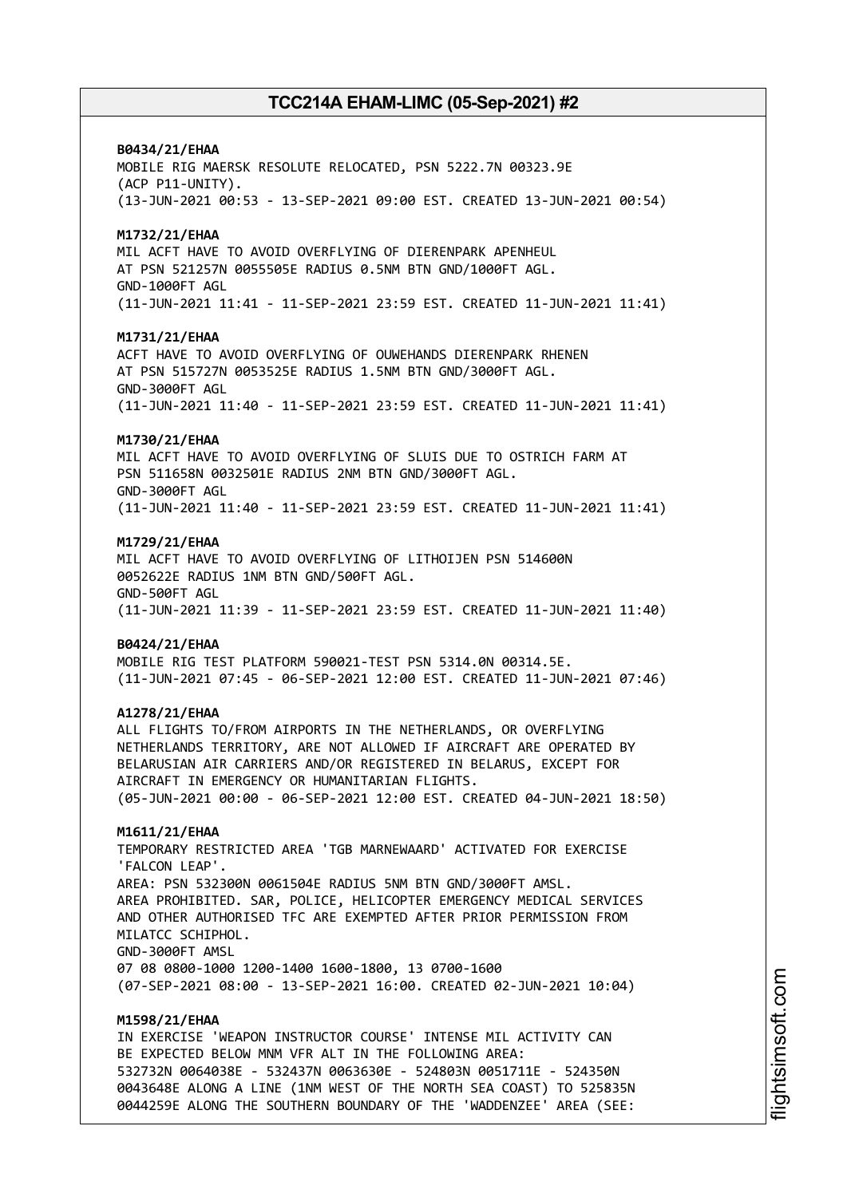**B0434/21/EHAA**
MOBILE RIG MAERSK RESOLUTE RELOCATED, PSN 5222.7N 00323.9E
(ACP P11-UNITY).
(13-JUN-2021 00:53 - 13-SEP-2021 09:00 EST. CREATED 13-JUN-2021 00:54)

**M1732/21/EHAA**
MIL ACFT HAVE TO AVOID OVERFLYING OF DIERENPARK APENHEUL
AT PSN 521257N 0055505E RADIUS 0.5NM BTN GND/1000FT AGL.
GND-1000FT AGL
(11-JUN-2021 11:41 - 11-SEP-2021 23:59 EST. CREATED 11-JUN-2021 11:41)

**M1731/21/EHAA**
ACFT HAVE TO AVOID OVERFLYING OF OUWEHANDS DIERENPARK RHENEN
AT PSN 515727N 0053525E RADIUS 1.5NM BTN GND/3000FT AGL.
GND-3000FT AGL
(11-JUN-2021 11:40 - 11-SEP-2021 23:59 EST. CREATED 11-JUN-2021 11:41)

**M1730/21/EHAA**
MIL ACFT HAVE TO AVOID OVERFLYING OF SLUIS DUE TO OSTRICH FARM AT
PSN 511658N 0032501E RADIUS 2NM BTN GND/3000FT AGL.
GND-3000FT AGL
(11-JUN-2021 11:40 - 11-SEP-2021 23:59 EST. CREATED 11-JUN-2021 11:41)

**M1729/21/EHAA**
MIL ACFT HAVE TO AVOID OVERFLYING OF LITHOIJEN PSN 514600N
0052622E RADIUS 1NM BTN GND/500FT AGL.
GND-500FT AGL
(11-JUN-2021 11:39 - 11-SEP-2021 23:59 EST. CREATED 11-JUN-2021 11:40)

**B0424/21/EHAA**
MOBILE RIG TEST PLATFORM 590021-TEST PSN 5314.0N 00314.5E.
(11-JUN-2021 07:45 - 06-SEP-2021 12:00 EST. CREATED 11-JUN-2021 07:46)

**A1278/21/EHAA**
ALL FLIGHTS TO/FROM AIRPORTS IN THE NETHERLANDS, OR OVERFLYING
NETHERLANDS TERRITORY, ARE NOT ALLOWED IF AIRCRAFT ARE OPERATED BY
BELARUSIAN AIR CARRIERS AND/OR REGISTERED IN BELARUS, EXCEPT FOR
AIRCRAFT IN EMERGENCY OR HUMANITARIAN FLIGHTS.
(05-JUN-2021 00:00 - 06-SEP-2021 12:00 EST. CREATED 04-JUN-2021 18:50)

**M1611/21/EHAA**
TEMPORARY RESTRICTED AREA 'TGB MARNEWAARD' ACTIVATED FOR EXERCISE
'FALCON LEAP'.
AREA: PSN 532300N 0061504E RADIUS 5NM BTN GND/3000FT AMSL.
AREA PROHIBITED. SAR, POLICE, HELICOPTER EMERGENCY MEDICAL SERVICES
AND OTHER AUTHORISED TFC ARE EXEMPTED AFTER PRIOR PERMISSION FROM
MILATCC SCHIPHOL.
GND-3000FT AMSL
07 08 0800-1000 1200-1400 1600-1800, 13 0700-1600
(07-SEP-2021 08:00 - 13-SEP-2021 16:00. CREATED 02-JUN-2021 10:04)

**M1598/21/EHAA**
IN EXERCISE 'WEAPON INSTRUCTOR COURSE' INTENSE MIL ACTIVITY CAN
BE EXPECTED BELOW MNM VFR ALT IN THE FOLLOWING AREA:
532732N 0064038E - 532437N 0063630E - 524803N 0051711E - 524350N
0043648E ALONG A LINE (1NM WEST OF THE NORTH SEA COAST) TO 525835N
0044259E ALONG THE SOUTHERN BOUNDARY OF THE 'WADDENZEE' AREA (SEE: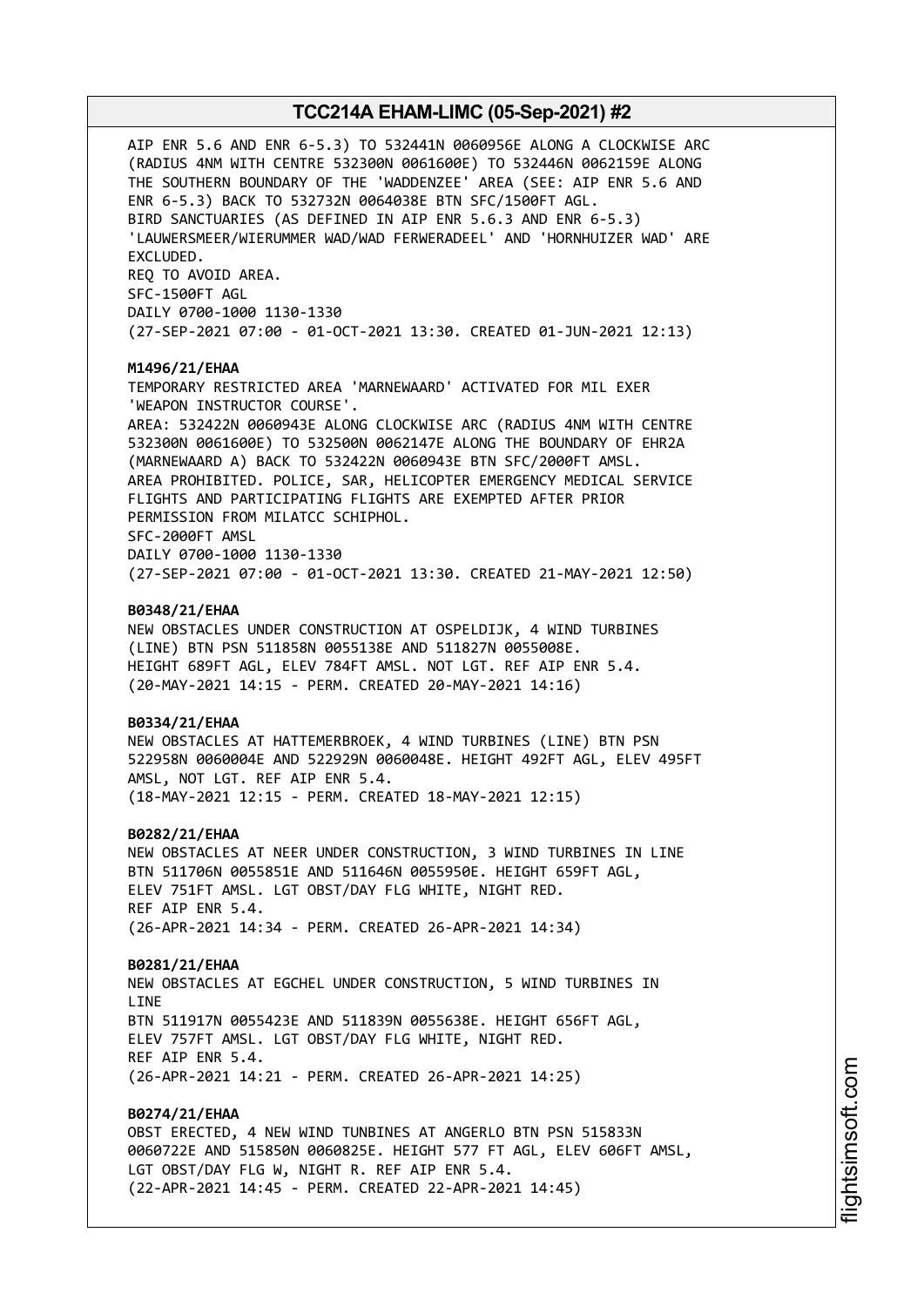AIP ENR 5.6 AND ENR 6-5.3) TO 532441N 0060956E ALONG A CLOCKWISE ARC (RADIUS 4NM WITH CENTRE 532300N 0061600E) TO 532446N 0062159E ALONG THE SOUTHERN BOUNDARY OF THE 'WADDENZEE' AREA (SEE: AIP ENR 5.6 AND ENR 6-5.3) BACK TO 532732N 0064038E BTN SFC/1500FT AGL.
BIRD SANCTUARIES (AS DEFINED IN AIP ENR 5.6.3 AND ENR 6-5.3) 'LAUWERSMEER/WIERUMMER WAD/WAD FERWERADEEL' AND 'HORNHUIZER WAD' ARE EXCLUDED.
REQ TO AVOID AREA.
SFC-1500FT AGL
DAILY 0700-1000 1130-1330
(27-SEP-2021 07:00 - 01-OCT-2021 13:30. CREATED 01-JUN-2021 12:13)

**M1496/21/EHAA**
TEMPORARY RESTRICTED AREA 'MARNEWAARD' ACTIVATED FOR MIL EXER 'WEAPON INSTRUCTOR COURSE'.
AREA: 532422N 0060943E ALONG CLOCKWISE ARC (RADIUS 4NM WITH CENTRE 532300N 0061600E) TO 532500N 0062147E ALONG THE BOUNDARY OF EHR2A (MARNEWAARD A) BACK TO 532422N 0060943E BTN SFC/2000FT AMSL.
AREA PROHIBITED. POLICE, SAR, HELICOPTER EMERGENCY MEDICAL SERVICE FLIGHTS AND PARTICIPATING FLIGHTS ARE EXEMPTED AFTER PRIOR PERMISSION FROM MILATCC SCHIPHOL.
SFC-2000FT AMSL
DAILY 0700-1000 1130-1330
(27-SEP-2021 07:00 - 01-OCT-2021 13:30. CREATED 21-MAY-2021 12:50)

**B0348/21/EHAA**
NEW OBSTACLES UNDER CONSTRUCTION AT OSPELDIJK, 4 WIND TURBINES (LINE) BTN PSN 511858N 0055138E AND 511827N 0055008E.
HEIGHT 689FT AGL, ELEV 784FT AMSL. NOT LGT. REF AIP ENR 5.4.
(20-MAY-2021 14:15 - PERM. CREATED 20-MAY-2021 14:16)

**B0334/21/EHAA**
NEW OBSTACLES AT HATTEMERBROEK, 4 WIND TURBINES (LINE) BTN PSN 522958N 0060004E AND 522929N 0060048E. HEIGHT 492FT AGL, ELEV 495FT AMSL, NOT LGT. REF AIP ENR 5.4.
(18-MAY-2021 12:15 - PERM. CREATED 18-MAY-2021 12:15)

**B0282/21/EHAA**
NEW OBSTACLES AT NEER UNDER CONSTRUCTION, 3 WIND TURBINES IN LINE BTN 511706N 0055851E AND 511646N 0055950E. HEIGHT 659FT AGL, ELEV 751FT AMSL. LGT OBST/DAY FLG WHITE, NIGHT RED.
REF AIP ENR 5.4.
(26-APR-2021 14:34 - PERM. CREATED 26-APR-2021 14:34)

**B0281/21/EHAA**
NEW OBSTACLES AT EGCHEL UNDER CONSTRUCTION, 5 WIND TURBINES IN LINE
BTN 511917N 0055423E AND 511839N 0055638E. HEIGHT 656FT AGL, ELEV 757FT AMSL. LGT OBST/DAY FLG WHITE, NIGHT RED.
REF AIP ENR 5.4.
(26-APR-2021 14:21 - PERM. CREATED 26-APR-2021 14:25)

**B0274/21/EHAA**
OBST ERECTED, 4 NEW WIND TUNBINES AT ANGERLO BTN PSN 515833N 0060722E AND 515850N 0060825E. HEIGHT 577 FT AGL, ELEV 606FT AMSL, LGT OBST/DAY FLG W, NIGHT R. REF AIP ENR 5.4.
(22-APR-2021 14:45 - PERM. CREATED 22-APR-2021 14:45)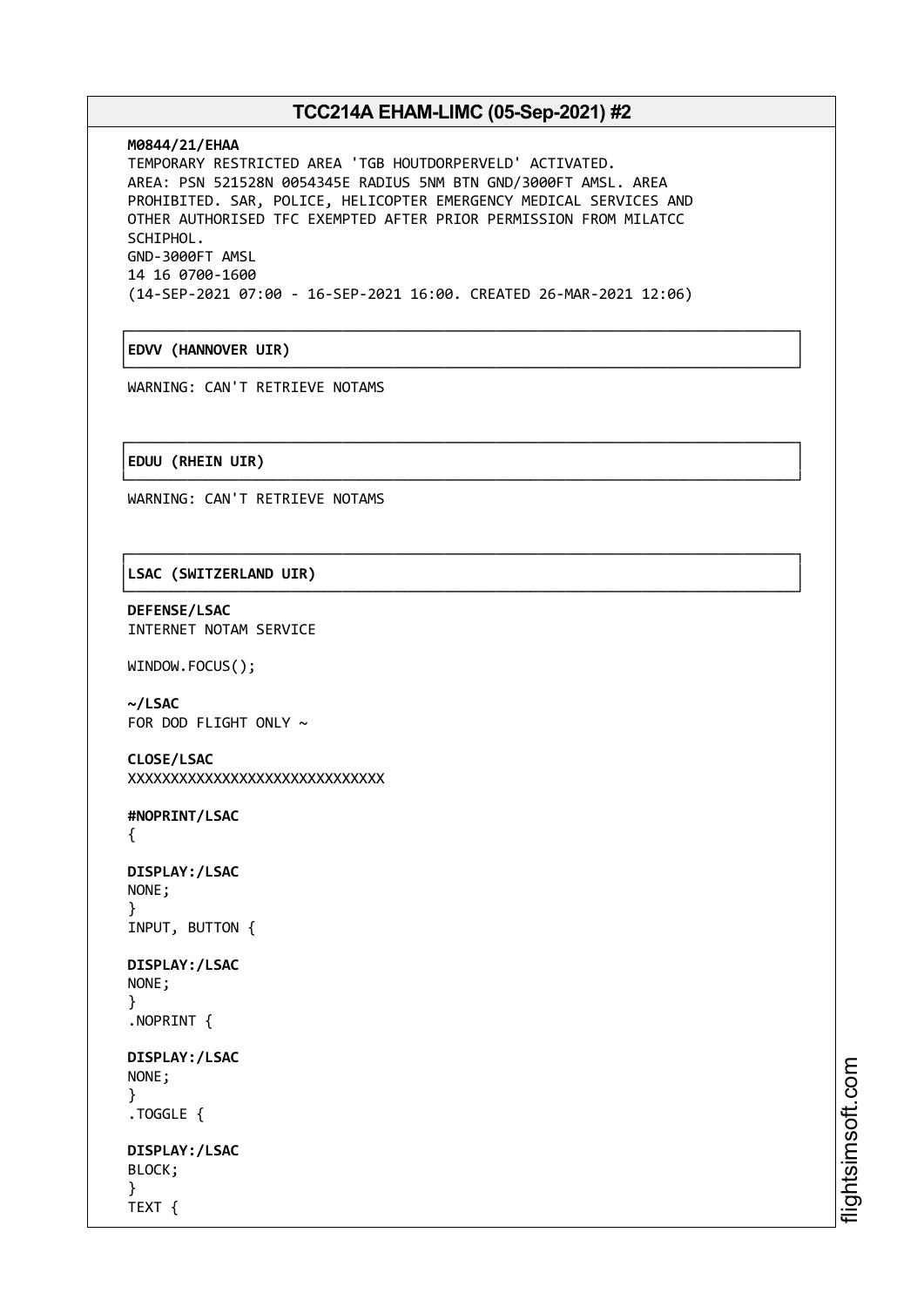**M0844/21/EHAA**
TEMPORARY RESTRICTED AREA 'TGB HOUTDORPERVELD' ACTIVATED.
AREA: PSN 521528N 0054345E RADIUS 5NM BTN GND/3000FT AMSL. AREA
PROHIBITED. SAR, POLICE, HELICOPTER EMERGENCY MEDICAL SERVICES AND
OTHER AUTHORISED TFC EXEMPTED AFTER PRIOR PERMISSION FROM MILATCC
SCHIPHOL.
GND-3000FT AMSL
14 16 0700-1600
(14-SEP-2021 07:00 - 16-SEP-2021 16:00. CREATED 26-MAR-2021 12:06)

**EDVV (HANNOVER UIR)**

WARNING: CAN'T RETRIEVE NOTAMS

**EDUU (RHEIN UIR)**

WARNING: CAN'T RETRIEVE NOTAMS

**LSAC (SWITZERLAND UIR)**

**DEFENSE/LSAC**
INTERNET NOTAM SERVICE

WINDOW.FOCUS();

**~/LSAC**
FOR DOD FLIGHT ONLY ~

**CLOSE/LSAC**
XXXXXXXXXXXXXXXXXXXXXXXXXXXXXX

**#NOPRINT/LSAC**
{

**DISPLAY:/LSAC**
NONE;
}
INPUT, BUTTON {

**DISPLAY:/LSAC**
NONE;
}
.NOPRINT {

**DISPLAY:/LSAC**
NONE;
}
.TOGGLE {

**DISPLAY:/LSAC**
BLOCK;
}
TEXT {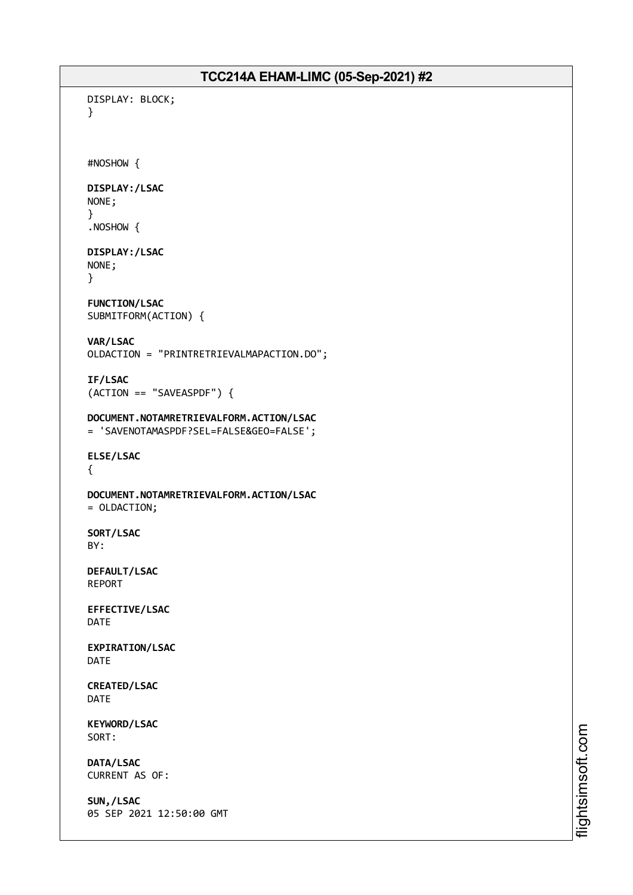DISPLAY: BLOCK;
}

#NOSHOW {

**DISPLAY:/LSAC**
NONE;
}
.NOSHOW {

**DISPLAY:/LSAC**
NONE;
}

**FUNCTION/LSAC**
SUBMITFORM(ACTION) {

**VAR/LSAC**
OLDACTION = "PRINTRETRIEVALMAPACTION.DO";

**IF/LSAC**
(ACTION == "SAVEASPDF") {

**DOCUMENT.NOTAMRETRIEVALFORM.ACTION/LSAC**
= 'SAVENOTAMASPDF?SEL=FALSE&GEO=FALSE';

**ELSE/LSAC**
{

**DOCUMENT.NOTAMRETRIEVALFORM.ACTION/LSAC**
= OLDACTION;

**SORT/LSAC**
BY:

**DEFAULT/LSAC**
REPORT

**EFFECTIVE/LSAC**
DATE

**EXPIRATION/LSAC**
DATE

**CREATED/LSAC**
DATE

**KEYWORD/LSAC**
SORT:

**DATA/LSAC**
CURRENT AS OF:

**SUN,/LSAC**
05 SEP 2021 12:50:00 GMT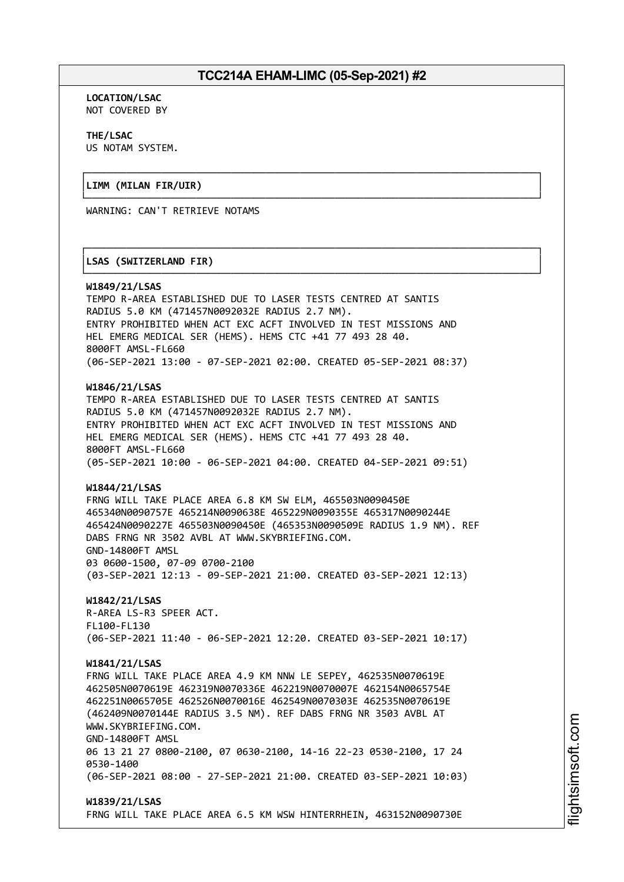**LOCATION/LSAC**
NOT COVERED BY

**THE/LSAC**
US NOTAM SYSTEM.

**LIMM (MILAN FIR/UIR)**

WARNING: CAN'T RETRIEVE NOTAMS

**LSAS (SWITZERLAND FIR)**

**W1849/21/LSAS**
TEMPO R-AREA ESTABLISHED DUE TO LASER TESTS CENTRED AT SANTIS
RADIUS 5.0 KM (471457N0092032E RADIUS 2.7 NM).
ENTRY PROHIBITED WHEN ACT EXC ACFT INVOLVED IN TEST MISSIONS AND
HEL EMERG MEDICAL SER (HEMS). HEMS CTC +41 77 493 28 40.
8000FT AMSL-FL660
(06-SEP-2021 13:00 - 07-SEP-2021 02:00. CREATED 05-SEP-2021 08:37)

**W1846/21/LSAS**
TEMPO R-AREA ESTABLISHED DUE TO LASER TESTS CENTRED AT SANTIS
RADIUS 5.0 KM (471457N0092032E RADIUS 2.7 NM).
ENTRY PROHIBITED WHEN ACT EXC ACFT INVOLVED IN TEST MISSIONS AND
HEL EMERG MEDICAL SER (HEMS). HEMS CTC +41 77 493 28 40.
8000FT AMSL-FL660
(05-SEP-2021 10:00 - 06-SEP-2021 04:00. CREATED 04-SEP-2021 09:51)

**W1844/21/LSAS**
FRNG WILL TAKE PLACE AREA 6.8 KM SW ELM, 465503N0090450E
465340N0090757E 465214N0090638E 465229N0090355E 465317N0090244E
465424N0090227E 465503N0090450E (465353N0090509E RADIUS 1.9 NM). REF
DABS FRNG NR 3502 AVBL AT WWW.SKYBRIEFING.COM.
GND-14800FT AMSL
03 0600-1500, 07-09 0700-2100
(03-SEP-2021 12:13 - 09-SEP-2021 21:00. CREATED 03-SEP-2021 12:13)

**W1842/21/LSAS**
R-AREA LS-R3 SPEER ACT.
FL100-FL130
(06-SEP-2021 11:40 - 06-SEP-2021 12:20. CREATED 03-SEP-2021 10:17)

**W1841/21/LSAS**
FRNG WILL TAKE PLACE AREA 4.9 KM NNW LE SEPEY, 462535N0070619E
462505N0070619E 462319N0070336E 462219N0070007E 462154N0065754E
462251N0065705E 462526N0070016E 462549N0070303E 462535N0070619E
(462409N0070144E RADIUS 3.5 NM). REF DABS FRNG NR 3503 AVBL AT
WWW.SKYBRIEFING.COM.
GND-14800FT AMSL
06 13 21 27 0800-2100, 07 0630-2100, 14-16 22-23 0530-2100, 17 24
0530-1400
(06-SEP-2021 08:00 - 27-SEP-2021 21:00. CREATED 03-SEP-2021 10:03)

**W1839/21/LSAS**
FRNG WILL TAKE PLACE AREA 6.5 KM WSW HINTERRHEIN, 463152N0090730E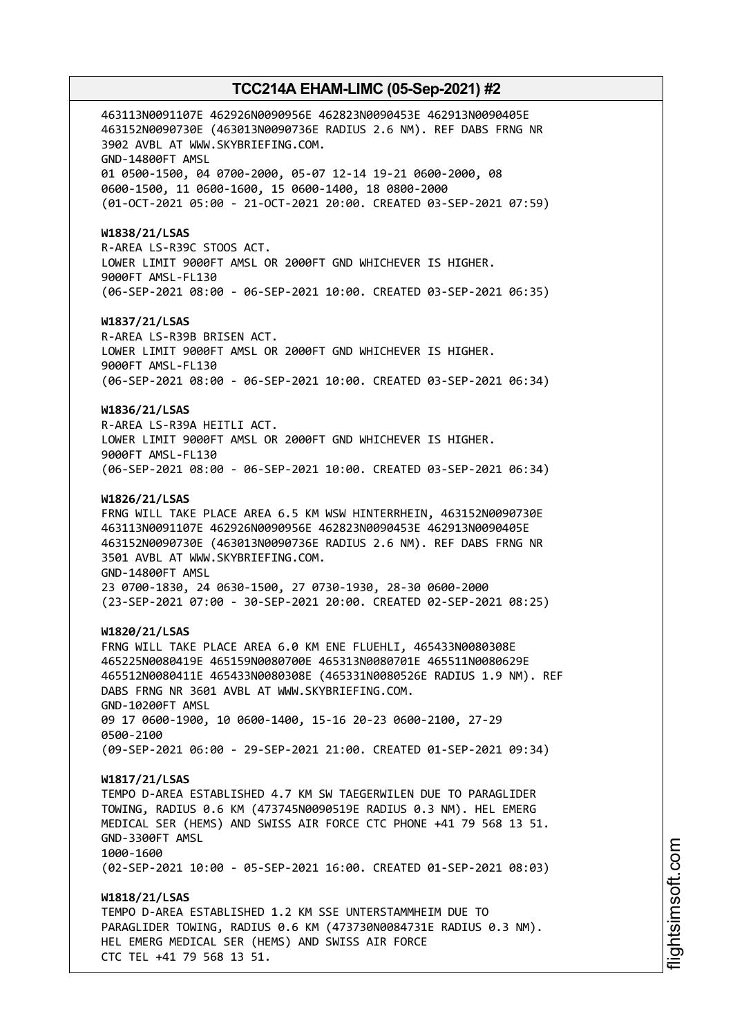463113N0091107E 462926N0090956E 462823N0090453E 462913N0090405E
463152N0090730E (463013N0090736E RADIUS 2.6 NM). REF DABS FRNG NR
3902 AVBL AT WWW.SKYBRIEFING.COM.
GND-14800FT AMSL
01 0500-1500, 04 0700-2000, 05-07 12-14 19-21 0600-2000, 08
0600-1500, 11 0600-1600, 15 0600-1400, 18 0800-2000
(01-OCT-2021 05:00 - 21-OCT-2021 20:00. CREATED 03-SEP-2021 07:59)

**W1838/21/LSAS**
R-AREA LS-R39C STOOS ACT.
LOWER LIMIT 9000FT AMSL OR 2000FT GND WHICHEVER IS HIGHER.
9000FT AMSL-FL130
(06-SEP-2021 08:00 - 06-SEP-2021 10:00. CREATED 03-SEP-2021 06:35)

**W1837/21/LSAS**
R-AREA LS-R39B BRISEN ACT.
LOWER LIMIT 9000FT AMSL OR 2000FT GND WHICHEVER IS HIGHER.
9000FT AMSL-FL130
(06-SEP-2021 08:00 - 06-SEP-2021 10:00. CREATED 03-SEP-2021 06:34)

**W1836/21/LSAS**
R-AREA LS-R39A HEITLI ACT.
LOWER LIMIT 9000FT AMSL OR 2000FT GND WHICHEVER IS HIGHER.
9000FT AMSL-FL130
(06-SEP-2021 08:00 - 06-SEP-2021 10:00. CREATED 03-SEP-2021 06:34)

**W1826/21/LSAS**
FRNG WILL TAKE PLACE AREA 6.5 KM WSW HINTERRHEIN, 463152N0090730E
463113N0091107E 462926N0090956E 462823N0090453E 462913N0090405E
463152N0090730E (463013N0090736E RADIUS 2.6 NM). REF DABS FRNG NR
3501 AVBL AT WWW.SKYBRIEFING.COM.
GND-14800FT AMSL
23 0700-1830, 24 0630-1500, 27 0730-1930, 28-30 0600-2000
(23-SEP-2021 07:00 - 30-SEP-2021 20:00. CREATED 02-SEP-2021 08:25)

**W1820/21/LSAS**
FRNG WILL TAKE PLACE AREA 6.0 KM ENE FLUEHLI, 465433N0080308E
465225N0080419E 465159N0080700E 465313N0080701E 465511N0080629E
465512N0080411E 465433N0080308E (465331N0080526E RADIUS 1.9 NM). REF
DABS FRNG NR 3601 AVBL AT WWW.SKYBRIEFING.COM.
GND-10200FT AMSL
09 17 0600-1900, 10 0600-1400, 15-16 20-23 0600-2100, 27-29
0500-2100
(09-SEP-2021 06:00 - 29-SEP-2021 21:00. CREATED 01-SEP-2021 09:34)

**W1817/21/LSAS**
TEMPO D-AREA ESTABLISHED 4.7 KM SW TAEGERWILEN DUE TO PARAGLIDER
TOWING, RADIUS 0.6 KM (473745N0090519E RADIUS 0.3 NM). HEL EMERG
MEDICAL SER (HEMS) AND SWISS AIR FORCE CTC PHONE +41 79 568 13 51.
GND-3300FT AMSL
1000-1600
(02-SEP-2021 10:00 - 05-SEP-2021 16:00. CREATED 01-SEP-2021 08:03)

**W1818/21/LSAS**
TEMPO D-AREA ESTABLISHED 1.2 KM SSE UNTERSTAMMHEIM DUE TO
PARAGLIDER TOWING, RADIUS 0.6 KM (473730N0084731E RADIUS 0.3 NM).
HEL EMERG MEDICAL SER (HEMS) AND SWISS AIR FORCE
CTC TEL +41 79 568 13 51.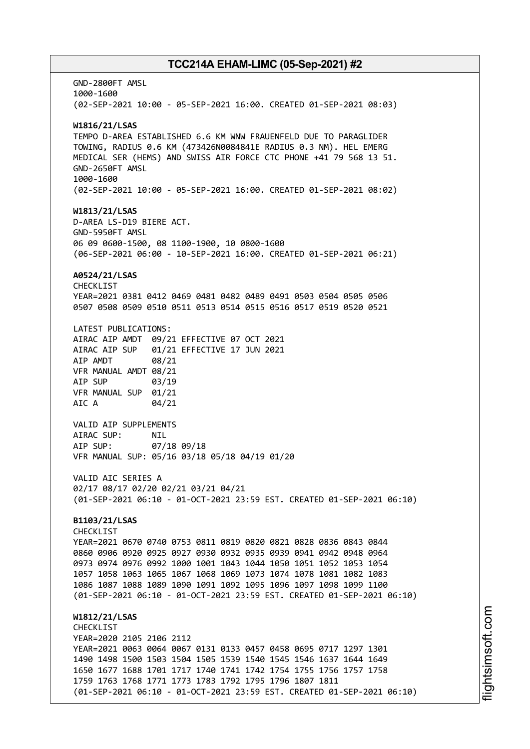GND-2800FT AMSL
1000-1600
(02-SEP-2021 10:00 - 05-SEP-2021 16:00. CREATED 01-SEP-2021 08:03)

**W1816/21/LSAS**
TEMPO D-AREA ESTABLISHED 6.6 KM WNW FRAUENFELD DUE TO PARAGLIDER TOWING, RADIUS 0.6 KM (473426N0084841E RADIUS 0.3 NM). HEL EMERG MEDICAL SER (HEMS) AND SWISS AIR FORCE CTC PHONE +41 79 568 13 51.
GND-2650FT AMSL
1000-1600
(02-SEP-2021 10:00 - 05-SEP-2021 16:00. CREATED 01-SEP-2021 08:02)

**W1813/21/LSAS**
D-AREA LS-D19 BIERE ACT.
GND-5950FT AMSL
06 09 0600-1500, 08 1100-1900, 10 0800-1600
(06-SEP-2021 06:00 - 10-SEP-2021 16:00. CREATED 01-SEP-2021 06:21)

**A0524/21/LSAS**
CHECKLIST
YEAR=2021 0381 0412 0469 0481 0482 0489 0491 0503 0504 0505 0506 0507 0508 0509 0510 0511 0513 0514 0515 0516 0517 0519 0520 0521

LATEST PUBLICATIONS:
AIRAC AIP AMDT 09/21 EFFECTIVE 07 OCT 2021
AIRAC AIP SUP 01/21 EFFECTIVE 17 JUN 2021
AIP AMDT 08/21
VFR MANUAL AMDT 08/21
AIP SUP 03/19
VFR MANUAL SUP 01/21
AIC A 04/21

VALID AIP SUPPLEMENTS
AIRAC SUP: NIL
AIP SUP: 07/18 09/18
VFR MANUAL SUP: 05/16 03/18 05/18 04/19 01/20

VALID AIC SERIES A
02/17 08/17 02/20 02/21 03/21 04/21
(01-SEP-2021 06:10 - 01-OCT-2021 23:59 EST. CREATED 01-SEP-2021 06:10)

**B1103/21/LSAS**
CHECKLIST
YEAR=2021 0670 0740 0753 0811 0819 0820 0821 0828 0836 0843 0844 0860 0906 0920 0925 0927 0930 0932 0935 0939 0941 0942 0948 0964 0973 0974 0976 0992 1000 1001 1043 1044 1050 1051 1052 1053 1054 1057 1058 1063 1065 1067 1068 1069 1073 1074 1078 1081 1082 1083 1086 1087 1088 1089 1090 1091 1092 1095 1096 1097 1098 1099 1100
(01-SEP-2021 06:10 - 01-OCT-2021 23:59 EST. CREATED 01-SEP-2021 06:10)

**W1812/21/LSAS**
CHECKLIST
YEAR=2020 2105 2106 2112
YEAR=2021 0063 0064 0067 0131 0133 0457 0458 0695 0717 1297 1301 1490 1498 1500 1503 1504 1505 1539 1540 1545 1546 1637 1644 1649 1650 1677 1688 1701 1717 1740 1741 1742 1754 1755 1756 1757 1758 1759 1763 1768 1771 1773 1783 1792 1795 1796 1807 1811
(01-SEP-2021 06:10 - 01-OCT-2021 23:59 EST. CREATED 01-SEP-2021 06:10)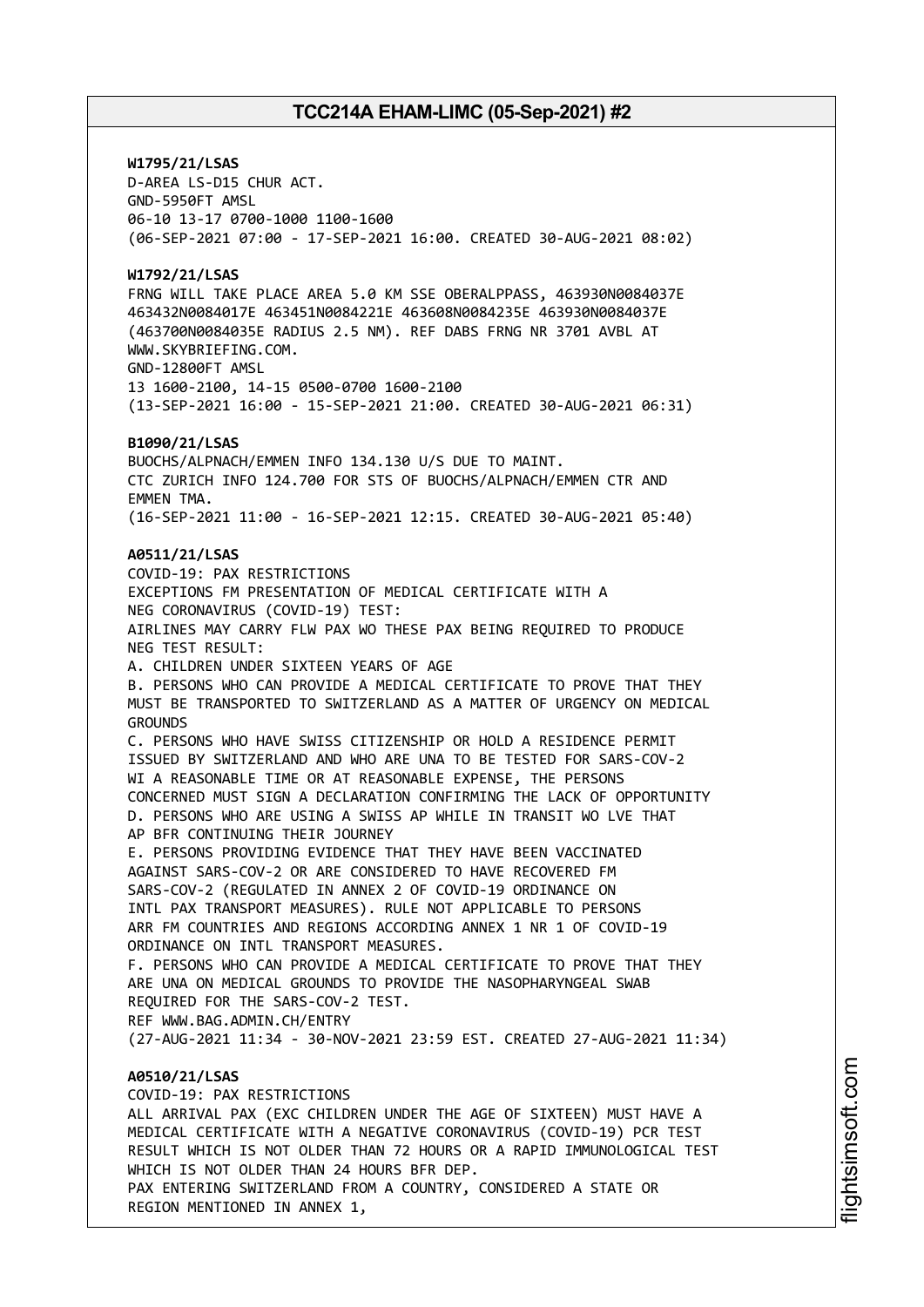**W1795/21/LSAS**
D-AREA LS-D15 CHUR ACT.
GND-5950FT AMSL
06-10 13-17 0700-1000 1100-1600
(06-SEP-2021 07:00 - 17-SEP-2021 16:00. CREATED 30-AUG-2021 08:02)

**W1792/21/LSAS**
FRNG WILL TAKE PLACE AREA 5.0 KM SSE OBERALPPASS, 463930N0084037E
463432N0084017E 463451N0084221E 463608N0084235E 463930N0084037E
(463700N0084035E RADIUS 2.5 NM). REF DABS FRNG NR 3701 AVBL AT
WWW.SKYBRIEFING.COM.
GND-12800FT AMSL
13 1600-2100, 14-15 0500-0700 1600-2100
(13-SEP-2021 16:00 - 15-SEP-2021 21:00. CREATED 30-AUG-2021 06:31)

**B1090/21/LSAS**
BUOCHS/ALPNACH/EMMEN INFO 134.130 U/S DUE TO MAINT.
CTC ZURICH INFO 124.700 FOR STS OF BUOCHS/ALPNACH/EMMEN CTR AND
EMMEN TMA.
(16-SEP-2021 11:00 - 16-SEP-2021 12:15. CREATED 30-AUG-2021 05:40)

**A0511/21/LSAS**
COVID-19: PAX RESTRICTIONS
EXCEPTIONS FM PRESENTATION OF MEDICAL CERTIFICATE WITH A
NEG CORONAVIRUS (COVID-19) TEST:
AIRLINES MAY CARRY FLW PAX WO THESE PAX BEING REQUIRED TO PRODUCE
NEG TEST RESULT:
A. CHILDREN UNDER SIXTEEN YEARS OF AGE
B. PERSONS WHO CAN PROVIDE A MEDICAL CERTIFICATE TO PROVE THAT THEY
MUST BE TRANSPORTED TO SWITZERLAND AS A MATTER OF URGENCY ON MEDICAL
GROUNDS
C. PERSONS WHO HAVE SWISS CITIZENSHIP OR HOLD A RESIDENCE PERMIT
ISSUED BY SWITZERLAND AND WHO ARE UNA TO BE TESTED FOR SARS-COV-2
WI A REASONABLE TIME OR AT REASONABLE EXPENSE, THE PERSONS
CONCERNED MUST SIGN A DECLARATION CONFIRMING THE LACK OF OPPORTUNITY
D. PERSONS WHO ARE USING A SWISS AP WHILE IN TRANSIT WO LVE THAT
AP BFR CONTINUING THEIR JOURNEY
E. PERSONS PROVIDING EVIDENCE THAT THEY HAVE BEEN VACCINATED
AGAINST SARS-COV-2 OR ARE CONSIDERED TO HAVE RECOVERED FM
SARS-COV-2 (REGULATED IN ANNEX 2 OF COVID-19 ORDINANCE ON
INTL PAX TRANSPORT MEASURES). RULE NOT APPLICABLE TO PERSONS
ARR FM COUNTRIES AND REGIONS ACCORDING ANNEX 1 NR 1 OF COVID-19
ORDINANCE ON INTL TRANSPORT MEASURES.
F. PERSONS WHO CAN PROVIDE A MEDICAL CERTIFICATE TO PROVE THAT THEY
ARE UNA ON MEDICAL GROUNDS TO PROVIDE THE NASOPHARYNGEAL SWAB
REQUIRED FOR THE SARS-COV-2 TEST.
REF WWW.BAG.ADMIN.CH/ENTRY
(27-AUG-2021 11:34 - 30-NOV-2021 23:59 EST. CREATED 27-AUG-2021 11:34)

**A0510/21/LSAS**
COVID-19: PAX RESTRICTIONS
ALL ARRIVAL PAX (EXC CHILDREN UNDER THE AGE OF SIXTEEN) MUST HAVE A
MEDICAL CERTIFICATE WITH A NEGATIVE CORONAVIRUS (COVID-19) PCR TEST
RESULT WHICH IS NOT OLDER THAN 72 HOURS OR A RAPID IMMUNOLOGICAL TEST
WHICH IS NOT OLDER THAN 24 HOURS BFR DEP.
PAX ENTERING SWITZERLAND FROM A COUNTRY, CONSIDERED A STATE OR
REGION MENTIONED IN ANNEX 1,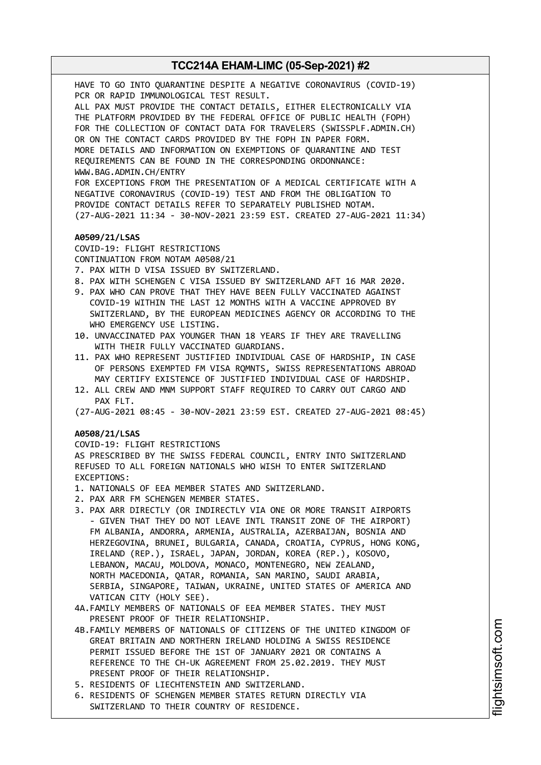HAVE TO GO INTO QUARANTINE DESPITE A NEGATIVE CORONAVIRUS (COVID-19) PCR OR RAPID IMMUNOLOGICAL TEST RESULT.
ALL PAX MUST PROVIDE THE CONTACT DETAILS, EITHER ELECTRONICALLY VIA THE PLATFORM PROVIDED BY THE FEDERAL OFFICE OF PUBLIC HEALTH (FOPH) FOR THE COLLECTION OF CONTACT DATA FOR TRAVELERS (SWISSPLF.ADMIN.CH) OR ON THE CONTACT CARDS PROVIDED BY THE FOPH IN PAPER FORM.
MORE DETAILS AND INFORMATION ON EXEMPTIONS OF QUARANTINE AND TEST REQUIREMENTS CAN BE FOUND IN THE CORRESPONDING ORDONNANCE:
WWW.BAG.ADMIN.CH/ENTRY
FOR EXCEPTIONS FROM THE PRESENTATION OF A MEDICAL CERTIFICATE WITH A NEGATIVE CORONAVIRUS (COVID-19) TEST AND FROM THE OBLIGATION TO PROVIDE CONTACT DETAILS REFER TO SEPARATELY PUBLISHED NOTAM.
(27-AUG-2021 11:34 - 30-NOV-2021 23:59 EST. CREATED 27-AUG-2021 11:34)

**A0509/21/LSAS**
COVID-19: FLIGHT RESTRICTIONS
CONTINUATION FROM NOTAM A0508/21
7. PAX WITH D VISA ISSUED BY SWITZERLAND.
8. PAX WITH SCHENGEN C VISA ISSUED BY SWITZERLAND AFT 16 MAR 2020.
9. PAX WHO CAN PROVE THAT THEY HAVE BEEN FULLY VACCINATED AGAINST COVID-19 WITHIN THE LAST 12 MONTHS WITH A VACCINE APPROVED BY SWITZERLAND, BY THE EUROPEAN MEDICINES AGENCY OR ACCORDING TO THE WHO EMERGENCY USE LISTING.
10. UNVACCINATED PAX YOUNGER THAN 18 YEARS IF THEY ARE TRAVELLING WITH THEIR FULLY VACCINATED GUARDIANS.
11. PAX WHO REPRESENT JUSTIFIED INDIVIDUAL CASE OF HARDSHIP, IN CASE OF PERSONS EXEMPTED FM VISA RQMNTS, SWISS REPRESENTATIONS ABROAD MAY CERTIFY EXISTENCE OF JUSTIFIED INDIVIDUAL CASE OF HARDSHIP.
12. ALL CREW AND MNM SUPPORT STAFF REQUIRED TO CARRY OUT CARGO AND PAX FLT.
(27-AUG-2021 08:45 - 30-NOV-2021 23:59 EST. CREATED 27-AUG-2021 08:45)

**A0508/21/LSAS**
COVID-19: FLIGHT RESTRICTIONS
AS PRESCRIBED BY THE SWISS FEDERAL COUNCIL, ENTRY INTO SWITZERLAND REFUSED TO ALL FOREIGN NATIONALS WHO WISH TO ENTER SWITZERLAND
EXCEPTIONS:
1. NATIONALS OF EEA MEMBER STATES AND SWITZERLAND.
2. PAX ARR FM SCHENGEN MEMBER STATES.
3. PAX ARR DIRECTLY (OR INDIRECTLY VIA ONE OR MORE TRANSIT AIRPORTS - GIVEN THAT THEY DO NOT LEAVE INTL TRANSIT ZONE OF THE AIRPORT) FM ALBANIA, ANDORRA, ARMENIA, AUSTRALIA, AZERBAIJAN, BOSNIA AND HERZEGOVINA, BRUNEI, BULGARIA, CANADA, CROATIA, CYPRUS, HONG KONG, IRELAND (REP.), ISRAEL, JAPAN, JORDAN, KOREA (REP.), KOSOVO, LEBANON, MACAU, MOLDOVA, MONACO, MONTENEGRO, NEW ZEALAND, NORTH MACEDONIA, QATAR, ROMANIA, SAN MARINO, SAUDI ARABIA, SERBIA, SINGAPORE, TAIWAN, UKRAINE, UNITED STATES OF AMERICA AND VATICAN CITY (HOLY SEE).

4A. FAMILY MEMBERS OF NATIONALS OF EEA MEMBER STATES. THEY MUST PRESENT PROOF OF THEIR RELATIONSHIP.
4B. FAMILY MEMBERS OF NATIONALS OF CITIZENS OF THE UNITED KINGDOM OF GREAT BRITAIN AND NORTHERN IRELAND HOLDING A SWISS RESIDENCE PERMIT ISSUED BEFORE THE 1ST OF JANUARY 2021 OR CONTAINS A REFERENCE TO THE CH-UK AGREEMENT FROM 25.02.2019. THEY MUST PRESENT PROOF OF THEIR RELATIONSHIP.

5. RESIDENTS OF LIECHTENSTEIN AND SWITZERLAND.
6. RESIDENTS OF SCHENGEN MEMBER STATES RETURN DIRECTLY VIA SWITZERLAND TO THEIR COUNTRY OF RESIDENCE.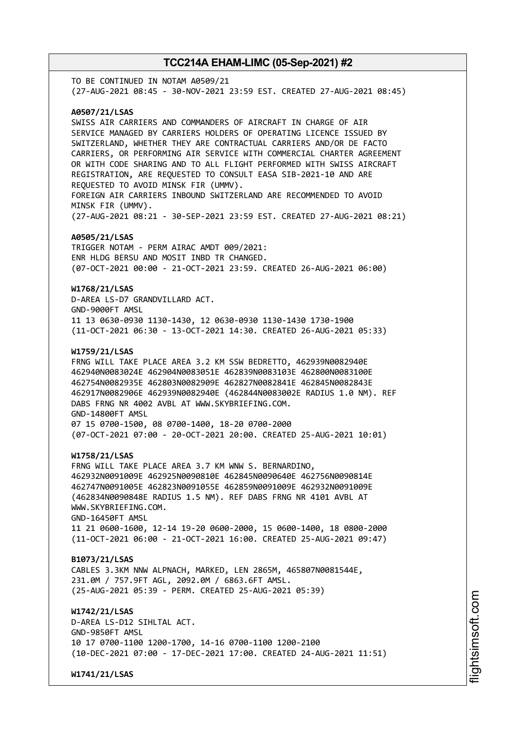TO BE CONTINUED IN NOTAM A0509/21
(27-AUG-2021 08:45 - 30-NOV-2021 23:59 EST. CREATED 27-AUG-2021 08:45)

**A0507/21/LSAS**
SWISS AIR CARRIERS AND COMMANDERS OF AIRCRAFT IN CHARGE OF AIR SERVICE MANAGED BY CARRIERS HOLDERS OF OPERATING LICENCE ISSUED BY SWITZERLAND, WHETHER THEY ARE CONTRACTUAL CARRIERS AND/OR DE FACTO CARRIERS, OR PERFORMING AIR SERVICE WITH COMMERCIAL CHARTER AGREEMENT OR WITH CODE SHARING AND TO ALL FLIGHT PERFORMED WITH SWISS AIRCRAFT REGISTRATION, ARE REQUESTED TO CONSULT EASA SIB-2021-10 AND ARE REQUESTED TO AVOID MINSK FIR (UMMV).
FOREIGN AIR CARRIERS INBOUND SWITZERLAND ARE RECOMMENDED TO AVOID MINSK FIR (UMMV).
(27-AUG-2021 08:21 - 30-SEP-2021 23:59 EST. CREATED 27-AUG-2021 08:21)

**A0505/21/LSAS**
TRIGGER NOTAM - PERM AIRAC AMDT 009/2021:
ENR HLDG BERSU AND MOSIT INBD TR CHANGED.
(07-OCT-2021 00:00 - 21-OCT-2021 23:59. CREATED 26-AUG-2021 06:00)

**W1768/21/LSAS**
D-AREA LS-D7 GRANDVILLARD ACT.
GND-9000FT AMSL
11 13 0630-0930 1130-1430, 12 0630-0930 1130-1430 1730-1900
(11-OCT-2021 06:30 - 13-OCT-2021 14:30. CREATED 26-AUG-2021 05:33)

**W1759/21/LSAS**
FRNG WILL TAKE PLACE AREA 3.2 KM SSW BEDRETTO, 462939N0082940E 462940N0083024E 462904N0083051E 462839N0083103E 462800N0083100E 462754N0082935E 462803N0082909E 462827N0082841E 462845N0082843E 462917N0082906E 462939N0082940E (462844N0083002E RADIUS 1.0 NM). REF DABS FRNG NR 4002 AVBL AT WWW.SKYBRIEFING.COM.
GND-14800FT AMSL
07 15 0700-1500, 08 0700-1400, 18-20 0700-2000
(07-OCT-2021 07:00 - 20-OCT-2021 20:00. CREATED 25-AUG-2021 10:01)

**W1758/21/LSAS**
FRNG WILL TAKE PLACE AREA 3.7 KM WNW S. BERNARDINO, 462932N0091009E 462925N0090810E 462845N0090640E 462756N0090814E 462747N0091005E 462823N0091055E 462859N0091009E 462932N0091009E (462834N0090848E RADIUS 1.5 NM). REF DABS FRNG NR 4101 AVBL AT WWW.SKYBRIEFING.COM.
GND-16450FT AMSL
11 21 0600-1600, 12-14 19-20 0600-2000, 15 0600-1400, 18 0800-2000
(11-OCT-2021 06:00 - 21-OCT-2021 16:00. CREATED 25-AUG-2021 09:47)

**B1073/21/LSAS**
CABLES 3.3KM NNW ALPNACH, MARKED, LEN 2865M, 465807N0081544E, 231.0M / 757.9FT AGL, 2092.0M / 6863.6FT AMSL.
(25-AUG-2021 05:39 - PERM. CREATED 25-AUG-2021 05:39)

**W1742/21/LSAS**
D-AREA LS-D12 SIHLTAL ACT.
GND-9850FT AMSL
10 17 0700-1100 1200-1700, 14-16 0700-1100 1200-2100
(10-DEC-2021 07:00 - 17-DEC-2021 17:00. CREATED 24-AUG-2021 11:51)

**W1741/21/LSAS**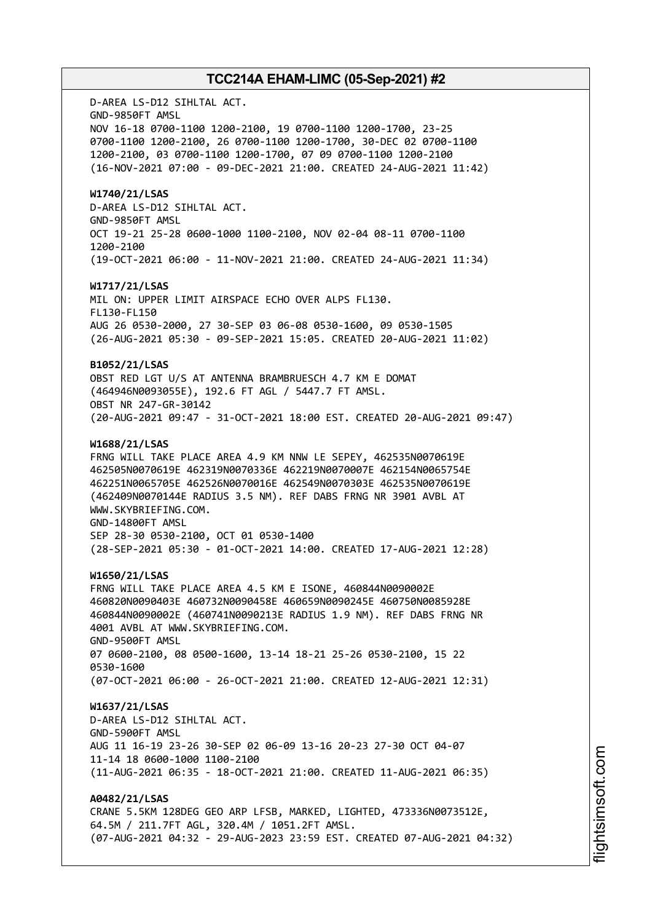D-AREA LS-D12 SIHLTAL ACT.
GND-9850FT AMSL
NOV 16-18 0700-1100 1200-2100, 19 0700-1100 1200-1700, 23-25
0700-1100 1200-2100, 26 0700-1100 1200-1700, 30-DEC 02 0700-1100
1200-2100, 03 0700-1100 1200-1700, 07 09 0700-1100 1200-2100
(16-NOV-2021 07:00 - 09-DEC-2021 21:00. CREATED 24-AUG-2021 11:42)

**W1740/21/LSAS**
D-AREA LS-D12 SIHLTAL ACT.
GND-9850FT AMSL
OCT 19-21 25-28 0600-1000 1100-2100, NOV 02-04 08-11 0700-1100
1200-2100
(19-OCT-2021 06:00 - 11-NOV-2021 21:00. CREATED 24-AUG-2021 11:34)

**W1717/21/LSAS**
MIL ON: UPPER LIMIT AIRSPACE ECHO OVER ALPS FL130.
FL130-FL150
AUG 26 0530-2000, 27 30-SEP 03 06-08 0530-1600, 09 0530-1505
(26-AUG-2021 05:30 - 09-SEP-2021 15:05. CREATED 20-AUG-2021 11:02)

**B1052/21/LSAS**
OBST RED LGT U/S AT ANTENNA BRAMBRUESCH 4.7 KM E DOMAT
(464946N0093055E), 192.6 FT AGL / 5447.7 FT AMSL.
OBST NR 247-GR-30142
(20-AUG-2021 09:47 - 31-OCT-2021 18:00 EST. CREATED 20-AUG-2021 09:47)

**W1688/21/LSAS**
FRNG WILL TAKE PLACE AREA 4.9 KM NNW LE SEPEY, 462535N0070619E
462505N0070619E 462319N0070336E 462219N0070007E 462154N0065754E
462251N0065705E 462526N0070016E 462549N0070303E 462535N0070619E
(462409N0070144E RADIUS 3.5 NM). REF DABS FRNG NR 3901 AVBL AT
WWW.SKYBRIEFING.COM.
GND-14800FT AMSL
SEP 28-30 0530-2100, OCT 01 0530-1400
(28-SEP-2021 05:30 - 01-OCT-2021 14:00. CREATED 17-AUG-2021 12:28)

**W1650/21/LSAS**
FRNG WILL TAKE PLACE AREA 4.5 KM E ISONE, 460844N0090002E
460820N0090403E 460732N0090458E 460659N0090245E 460750N0085928E
460844N0090002E (460741N0090213E RADIUS 1.9 NM). REF DABS FRNG NR
4001 AVBL AT WWW.SKYBRIEFING.COM.
GND-9500FT AMSL
07 0600-2100, 08 0500-1600, 13-14 18-21 25-26 0530-2100, 15 22
0530-1600
(07-OCT-2021 06:00 - 26-OCT-2021 21:00. CREATED 12-AUG-2021 12:31)

**W1637/21/LSAS**
D-AREA LS-D12 SIHLTAL ACT.
GND-5900FT AMSL
AUG 11 16-19 23-26 30-SEP 02 06-09 13-16 20-23 27-30 OCT 04-07
11-14 18 0600-1000 1100-2100
(11-AUG-2021 06:35 - 18-OCT-2021 21:00. CREATED 11-AUG-2021 06:35)

**A0482/21/LSAS**
CRANE 5.5KM 128DEG GEO ARP LFSB, MARKED, LIGHTED, 473336N0073512E,
64.5M / 211.7FT AGL, 320.4M / 1051.2FT AMSL.
(07-AUG-2021 04:32 - 29-AUG-2023 23:59 EST. CREATED 07-AUG-2021 04:32)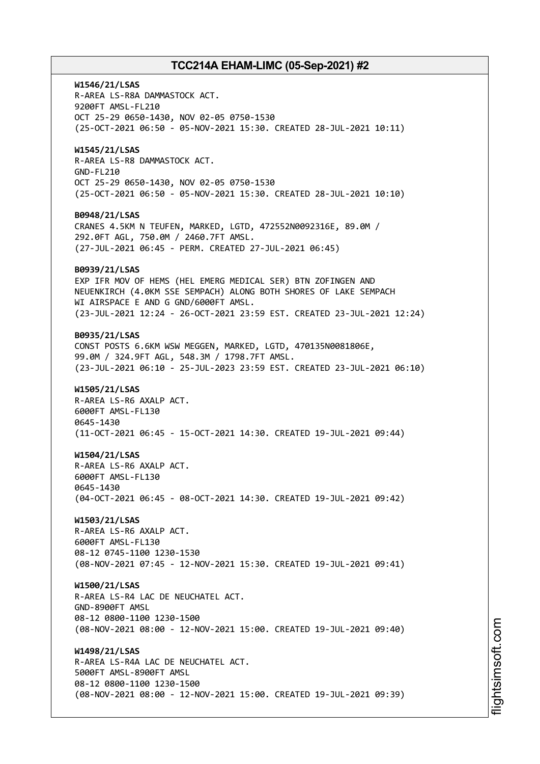**W1546/21/LSAS**
R-AREA LS-R8A DAMMASTOCK ACT.
9200FT AMSL-FL210
OCT 25-29 0650-1430, NOV 02-05 0750-1530
(25-OCT-2021 06:50 - 05-NOV-2021 15:30. CREATED 28-JUL-2021 10:11)

**W1545/21/LSAS**
R-AREA LS-R8 DAMMASTOCK ACT.
GND-FL210
OCT 25-29 0650-1430, NOV 02-05 0750-1530
(25-OCT-2021 06:50 - 05-NOV-2021 15:30. CREATED 28-JUL-2021 10:10)

**B0948/21/LSAS**
CRANES 4.5KM N TEUFEN, MARKED, LGTD, 472552N0092316E, 89.0M /
292.0FT AGL, 750.0M / 2460.7FT AMSL.
(27-JUL-2021 06:45 - PERM. CREATED 27-JUL-2021 06:45)

**B0939/21/LSAS**
EXP IFR MOV OF HEMS (HEL EMERG MEDICAL SER) BTN ZOFINGEN AND
NEUENKIRCH (4.0KM SSE SEMPACH) ALONG BOTH SHORES OF LAKE SEMPACH
WI AIRSPACE E AND G GND/6000FT AMSL.
(23-JUL-2021 12:24 - 26-OCT-2021 23:59 EST. CREATED 23-JUL-2021 12:24)

**B0935/21/LSAS**
CONST POSTS 6.6KM WSW MEGGEN, MARKED, LGTD, 470135N0081806E,
99.0M / 324.9FT AGL, 548.3M / 1798.7FT AMSL.
(23-JUL-2021 06:10 - 25-JUL-2023 23:59 EST. CREATED 23-JUL-2021 06:10)

**W1505/21/LSAS**
R-AREA LS-R6 AXALP ACT.
6000FT AMSL-FL130
0645-1430
(11-OCT-2021 06:45 - 15-OCT-2021 14:30. CREATED 19-JUL-2021 09:44)

**W1504/21/LSAS**
R-AREA LS-R6 AXALP ACT.
6000FT AMSL-FL130
0645-1430
(04-OCT-2021 06:45 - 08-OCT-2021 14:30. CREATED 19-JUL-2021 09:42)

**W1503/21/LSAS**
R-AREA LS-R6 AXALP ACT.
6000FT AMSL-FL130
08-12 0745-1100 1230-1530
(08-NOV-2021 07:45 - 12-NOV-2021 15:30. CREATED 19-JUL-2021 09:41)

**W1500/21/LSAS**
R-AREA LS-R4 LAC DE NEUCHATEL ACT.
GND-8900FT AMSL
08-12 0800-1100 1230-1500
(08-NOV-2021 08:00 - 12-NOV-2021 15:00. CREATED 19-JUL-2021 09:40)

**W1498/21/LSAS**
R-AREA LS-R4A LAC DE NEUCHATEL ACT.
5000FT AMSL-8900FT AMSL
08-12 0800-1100 1230-1500
(08-NOV-2021 08:00 - 12-NOV-2021 15:00. CREATED 19-JUL-2021 09:39)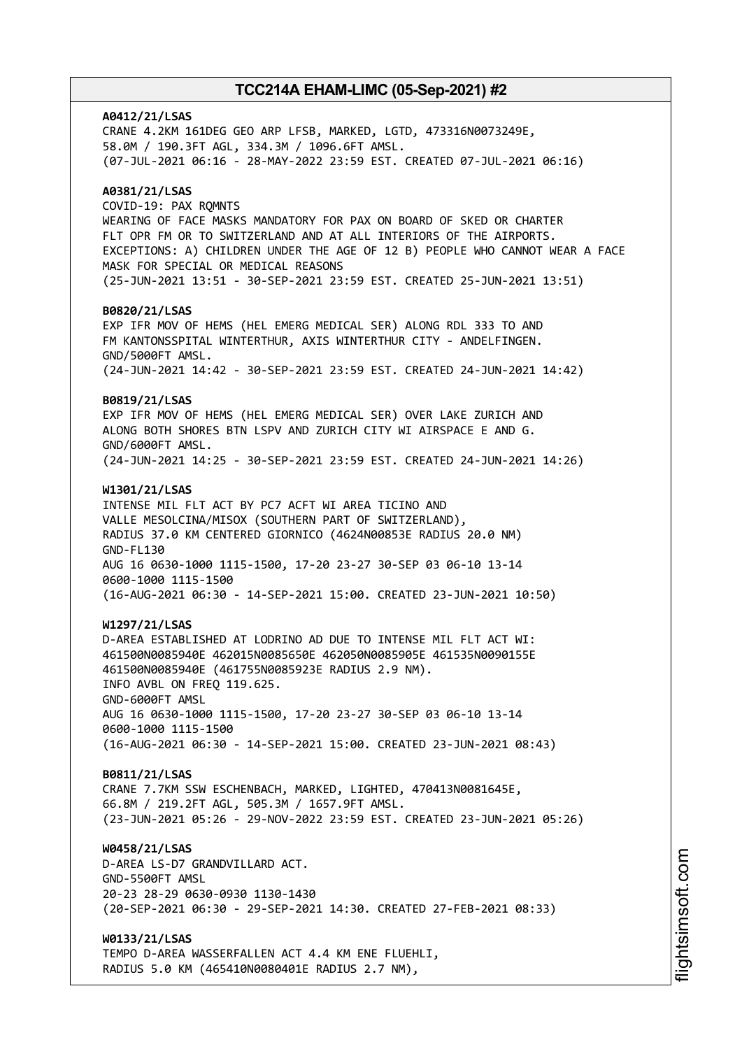**A0412/21/LSAS**
CRANE 4.2KM 161DEG GEO ARP LFSB, MARKED, LGTD, 473316N0073249E,
58.0M / 190.3FT AGL, 334.3M / 1096.6FT AMSL.
(07-JUL-2021 06:16 - 28-MAY-2022 23:59 EST. CREATED 07-JUL-2021 06:16)

**A0381/21/LSAS**
COVID-19: PAX RQMNTS
WEARING OF FACE MASKS MANDATORY FOR PAX ON BOARD OF SKED OR CHARTER
FLT OPR FM OR TO SWITZERLAND AND AT ALL INTERIORS OF THE AIRPORTS.
EXCEPTIONS: A) CHILDREN UNDER THE AGE OF 12 B) PEOPLE WHO CANNOT WEAR A FACE
MASK FOR SPECIAL OR MEDICAL REASONS
(25-JUN-2021 13:51 - 30-SEP-2021 23:59 EST. CREATED 25-JUN-2021 13:51)

**B0820/21/LSAS**
EXP IFR MOV OF HEMS (HEL EMERG MEDICAL SER) ALONG RDL 333 TO AND
FM KANTONSSPITAL WINTERTHUR, AXIS WINTERTHUR CITY - ANDELFINGEN.
GND/5000FT AMSL.
(24-JUN-2021 14:42 - 30-SEP-2021 23:59 EST. CREATED 24-JUN-2021 14:42)

**B0819/21/LSAS**
EXP IFR MOV OF HEMS (HEL EMERG MEDICAL SER) OVER LAKE ZURICH AND
ALONG BOTH SHORES BTN LSPV AND ZURICH CITY WI AIRSPACE E AND G.
GND/6000FT AMSL.
(24-JUN-2021 14:25 - 30-SEP-2021 23:59 EST. CREATED 24-JUN-2021 14:26)

**W1301/21/LSAS**
INTENSE MIL FLT ACT BY PC7 ACFT WI AREA TICINO AND
VALLE MESOLCINA/MISOX (SOUTHERN PART OF SWITZERLAND),
RADIUS 37.0 KM CENTERED GIORNICO (4624N00853E RADIUS 20.0 NM)
GND-FL130
AUG 16 0630-1000 1115-1500, 17-20 23-27 30-SEP 03 06-10 13-14
0600-1000 1115-1500
(16-AUG-2021 06:30 - 14-SEP-2021 15:00. CREATED 23-JUN-2021 10:50)

**W1297/21/LSAS**
D-AREA ESTABLISHED AT LODRINO AD DUE TO INTENSE MIL FLT ACT WI:
461500N0085940E 462015N0085650E 462050N0085905E 461535N0090155E
461500N0085940E (461755N0085923E RADIUS 2.9 NM).
INFO AVBL ON FREQ 119.625.
GND-6000FT AMSL
AUG 16 0630-1000 1115-1500, 17-20 23-27 30-SEP 03 06-10 13-14
0600-1000 1115-1500
(16-AUG-2021 06:30 - 14-SEP-2021 15:00. CREATED 23-JUN-2021 08:43)

**B0811/21/LSAS**
CRANE 7.7KM SSW ESCHENBACH, MARKED, LIGHTED, 470413N0081645E,
66.8M / 219.2FT AGL, 505.3M / 1657.9FT AMSL.
(23-JUN-2021 05:26 - 29-NOV-2022 23:59 EST. CREATED 23-JUN-2021 05:26)

**W0458/21/LSAS**
D-AREA LS-D7 GRANDVILLARD ACT.
GND-5500FT AMSL
20-23 28-29 0630-0930 1130-1430
(20-SEP-2021 06:30 - 29-SEP-2021 14:30. CREATED 27-FEB-2021 08:33)

**W0133/21/LSAS**
TEMPO D-AREA WASSERFALLEN ACT 4.4 KM ENE FLUEHLI,
RADIUS 5.0 KM (465410N0080401E RADIUS 2.7 NM),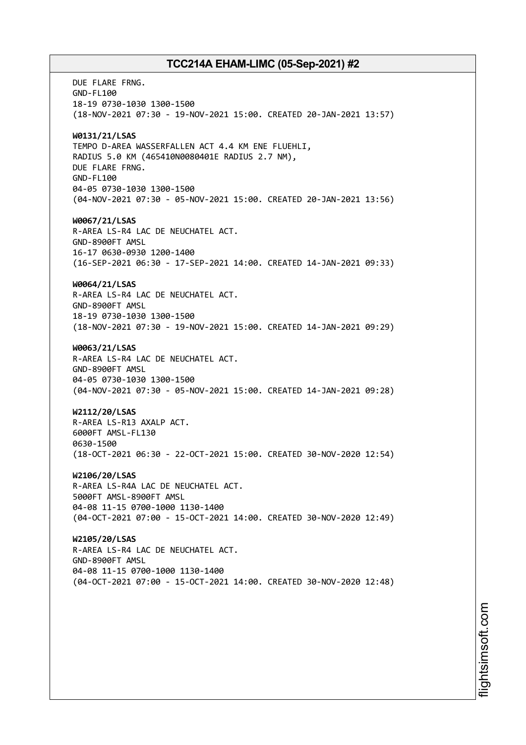DUE FLARE FRNG.
GND-FL100
18-19 0730-1030 1300-1500
(18-NOV-2021 07:30 - 19-NOV-2021 15:00. CREATED 20-JAN-2021 13:57)

**W0131/21/LSAS**
TEMPO D-AREA WASSERFALLEN ACT 4.4 KM ENE FLUEHLI,
RADIUS 5.0 KM (465410N0080401E RADIUS 2.7 NM),
DUE FLARE FRNG.
GND-FL100
04-05 0730-1030 1300-1500
(04-NOV-2021 07:30 - 05-NOV-2021 15:00. CREATED 20-JAN-2021 13:56)

**W0067/21/LSAS**
R-AREA LS-R4 LAC DE NEUCHATEL ACT.
GND-8900FT AMSL
16-17 0630-0930 1200-1400
(16-SEP-2021 06:30 - 17-SEP-2021 14:00. CREATED 14-JAN-2021 09:33)

**W0064/21/LSAS**
R-AREA LS-R4 LAC DE NEUCHATEL ACT.
GND-8900FT AMSL
18-19 0730-1030 1300-1500
(18-NOV-2021 07:30 - 19-NOV-2021 15:00. CREATED 14-JAN-2021 09:29)

**W0063/21/LSAS**
R-AREA LS-R4 LAC DE NEUCHATEL ACT.
GND-8900FT AMSL
04-05 0730-1030 1300-1500
(04-NOV-2021 07:30 - 05-NOV-2021 15:00. CREATED 14-JAN-2021 09:28)

**W2112/20/LSAS**
R-AREA LS-R13 AXALP ACT.
6000FT AMSL-FL130
0630-1500
(18-OCT-2021 06:30 - 22-OCT-2021 15:00. CREATED 30-NOV-2020 12:54)

**W2106/20/LSAS**
R-AREA LS-R4A LAC DE NEUCHATEL ACT.
5000FT AMSL-8900FT AMSL
04-08 11-15 0700-1000 1130-1400
(04-OCT-2021 07:00 - 15-OCT-2021 14:00. CREATED 30-NOV-2020 12:49)

**W2105/20/LSAS**
R-AREA LS-R4 LAC DE NEUCHATEL ACT.
GND-8900FT AMSL
04-08 11-15 0700-1000 1130-1400
(04-OCT-2021 07:00 - 15-OCT-2021 14:00. CREATED 30-NOV-2020 12:48)